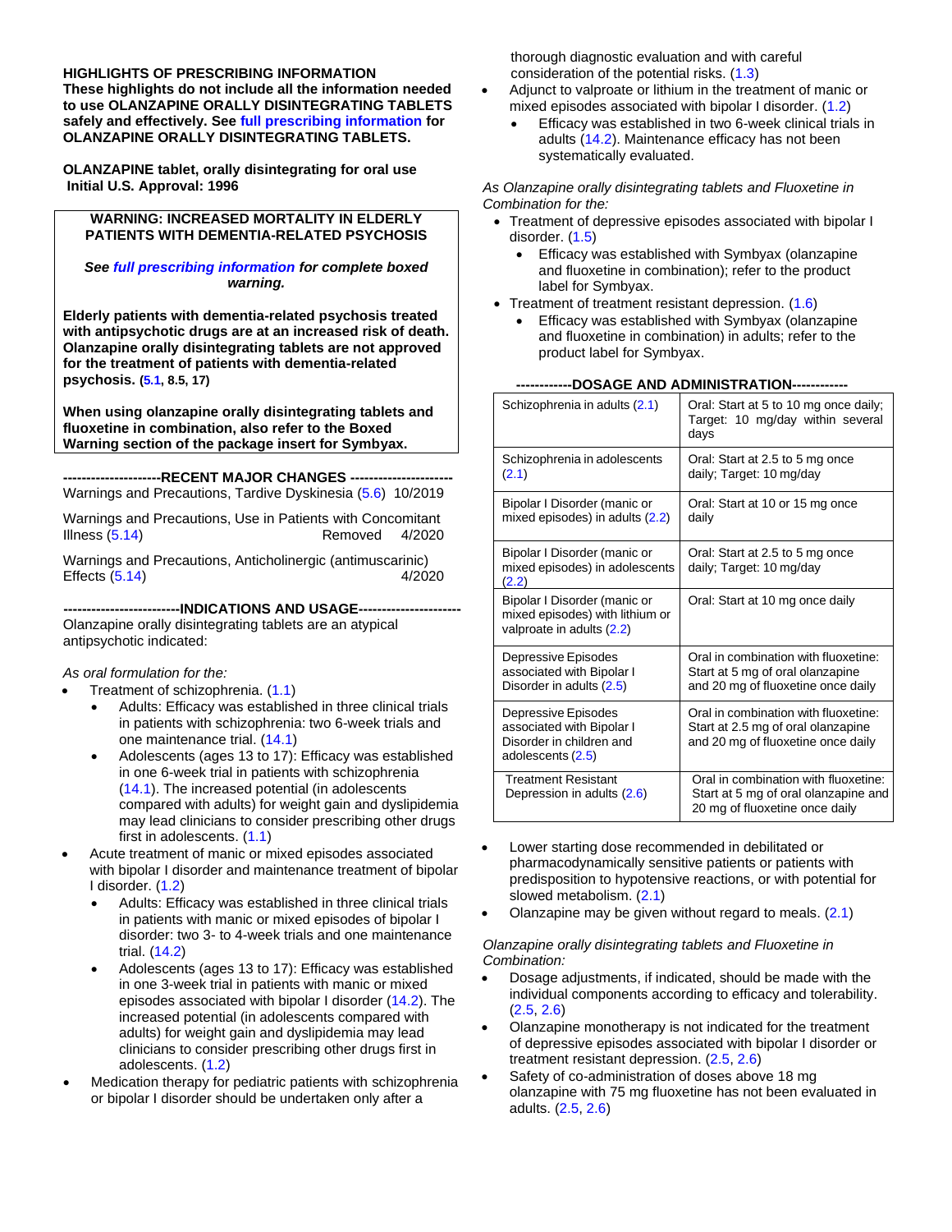**HIGHLIGHTS OF PRESCRIBING INFORMATION**
**These highlights do not include all the information needed to use OLANZAPINE ORALLY DISINTEGRATING TABLETS safely and effectively. See full prescribing information for OLANZAPINE ORALLY DISINTEGRATING TABLETS.**

**OLANZAPINE tablet, orally disintegrating for oral use**
**Initial U.S. Approval: 1996**

**WARNING: INCREASED MORTALITY IN ELDERLY PATIENTS WITH DEMENTIA-RELATED PSYCHOSIS**

***See full prescribing information for complete boxed warning.***

**Elderly patients with dementia-related psychosis treated with antipsychotic drugs are at an increased risk of death. Olanzapine orally disintegrating tablets are not approved for the treatment of patients with dementia-related psychosis. (5.1, 8.5, 17)**

**When using olanzapine orally disintegrating tablets and fluoxetine in combination, also refer to the Boxed Warning section of the package insert for Symbyax.**

**---------------------RECENT MAJOR CHANGES ----------------------**

Warnings and Precautions, Tardive Dyskinesia (5.6) 10/2019

Warnings and Precautions, Use in Patients with Concomitant Illness (5.14) Removed 4/2020

Warnings and Precautions, Anticholinergic (antimuscarinic) Effects (5.14) 4/2020

**-------------------------INDICATIONS AND USAGE----------------------**

Olanzapine orally disintegrating tablets are an atypical antipsychotic indicated:

*As oral formulation for the:*

- Treatment of schizophrenia. (1.1)
  - Adults: Efficacy was established in three clinical trials in patients with schizophrenia: two 6-week trials and one maintenance trial. (14.1)
  - Adolescents (ages 13 to 17): Efficacy was established in one 6-week trial in patients with schizophrenia (14.1). The increased potential (in adolescents compared with adults) for weight gain and dyslipidemia may lead clinicians to consider prescribing other drugs first in adolescents. (1.1)
- Acute treatment of manic or mixed episodes associated with bipolar I disorder and maintenance treatment of bipolar I disorder. (1.2)
  - Adults: Efficacy was established in three clinical trials in patients with manic or mixed episodes of bipolar I disorder: two 3- to 4-week trials and one maintenance trial. (14.2)
  - Adolescents (ages 13 to 17): Efficacy was established in one 3-week trial in patients with manic or mixed episodes associated with bipolar I disorder (14.2). The increased potential (in adolescents compared with adults) for weight gain and dyslipidemia may lead clinicians to consider prescribing other drugs first in adolescents. (1.2)
- Medication therapy for pediatric patients with schizophrenia or bipolar I disorder should be undertaken only after a thorough diagnostic evaluation and with careful consideration of the potential risks. (1.3)
- Adjunct to valproate or lithium in the treatment of manic or mixed episodes associated with bipolar I disorder. (1.2)
  - Efficacy was established in two 6-week clinical trials in adults (14.2). Maintenance efficacy has not been systematically evaluated.

*As Olanzapine orally disintegrating tablets and Fluoxetine in Combination for the:*

- Treatment of depressive episodes associated with bipolar I disorder. (1.5)
  - Efficacy was established with Symbyax (olanzapine and fluoxetine in combination); refer to the product label for Symbyax.
- Treatment of treatment resistant depression. (1.6)
  - Efficacy was established with Symbyax (olanzapine and fluoxetine in combination) in adults; refer to the product label for Symbyax.

**------------DOSAGE AND ADMINISTRATION------------**

| | |
|---|---|
| Schizophrenia in adults (2.1) | Oral: Start at 5 to 10 mg once daily; Target: 10 mg/day within several days |
| Schizophrenia in adolescents (2.1) | Oral: Start at 2.5 to 5 mg once daily; Target: 10 mg/day |
| Bipolar I Disorder (manic or mixed episodes) in adults (2.2) | Oral: Start at 10 or 15 mg once daily |
| Bipolar I Disorder (manic or mixed episodes) in adolescents (2.2) | Oral: Start at 2.5 to 5 mg once daily; Target: 10 mg/day |
| Bipolar I Disorder (manic or mixed episodes) with lithium or valproate in adults (2.2) | Oral: Start at 10 mg once daily |
| Depressive Episodes associated with Bipolar I Disorder in adults (2.5) | Oral in combination with fluoxetine: Start at 5 mg of oral olanzapine and 20 mg of fluoxetine once daily |
| Depressive Episodes associated with Bipolar I Disorder in children and adolescents (2.5) | Oral in combination with fluoxetine: Start at 2.5 mg of oral olanzapine and 20 mg of fluoxetine once daily |
| Treatment Resistant Depression in adults (2.6) | Oral in combination with fluoxetine: Start at 5 mg of oral olanzapine and 20 mg of fluoxetine once daily |

- Lower starting dose recommended in debilitated or pharmacodynamically sensitive patients or patients with predisposition to hypotensive reactions, or with potential for slowed metabolism. (2.1)
- Olanzapine may be given without regard to meals. (2.1)

*Olanzapine orally disintegrating tablets and Fluoxetine in Combination:*

- Dosage adjustments, if indicated, should be made with the individual components according to efficacy and tolerability. (2.5, 2.6)
- Olanzapine monotherapy is not indicated for the treatment of depressive episodes associated with bipolar I disorder or treatment resistant depression. (2.5, 2.6)
- Safety of co-administration of doses above 18 mg olanzapine with 75 mg fluoxetine has not been evaluated in adults. (2.5, 2.6)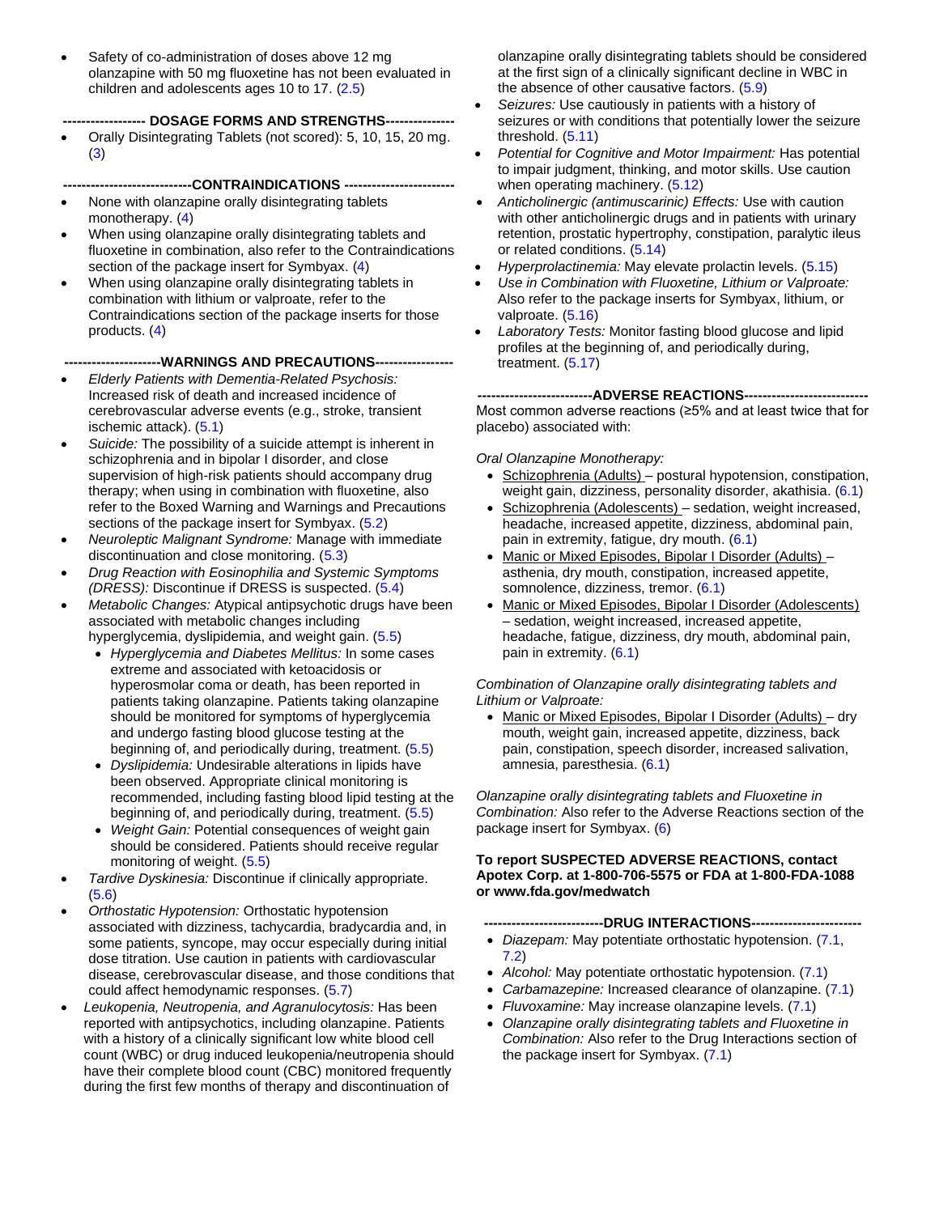- Safety of co-administration of doses above 12 mg olanzapine with 50 mg fluoxetine has not been evaluated in children and adolescents ages 10 to 17. (2.5)

**------------------ DOSAGE FORMS AND STRENGTHS---------------**

- Orally Disintegrating Tablets (not scored): 5, 10, 15, 20 mg. (3)

**----------------------------CONTRAINDICATIONS ------------------------**

- None with olanzapine orally disintegrating tablets monotherapy. (4)
- When using olanzapine orally disintegrating tablets and fluoxetine in combination, also refer to the Contraindications section of the package insert for Symbyax. (4)
- When using olanzapine orally disintegrating tablets in combination with lithium or valproate, refer to the Contraindications section of the package inserts for those products. (4)

**---------------------WARNINGS AND PRECAUTIONS-----------------**

- *Elderly Patients with Dementia-Related Psychosis:* Increased risk of death and increased incidence of cerebrovascular adverse events (e.g., stroke, transient ischemic attack). (5.1)
- *Suicide:* The possibility of a suicide attempt is inherent in schizophrenia and in bipolar I disorder, and close supervision of high-risk patients should accompany drug therapy; when using in combination with fluoxetine, also refer to the Boxed Warning and Warnings and Precautions sections of the package insert for Symbyax. (5.2)
- *Neuroleptic Malignant Syndrome:* Manage with immediate discontinuation and close monitoring. (5.3)
- *Drug Reaction with Eosinophilia and Systemic Symptoms (DRESS):* Discontinue if DRESS is suspected. (5.4)
- *Metabolic Changes:* Atypical antipsychotic drugs have been associated with metabolic changes including hyperglycemia, dyslipidemia, and weight gain. (5.5)
  - *Hyperglycemia and Diabetes Mellitus:* In some cases extreme and associated with ketoacidosis or hyperosmolar coma or death, has been reported in patients taking olanzapine. Patients taking olanzapine should be monitored for symptoms of hyperglycemia and undergo fasting blood glucose testing at the beginning of, and periodically during, treatment. (5.5)
  - *Dyslipidemia:* Undesirable alterations in lipids have been observed. Appropriate clinical monitoring is recommended, including fasting blood lipid testing at the beginning of, and periodically during, treatment. (5.5)
  - *Weight Gain:* Potential consequences of weight gain should be considered. Patients should receive regular monitoring of weight. (5.5)
- *Tardive Dyskinesia:* Discontinue if clinically appropriate. (5.6)
- *Orthostatic Hypotension:* Orthostatic hypotension associated with dizziness, tachycardia, bradycardia and, in some patients, syncope, may occur especially during initial dose titration. Use caution in patients with cardiovascular disease, cerebrovascular disease, and those conditions that could affect hemodynamic responses. (5.7)
- *Leukopenia, Neutropenia, and Agranulocytosis:* Has been reported with antipsychotics, including olanzapine. Patients with a history of a clinically significant low white blood cell count (WBC) or drug induced leukopenia/neutropenia should have their complete blood count (CBC) monitored frequently during the first few months of therapy and discontinuation of olanzapine orally disintegrating tablets should be considered at the first sign of a clinically significant decline in WBC in the absence of other causative factors. (5.9)
- *Seizures:* Use cautiously in patients with a history of seizures or with conditions that potentially lower the seizure threshold. (5.11)
- *Potential for Cognitive and Motor Impairment:* Has potential to impair judgment, thinking, and motor skills. Use caution when operating machinery. (5.12)
- *Anticholinergic (antimuscarinic) Effects:* Use with caution with other anticholinergic drugs and in patients with urinary retention, prostatic hypertrophy, constipation, paralytic ileus or related conditions. (5.14)
- *Hyperprolactinemia:* May elevate prolactin levels. (5.15)
- *Use in Combination with Fluoxetine, Lithium or Valproate:* Also refer to the package inserts for Symbyax, lithium, or valproate. (5.16)
- *Laboratory Tests:* Monitor fasting blood glucose and lipid profiles at the beginning of, and periodically during, treatment. (5.17)

**-------------------------ADVERSE REACTIONS---------------------------**

Most common adverse reactions (≥5% and at least twice that for placebo) associated with:

*Oral Olanzapine Monotherapy:*

- Schizophrenia (Adults) – postural hypotension, constipation, weight gain, dizziness, personality disorder, akathisia. (6.1)
- Schizophrenia (Adolescents) – sedation, weight increased, headache, increased appetite, dizziness, abdominal pain, pain in extremity, fatigue, dry mouth. (6.1)
- Manic or Mixed Episodes, Bipolar I Disorder (Adults) – asthenia, dry mouth, constipation, increased appetite, somnolence, dizziness, tremor. (6.1)
- Manic or Mixed Episodes, Bipolar I Disorder (Adolescents) – sedation, weight increased, increased appetite, headache, fatigue, dizziness, dry mouth, abdominal pain, pain in extremity. (6.1)

*Combination of Olanzapine orally disintegrating tablets and Lithium or Valproate:*

- Manic or Mixed Episodes, Bipolar I Disorder (Adults) – dry mouth, weight gain, increased appetite, dizziness, back pain, constipation, speech disorder, increased salivation, amnesia, paresthesia. (6.1)

*Olanzapine orally disintegrating tablets and Fluoxetine in Combination:* Also refer to the Adverse Reactions section of the package insert for Symbyax. (6)

**To report SUSPECTED ADVERSE REACTIONS, contact Apotex Corp. at 1-800-706-5575 or FDA at 1-800-FDA-1088 or www.fda.gov/medwatch**

**-------------------------DRUG INTERACTIONS------------------------**

- *Diazepam:* May potentiate orthostatic hypotension. (7.1, 7.2)
- *Alcohol:* May potentiate orthostatic hypotension. (7.1)
- *Carbamazepine:* Increased clearance of olanzapine. (7.1)
- *Fluvoxamine:* May increase olanzapine levels. (7.1)
- *Olanzapine orally disintegrating tablets and Fluoxetine in Combination:* Also refer to the Drug Interactions section of the package insert for Symbyax. (7.1)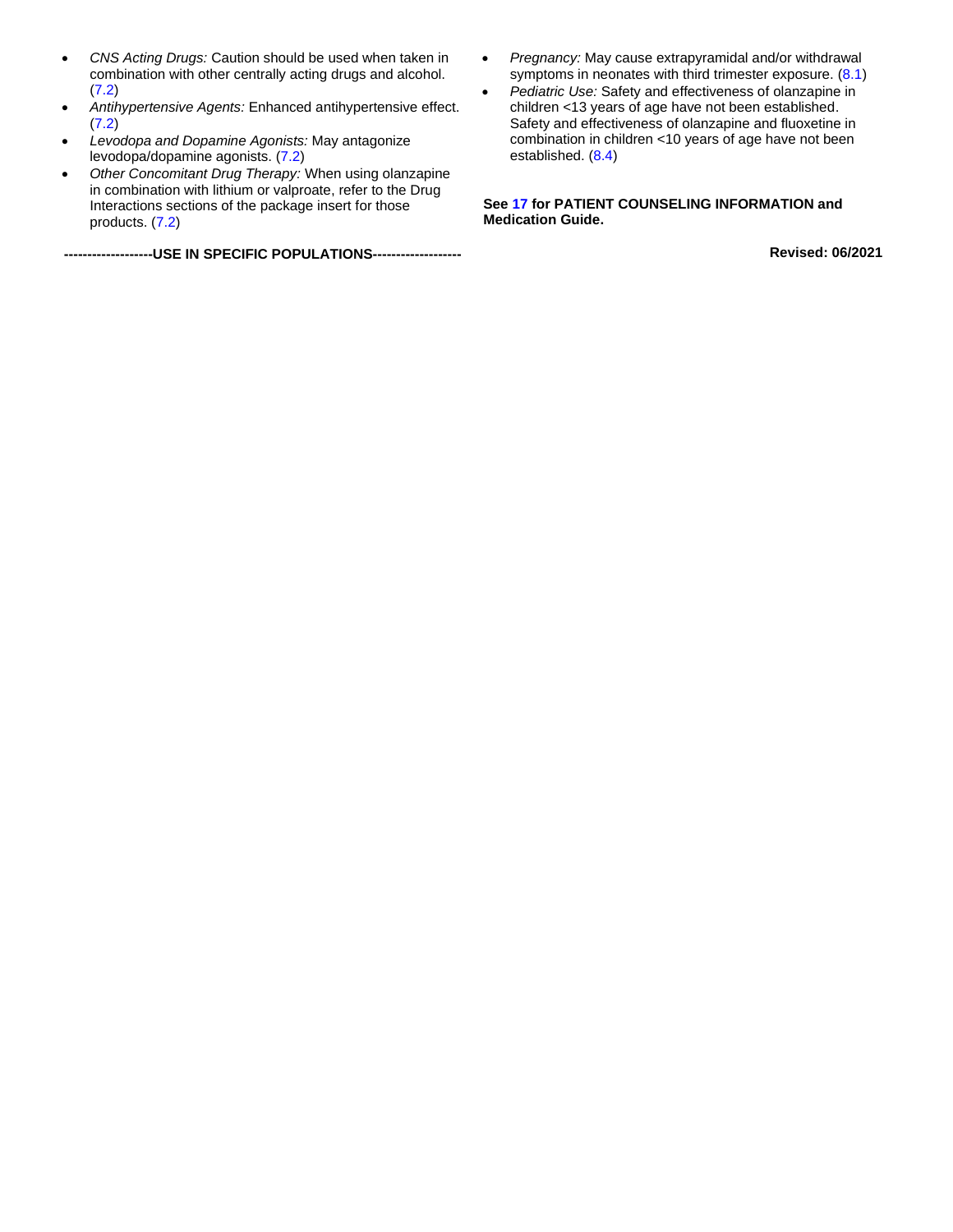- *CNS Acting Drugs:* Caution should be used when taken in combination with other centrally acting drugs and alcohol. (7.2)
- *Antihypertensive Agents:* Enhanced antihypertensive effect. (7.2)
- *Levodopa and Dopamine Agonists:* May antagonize levodopa/dopamine agonists. (7.2)
- *Other Concomitant Drug Therapy:* When using olanzapine in combination with lithium or valproate, refer to the Drug Interactions sections of the package insert for those products. (7.2)

**-------------------USE IN SPECIFIC POPULATIONS-------------------**

- *Pregnancy:* May cause extrapyramidal and/or withdrawal symptoms in neonates with third trimester exposure. (8.1)
- *Pediatric Use:* Safety and effectiveness of olanzapine in children <13 years of age have not been established. Safety and effectiveness of olanzapine and fluoxetine in combination in children <10 years of age have not been established. (8.4)

**See 17 for PATIENT COUNSELING INFORMATION and Medication Guide.**

**Revised: 06/2021**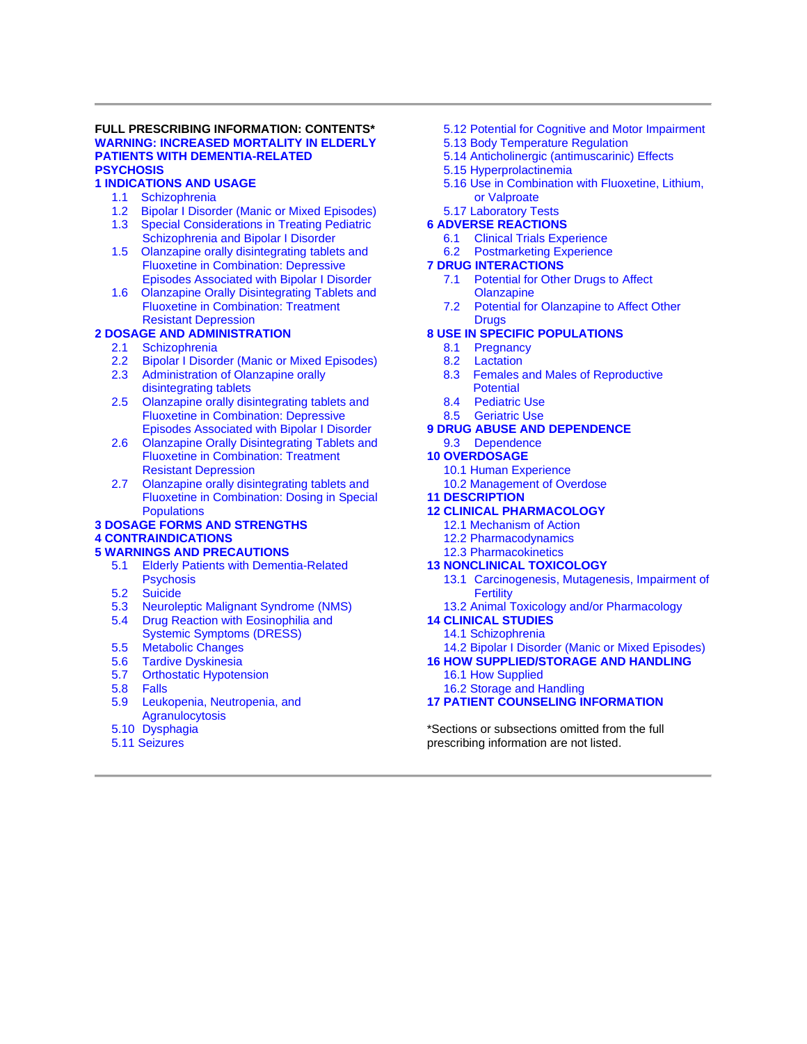**FULL PRESCRIBING INFORMATION: CONTENTS***

**WARNING: INCREASED MORTALITY IN ELDERLY PATIENTS WITH DEMENTIA-RELATED PSYCHOSIS**

**1 INDICATIONS AND USAGE**
- 1.1 Schizophrenia
- 1.2 Bipolar I Disorder (Manic or Mixed Episodes)
- 1.3 Special Considerations in Treating Pediatric Schizophrenia and Bipolar I Disorder
- 1.5 Olanzapine orally disintegrating tablets and Fluoxetine in Combination: Depressive Episodes Associated with Bipolar I Disorder
- 1.6 Olanzapine Orally Disintegrating Tablets and Fluoxetine in Combination: Treatment Resistant Depression

**2 DOSAGE AND ADMINISTRATION**
- 2.1 Schizophrenia
- 2.2 Bipolar I Disorder (Manic or Mixed Episodes)
- 2.3 Administration of Olanzapine orally disintegrating tablets
- 2.5 Olanzapine orally disintegrating tablets and Fluoxetine in Combination: Depressive Episodes Associated with Bipolar I Disorder
- 2.6 Olanzapine Orally Disintegrating Tablets and Fluoxetine in Combination: Treatment Resistant Depression
- 2.7 Olanzapine orally disintegrating tablets and Fluoxetine in Combination: Dosing in Special Populations

**3 DOSAGE FORMS AND STRENGTHS**

**4 CONTRAINDICATIONS**

**5 WARNINGS AND PRECAUTIONS**
- 5.1 Elderly Patients with Dementia-Related Psychosis
- 5.2 Suicide
- 5.3 Neuroleptic Malignant Syndrome (NMS)
- 5.4 Drug Reaction with Eosinophilia and Systemic Symptoms (DRESS)
- 5.5 Metabolic Changes
- 5.6 Tardive Dyskinesia
- 5.7 Orthostatic Hypotension
- 5.8 Falls
- 5.9 Leukopenia, Neutropenia, and Agranulocytosis
- 5.10 Dysphagia
- 5.11 Seizures
- 5.12 Potential for Cognitive and Motor Impairment
- 5.13 Body Temperature Regulation
- 5.14 Anticholinergic (antimuscarinic) Effects
- 5.15 Hyperprolactinemia
- 5.16 Use in Combination with Fluoxetine, Lithium, or Valproate
- 5.17 Laboratory Tests

**6 ADVERSE REACTIONS**
- 6.1 Clinical Trials Experience
- 6.2 Postmarketing Experience

**7 DRUG INTERACTIONS**
- 7.1 Potential for Other Drugs to Affect Olanzapine
- 7.2 Potential for Olanzapine to Affect Other Drugs

**8 USE IN SPECIFIC POPULATIONS**
- 8.1 Pregnancy
- 8.2 Lactation
- 8.3 Females and Males of Reproductive Potential
- 8.4 Pediatric Use
- 8.5 Geriatric Use

**9 DRUG ABUSE AND DEPENDENCE**
- 9.3 Dependence

**10 OVERDOSAGE**
- 10.1 Human Experience
- 10.2 Management of Overdose

**11 DESCRIPTION**

**12 CLINICAL PHARMACOLOGY**
- 12.1 Mechanism of Action
- 12.2 Pharmacodynamics
- 12.3 Pharmacokinetics

**13 NONCLINICAL TOXICOLOGY**
- 13.1 Carcinogenesis, Mutagenesis, Impairment of Fertility
- 13.2 Animal Toxicology and/or Pharmacology

**14 CLINICAL STUDIES**
- 14.1 Schizophrenia
- 14.2 Bipolar I Disorder (Manic or Mixed Episodes)

**16 HOW SUPPLIED/STORAGE AND HANDLING**
- 16.1 How Supplied
- 16.2 Storage and Handling

**17 PATIENT COUNSELING INFORMATION**

*Sections or subsections omitted from the full prescribing information are not listed.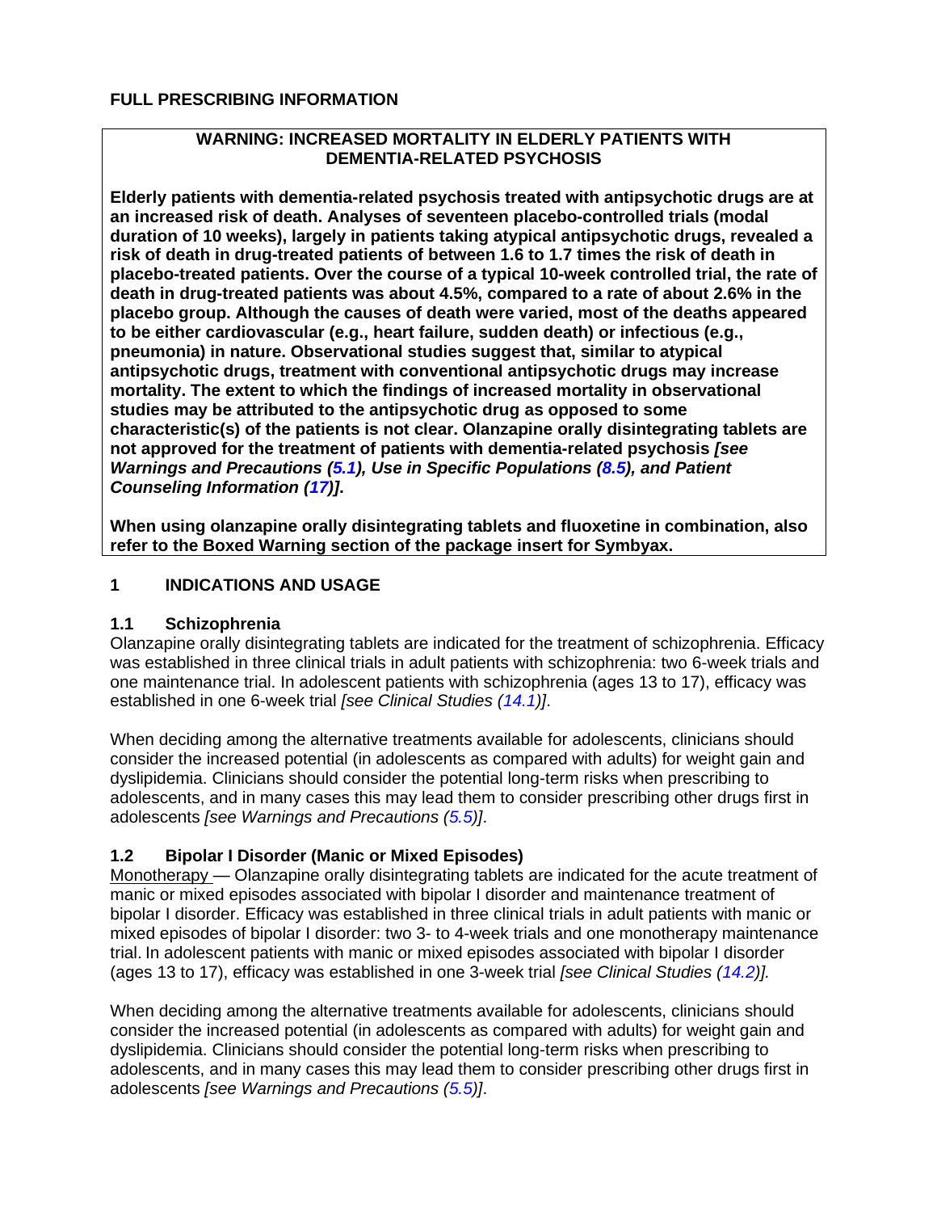# FULL PRESCRIBING INFORMATION

**WARNING: INCREASED MORTALITY IN ELDERLY PATIENTS WITH DEMENTIA-RELATED PSYCHOSIS**

**Elderly patients with dementia-related psychosis treated with antipsychotic drugs are at an increased risk of death. Analyses of seventeen placebo-controlled trials (modal duration of 10 weeks), largely in patients taking atypical antipsychotic drugs, revealed a risk of death in drug-treated patients of between 1.6 to 1.7 times the risk of death in placebo-treated patients. Over the course of a typical 10-week controlled trial, the rate of death in drug-treated patients was about 4.5%, compared to a rate of about 2.6% in the placebo group. Although the causes of death were varied, most of the deaths appeared to be either cardiovascular (e.g., heart failure, sudden death) or infectious (e.g., pneumonia) in nature. Observational studies suggest that, similar to atypical antipsychotic drugs, treatment with conventional antipsychotic drugs may increase mortality. The extent to which the findings of increased mortality in observational studies may be attributed to the antipsychotic drug as opposed to some characteristic(s) of the patients is not clear. Olanzapine orally disintegrating tablets are not approved for the treatment of patients with dementia-related psychosis *[see Warnings and Precautions (5.1), Use in Specific Populations (8.5), and Patient Counseling Information (17)]*.**

**When using olanzapine orally disintegrating tablets and fluoxetine in combination, also refer to the Boxed Warning section of the package insert for Symbyax.**

## 1 INDICATIONS AND USAGE

### 1.1 Schizophrenia

Olanzapine orally disintegrating tablets are indicated for the treatment of schizophrenia. Efficacy was established in three clinical trials in adult patients with schizophrenia: two 6-week trials and one maintenance trial. In adolescent patients with schizophrenia (ages 13 to 17), efficacy was established in one 6-week trial *[see Clinical Studies (14.1)]*.

When deciding among the alternative treatments available for adolescents, clinicians should consider the increased potential (in adolescents as compared with adults) for weight gain and dyslipidemia. Clinicians should consider the potential long-term risks when prescribing to adolescents, and in many cases this may lead them to consider prescribing other drugs first in adolescents *[see Warnings and Precautions (5.5)]*.

### 1.2 Bipolar I Disorder (Manic or Mixed Episodes)

Monotherapy — Olanzapine orally disintegrating tablets are indicated for the acute treatment of manic or mixed episodes associated with bipolar I disorder and maintenance treatment of bipolar I disorder. Efficacy was established in three clinical trials in adult patients with manic or mixed episodes of bipolar I disorder: two 3- to 4-week trials and one monotherapy maintenance trial. In adolescent patients with manic or mixed episodes associated with bipolar I disorder (ages 13 to 17), efficacy was established in one 3-week trial *[see Clinical Studies (14.2)].*

When deciding among the alternative treatments available for adolescents, clinicians should consider the increased potential (in adolescents as compared with adults) for weight gain and dyslipidemia. Clinicians should consider the potential long-term risks when prescribing to adolescents, and in many cases this may lead them to consider prescribing other drugs first in adolescents *[see Warnings and Precautions (5.5)]*.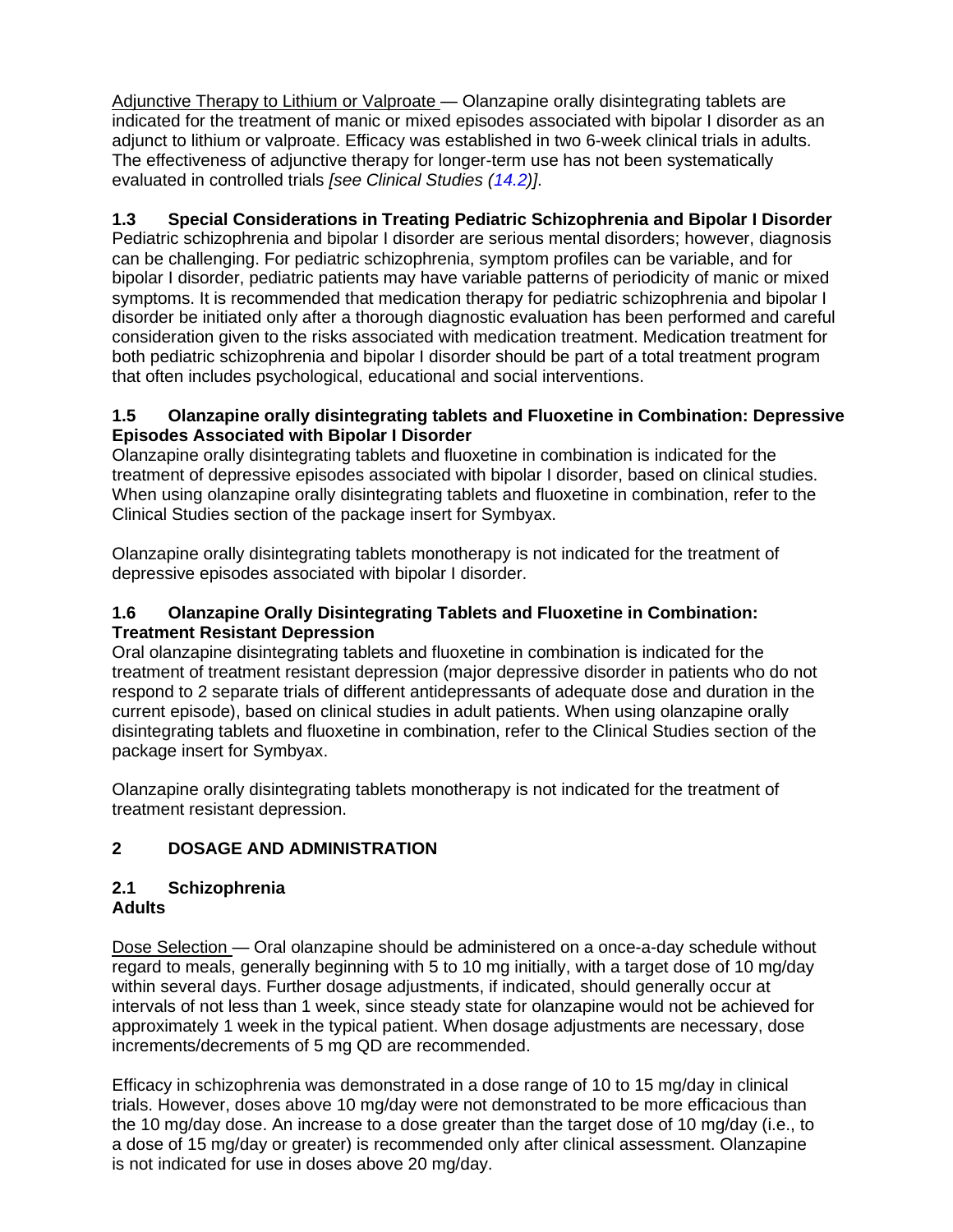Adjunctive Therapy to Lithium or Valproate — Olanzapine orally disintegrating tablets are indicated for the treatment of manic or mixed episodes associated with bipolar I disorder as an adjunct to lithium or valproate. Efficacy was established in two 6-week clinical trials in adults. The effectiveness of adjunctive therapy for longer-term use has not been systematically evaluated in controlled trials *[see Clinical Studies (14.2)]*.

### 1.3 Special Considerations in Treating Pediatric Schizophrenia and Bipolar I Disorder

Pediatric schizophrenia and bipolar I disorder are serious mental disorders; however, diagnosis can be challenging. For pediatric schizophrenia, symptom profiles can be variable, and for bipolar I disorder, pediatric patients may have variable patterns of periodicity of manic or mixed symptoms. It is recommended that medication therapy for pediatric schizophrenia and bipolar I disorder be initiated only after a thorough diagnostic evaluation has been performed and careful consideration given to the risks associated with medication treatment. Medication treatment for both pediatric schizophrenia and bipolar I disorder should be part of a total treatment program that often includes psychological, educational and social interventions.

### 1.5 Olanzapine orally disintegrating tablets and Fluoxetine in Combination: Depressive Episodes Associated with Bipolar I Disorder

Olanzapine orally disintegrating tablets and fluoxetine in combination is indicated for the treatment of depressive episodes associated with bipolar I disorder, based on clinical studies. When using olanzapine orally disintegrating tablets and fluoxetine in combination, refer to the Clinical Studies section of the package insert for Symbyax.

Olanzapine orally disintegrating tablets monotherapy is not indicated for the treatment of depressive episodes associated with bipolar I disorder.

### 1.6 Olanzapine Orally Disintegrating Tablets and Fluoxetine in Combination: Treatment Resistant Depression

Oral olanzapine disintegrating tablets and fluoxetine in combination is indicated for the treatment of treatment resistant depression (major depressive disorder in patients who do not respond to 2 separate trials of different antidepressants of adequate dose and duration in the current episode), based on clinical studies in adult patients. When using olanzapine orally disintegrating tablets and fluoxetine in combination, refer to the Clinical Studies section of the package insert for Symbyax.

Olanzapine orally disintegrating tablets monotherapy is not indicated for the treatment of treatment resistant depression.

## 2 DOSAGE AND ADMINISTRATION

### 2.1 Schizophrenia

**Adults**

Dose Selection — Oral olanzapine should be administered on a once-a-day schedule without regard to meals, generally beginning with 5 to 10 mg initially, with a target dose of 10 mg/day within several days. Further dosage adjustments, if indicated, should generally occur at intervals of not less than 1 week, since steady state for olanzapine would not be achieved for approximately 1 week in the typical patient. When dosage adjustments are necessary, dose increments/decrements of 5 mg QD are recommended.

Efficacy in schizophrenia was demonstrated in a dose range of 10 to 15 mg/day in clinical trials. However, doses above 10 mg/day were not demonstrated to be more efficacious than the 10 mg/day dose. An increase to a dose greater than the target dose of 10 mg/day (i.e., to a dose of 15 mg/day or greater) is recommended only after clinical assessment. Olanzapine is not indicated for use in doses above 20 mg/day.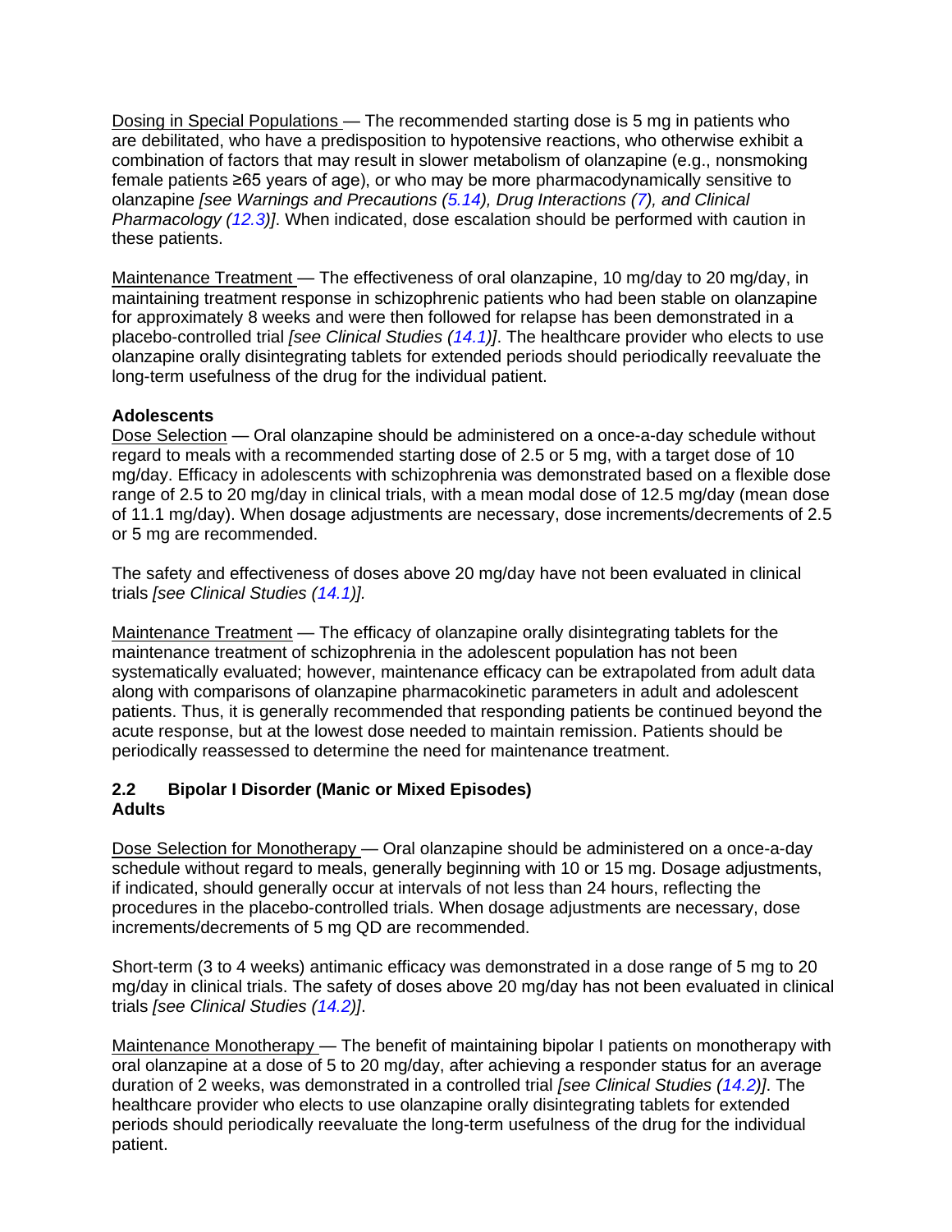Dosing in Special Populations — The recommended starting dose is 5 mg in patients who are debilitated, who have a predisposition to hypotensive reactions, who otherwise exhibit a combination of factors that may result in slower metabolism of olanzapine (e.g., nonsmoking female patients ≥65 years of age), or who may be more pharmacodynamically sensitive to olanzapine *[see Warnings and Precautions (5.14), Drug Interactions (7), and Clinical Pharmacology (12.3)]*. When indicated, dose escalation should be performed with caution in these patients.

Maintenance Treatment — The effectiveness of oral olanzapine, 10 mg/day to 20 mg/day, in maintaining treatment response in schizophrenic patients who had been stable on olanzapine for approximately 8 weeks and were then followed for relapse has been demonstrated in a placebo-controlled trial *[see Clinical Studies (14.1)]*. The healthcare provider who elects to use olanzapine orally disintegrating tablets for extended periods should periodically reevaluate the long-term usefulness of the drug for the individual patient.

**Adolescents**

Dose Selection — Oral olanzapine should be administered on a once-a-day schedule without regard to meals with a recommended starting dose of 2.5 or 5 mg, with a target dose of 10 mg/day. Efficacy in adolescents with schizophrenia was demonstrated based on a flexible dose range of 2.5 to 20 mg/day in clinical trials, with a mean modal dose of 12.5 mg/day (mean dose of 11.1 mg/day). When dosage adjustments are necessary, dose increments/decrements of 2.5 or 5 mg are recommended.

The safety and effectiveness of doses above 20 mg/day have not been evaluated in clinical trials *[see Clinical Studies (14.1)].*

Maintenance Treatment — The efficacy of olanzapine orally disintegrating tablets for the maintenance treatment of schizophrenia in the adolescent population has not been systematically evaluated; however, maintenance efficacy can be extrapolated from adult data along with comparisons of olanzapine pharmacokinetic parameters in adult and adolescent patients. Thus, it is generally recommended that responding patients be continued beyond the acute response, but at the lowest dose needed to maintain remission. Patients should be periodically reassessed to determine the need for maintenance treatment.

### 2.2 Bipolar I Disorder (Manic or Mixed Episodes)

**Adults**

Dose Selection for Monotherapy — Oral olanzapine should be administered on a once-a-day schedule without regard to meals, generally beginning with 10 or 15 mg. Dosage adjustments, if indicated, should generally occur at intervals of not less than 24 hours, reflecting the procedures in the placebo-controlled trials. When dosage adjustments are necessary, dose increments/decrements of 5 mg QD are recommended.

Short-term (3 to 4 weeks) antimanic efficacy was demonstrated in a dose range of 5 mg to 20 mg/day in clinical trials. The safety of doses above 20 mg/day has not been evaluated in clinical trials *[see Clinical Studies (14.2)]*.

Maintenance Monotherapy — The benefit of maintaining bipolar I patients on monotherapy with oral olanzapine at a dose of 5 to 20 mg/day, after achieving a responder status for an average duration of 2 weeks, was demonstrated in a controlled trial *[see Clinical Studies (14.2)]*. The healthcare provider who elects to use olanzapine orally disintegrating tablets for extended periods should periodically reevaluate the long-term usefulness of the drug for the individual patient.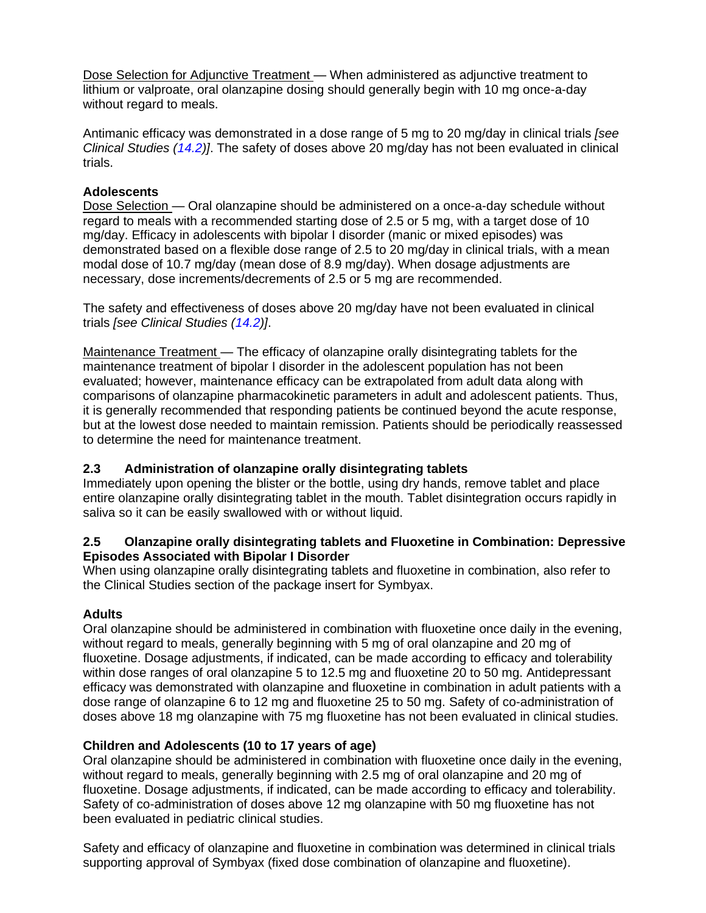Dose Selection for Adjunctive Treatment — When administered as adjunctive treatment to lithium or valproate, oral olanzapine dosing should generally begin with 10 mg once-a-day without regard to meals.

Antimanic efficacy was demonstrated in a dose range of 5 mg to 20 mg/day in clinical trials *[see Clinical Studies (14.2)]*. The safety of doses above 20 mg/day has not been evaluated in clinical trials.

**Adolescents**

Dose Selection — Oral olanzapine should be administered on a once-a-day schedule without regard to meals with a recommended starting dose of 2.5 or 5 mg, with a target dose of 10 mg/day. Efficacy in adolescents with bipolar I disorder (manic or mixed episodes) was demonstrated based on a flexible dose range of 2.5 to 20 mg/day in clinical trials, with a mean modal dose of 10.7 mg/day (mean dose of 8.9 mg/day). When dosage adjustments are necessary, dose increments/decrements of 2.5 or 5 mg are recommended.

The safety and effectiveness of doses above 20 mg/day have not been evaluated in clinical trials *[see Clinical Studies (14.2)]*.

Maintenance Treatment — The efficacy of olanzapine orally disintegrating tablets for the maintenance treatment of bipolar I disorder in the adolescent population has not been evaluated; however, maintenance efficacy can be extrapolated from adult data along with comparisons of olanzapine pharmacokinetic parameters in adult and adolescent patients. Thus, it is generally recommended that responding patients be continued beyond the acute response, but at the lowest dose needed to maintain remission. Patients should be periodically reassessed to determine the need for maintenance treatment.

### 2.3 Administration of olanzapine orally disintegrating tablets

Immediately upon opening the blister or the bottle, using dry hands, remove tablet and place entire olanzapine orally disintegrating tablet in the mouth. Tablet disintegration occurs rapidly in saliva so it can be easily swallowed with or without liquid.

### 2.5 Olanzapine orally disintegrating tablets and Fluoxetine in Combination: Depressive Episodes Associated with Bipolar I Disorder

When using olanzapine orally disintegrating tablets and fluoxetine in combination, also refer to the Clinical Studies section of the package insert for Symbyax.

**Adults**

Oral olanzapine should be administered in combination with fluoxetine once daily in the evening, without regard to meals, generally beginning with 5 mg of oral olanzapine and 20 mg of fluoxetine. Dosage adjustments, if indicated, can be made according to efficacy and tolerability within dose ranges of oral olanzapine 5 to 12.5 mg and fluoxetine 20 to 50 mg. Antidepressant efficacy was demonstrated with olanzapine and fluoxetine in combination in adult patients with a dose range of olanzapine 6 to 12 mg and fluoxetine 25 to 50 mg. Safety of co-administration of doses above 18 mg olanzapine with 75 mg fluoxetine has not been evaluated in clinical studies.

**Children and Adolescents (10 to 17 years of age)**

Oral olanzapine should be administered in combination with fluoxetine once daily in the evening, without regard to meals, generally beginning with 2.5 mg of oral olanzapine and 20 mg of fluoxetine. Dosage adjustments, if indicated, can be made according to efficacy and tolerability. Safety of co-administration of doses above 12 mg olanzapine with 50 mg fluoxetine has not been evaluated in pediatric clinical studies.

Safety and efficacy of olanzapine and fluoxetine in combination was determined in clinical trials supporting approval of Symbyax (fixed dose combination of olanzapine and fluoxetine).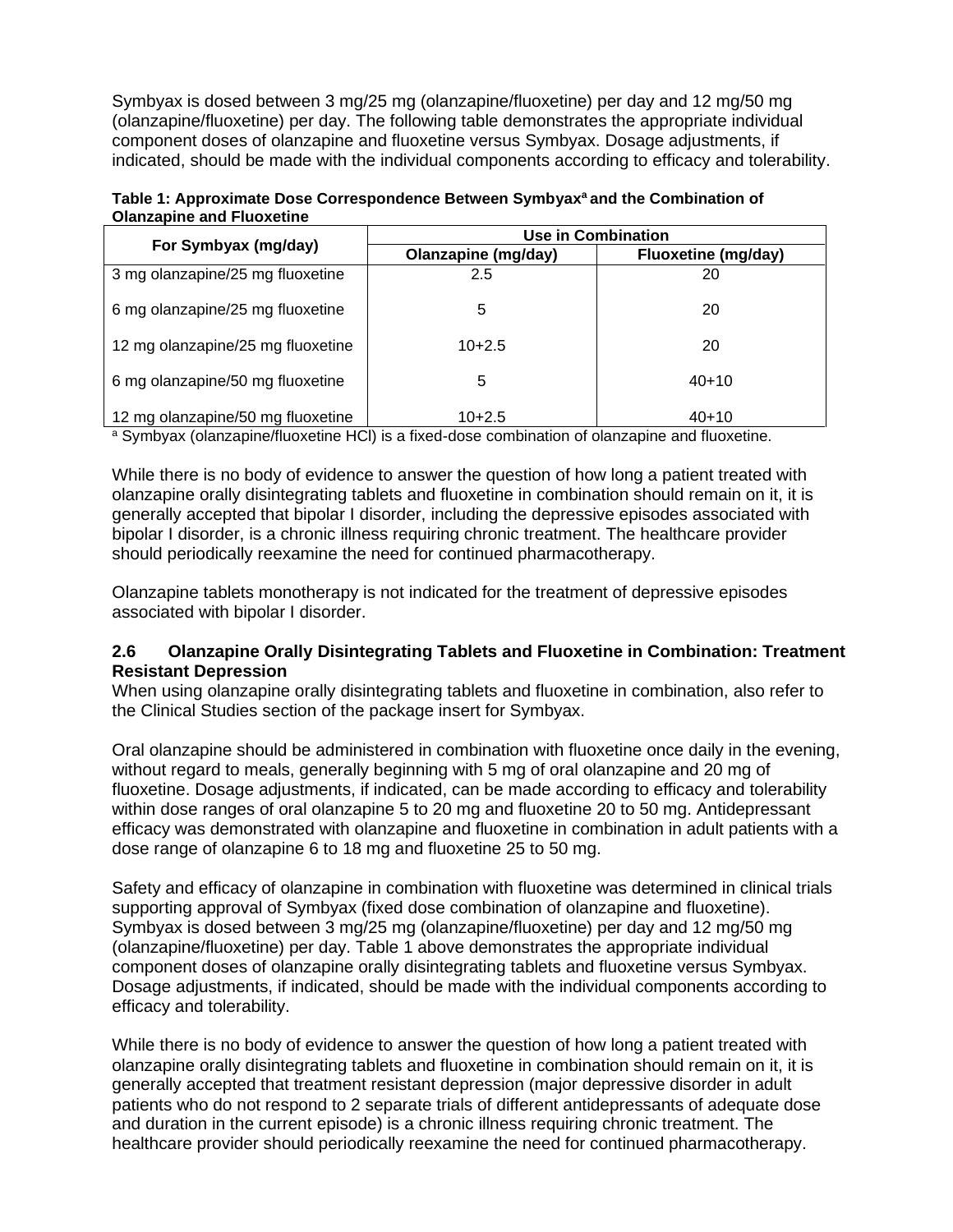Symbyax is dosed between 3 mg/25 mg (olanzapine/fluoxetine) per day and 12 mg/50 mg (olanzapine/fluoxetine) per day. The following table demonstrates the appropriate individual component doses of olanzapine and fluoxetine versus Symbyax. Dosage adjustments, if indicated, should be made with the individual components according to efficacy and tolerability.

**Table 1: Approximate Dose Correspondence Between Symbyax[a] and the Combination of Olanzapine and Fluoxetine**

| For Symbyax (mg/day) | Use in Combination | |
|---|---|---|
| | Olanzapine (mg/day) | Fluoxetine (mg/day) |
| 3 mg olanzapine/25 mg fluoxetine | 2.5 | 20 |
| 6 mg olanzapine/25 mg fluoxetine | 5 | 20 |
| 12 mg olanzapine/25 mg fluoxetine | 10+2.5 | 20 |
| 6 mg olanzapine/50 mg fluoxetine | 5 | 40+10 |
| 12 mg olanzapine/50 mg fluoxetine | 10+2.5 | 40+10 |

[a] Symbyax (olanzapine/fluoxetine HCl) is a fixed-dose combination of olanzapine and fluoxetine.

While there is no body of evidence to answer the question of how long a patient treated with olanzapine orally disintegrating tablets and fluoxetine in combination should remain on it, it is generally accepted that bipolar I disorder, including the depressive episodes associated with bipolar I disorder, is a chronic illness requiring chronic treatment. The healthcare provider should periodically reexamine the need for continued pharmacotherapy.

Olanzapine tablets monotherapy is not indicated for the treatment of depressive episodes associated with bipolar I disorder.

### 2.6 Olanzapine Orally Disintegrating Tablets and Fluoxetine in Combination: Treatment Resistant Depression

When using olanzapine orally disintegrating tablets and fluoxetine in combination, also refer to the Clinical Studies section of the package insert for Symbyax.

Oral olanzapine should be administered in combination with fluoxetine once daily in the evening, without regard to meals, generally beginning with 5 mg of oral olanzapine and 20 mg of fluoxetine. Dosage adjustments, if indicated, can be made according to efficacy and tolerability within dose ranges of oral olanzapine 5 to 20 mg and fluoxetine 20 to 50 mg. Antidepressant efficacy was demonstrated with olanzapine and fluoxetine in combination in adult patients with a dose range of olanzapine 6 to 18 mg and fluoxetine 25 to 50 mg.

Safety and efficacy of olanzapine in combination with fluoxetine was determined in clinical trials supporting approval of Symbyax (fixed dose combination of olanzapine and fluoxetine). Symbyax is dosed between 3 mg/25 mg (olanzapine/fluoxetine) per day and 12 mg/50 mg (olanzapine/fluoxetine) per day. Table 1 above demonstrates the appropriate individual component doses of olanzapine orally disintegrating tablets and fluoxetine versus Symbyax. Dosage adjustments, if indicated, should be made with the individual components according to efficacy and tolerability.

While there is no body of evidence to answer the question of how long a patient treated with olanzapine orally disintegrating tablets and fluoxetine in combination should remain on it, it is generally accepted that treatment resistant depression (major depressive disorder in adult patients who do not respond to 2 separate trials of different antidepressants of adequate dose and duration in the current episode) is a chronic illness requiring chronic treatment. The healthcare provider should periodically reexamine the need for continued pharmacotherapy.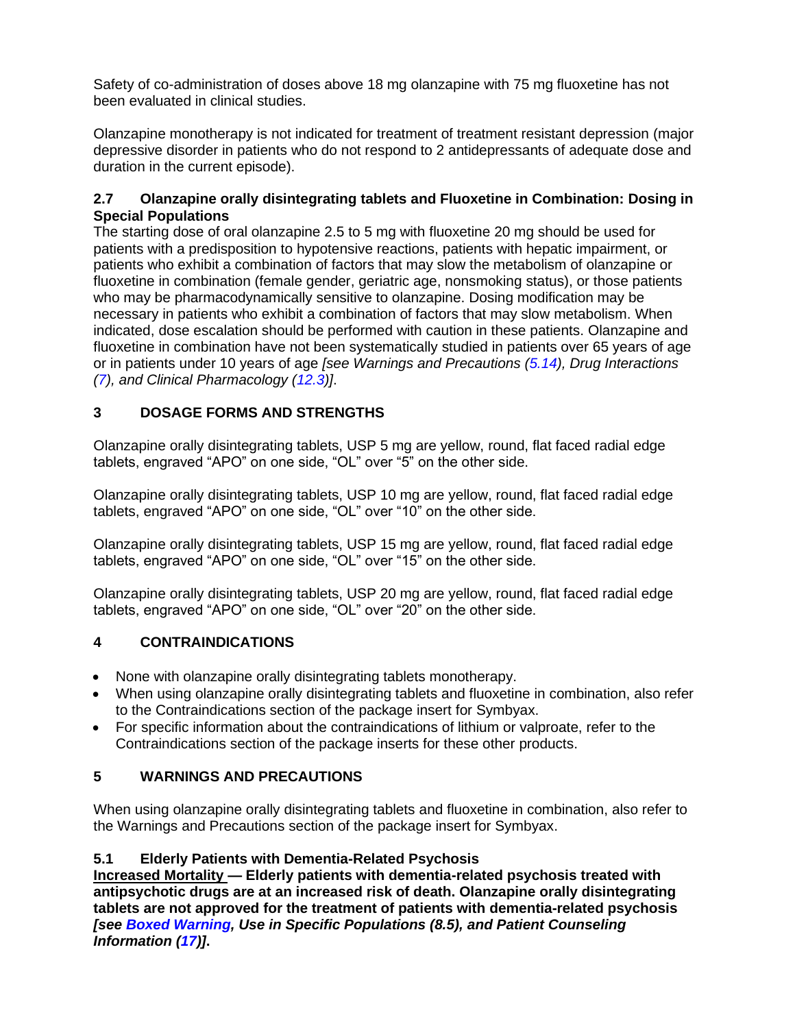Safety of co-administration of doses above 18 mg olanzapine with 75 mg fluoxetine has not been evaluated in clinical studies.

Olanzapine monotherapy is not indicated for treatment of treatment resistant depression (major depressive disorder in patients who do not respond to 2 antidepressants of adequate dose and duration in the current episode).

### 2.7 Olanzapine orally disintegrating tablets and Fluoxetine in Combination: Dosing in Special Populations

The starting dose of oral olanzapine 2.5 to 5 mg with fluoxetine 20 mg should be used for patients with a predisposition to hypotensive reactions, patients with hepatic impairment, or patients who exhibit a combination of factors that may slow the metabolism of olanzapine or fluoxetine in combination (female gender, geriatric age, nonsmoking status), or those patients who may be pharmacodynamically sensitive to olanzapine. Dosing modification may be necessary in patients who exhibit a combination of factors that may slow metabolism. When indicated, dose escalation should be performed with caution in these patients. Olanzapine and fluoxetine in combination have not been systematically studied in patients over 65 years of age or in patients under 10 years of age *[see Warnings and Precautions (5.14), Drug Interactions (7), and Clinical Pharmacology (12.3)]*.

## 3 DOSAGE FORMS AND STRENGTHS

Olanzapine orally disintegrating tablets, USP 5 mg are yellow, round, flat faced radial edge tablets, engraved "APO" on one side, "OL" over "5" on the other side.

Olanzapine orally disintegrating tablets, USP 10 mg are yellow, round, flat faced radial edge tablets, engraved "APO" on one side, "OL" over "10" on the other side.

Olanzapine orally disintegrating tablets, USP 15 mg are yellow, round, flat faced radial edge tablets, engraved "APO" on one side, "OL" over "15" on the other side.

Olanzapine orally disintegrating tablets, USP 20 mg are yellow, round, flat faced radial edge tablets, engraved "APO" on one side, "OL" over "20" on the other side.

## 4 CONTRAINDICATIONS

- None with olanzapine orally disintegrating tablets monotherapy.
- When using olanzapine orally disintegrating tablets and fluoxetine in combination, also refer to the Contraindications section of the package insert for Symbyax.
- For specific information about the contraindications of lithium or valproate, refer to the Contraindications section of the package inserts for these other products.

## 5 WARNINGS AND PRECAUTIONS

When using olanzapine orally disintegrating tablets and fluoxetine in combination, also refer to the Warnings and Precautions section of the package insert for Symbyax.

### 5.1 Elderly Patients with Dementia-Related Psychosis

**Increased Mortality — Elderly patients with dementia-related psychosis treated with antipsychotic drugs are at an increased risk of death. Olanzapine orally disintegrating tablets are not approved for the treatment of patients with dementia-related psychosis *[see Boxed Warning, Use in Specific Populations (8.5), and Patient Counseling Information (17)]*.**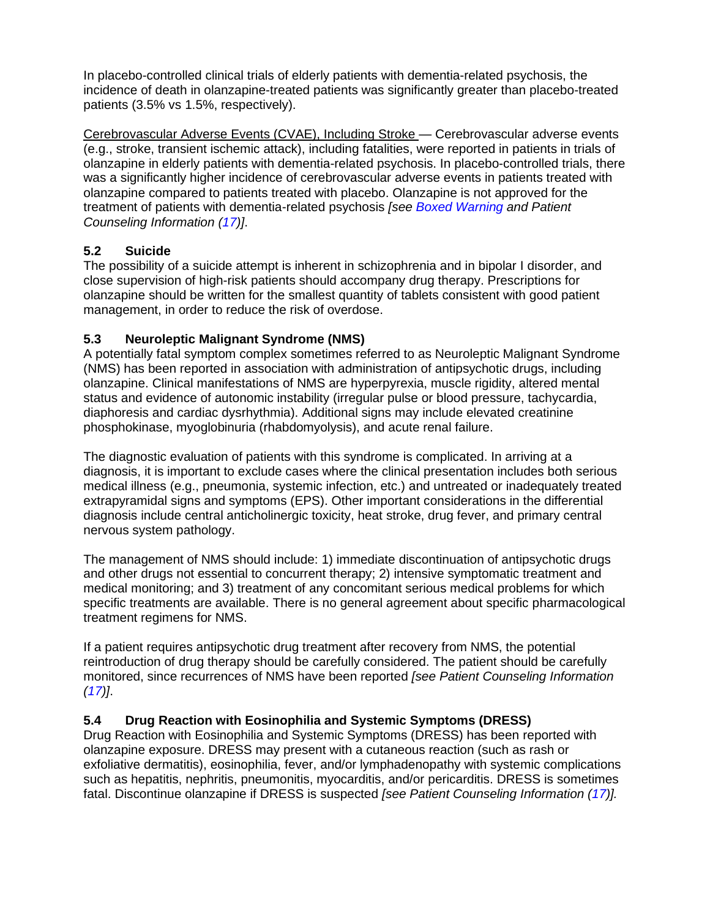In placebo-controlled clinical trials of elderly patients with dementia-related psychosis, the incidence of death in olanzapine-treated patients was significantly greater than placebo-treated patients (3.5% vs 1.5%, respectively).

Cerebrovascular Adverse Events (CVAE), Including Stroke — Cerebrovascular adverse events (e.g., stroke, transient ischemic attack), including fatalities, were reported in patients in trials of olanzapine in elderly patients with dementia-related psychosis. In placebo-controlled trials, there was a significantly higher incidence of cerebrovascular adverse events in patients treated with olanzapine compared to patients treated with placebo. Olanzapine is not approved for the treatment of patients with dementia-related psychosis *[see Boxed Warning and Patient Counseling Information (17)]*.

### 5.2 Suicide

The possibility of a suicide attempt is inherent in schizophrenia and in bipolar I disorder, and close supervision of high-risk patients should accompany drug therapy. Prescriptions for olanzapine should be written for the smallest quantity of tablets consistent with good patient management, in order to reduce the risk of overdose.

### 5.3 Neuroleptic Malignant Syndrome (NMS)

A potentially fatal symptom complex sometimes referred to as Neuroleptic Malignant Syndrome (NMS) has been reported in association with administration of antipsychotic drugs, including olanzapine. Clinical manifestations of NMS are hyperpyrexia, muscle rigidity, altered mental status and evidence of autonomic instability (irregular pulse or blood pressure, tachycardia, diaphoresis and cardiac dysrhythmia). Additional signs may include elevated creatinine phosphokinase, myoglobinuria (rhabdomyolysis), and acute renal failure.

The diagnostic evaluation of patients with this syndrome is complicated. In arriving at a diagnosis, it is important to exclude cases where the clinical presentation includes both serious medical illness (e.g., pneumonia, systemic infection, etc.) and untreated or inadequately treated extrapyramidal signs and symptoms (EPS). Other important considerations in the differential diagnosis include central anticholinergic toxicity, heat stroke, drug fever, and primary central nervous system pathology.

The management of NMS should include: 1) immediate discontinuation of antipsychotic drugs and other drugs not essential to concurrent therapy; 2) intensive symptomatic treatment and medical monitoring; and 3) treatment of any concomitant serious medical problems for which specific treatments are available. There is no general agreement about specific pharmacological treatment regimens for NMS.

If a patient requires antipsychotic drug treatment after recovery from NMS, the potential reintroduction of drug therapy should be carefully considered. The patient should be carefully monitored, since recurrences of NMS have been reported *[see Patient Counseling Information (17)]*.

### 5.4 Drug Reaction with Eosinophilia and Systemic Symptoms (DRESS)

Drug Reaction with Eosinophilia and Systemic Symptoms (DRESS) has been reported with olanzapine exposure. DRESS may present with a cutaneous reaction (such as rash or exfoliative dermatitis), eosinophilia, fever, and/or lymphadenopathy with systemic complications such as hepatitis, nephritis, pneumonitis, myocarditis, and/or pericarditis. DRESS is sometimes fatal. Discontinue olanzapine if DRESS is suspected *[see Patient Counseling Information (17)]*.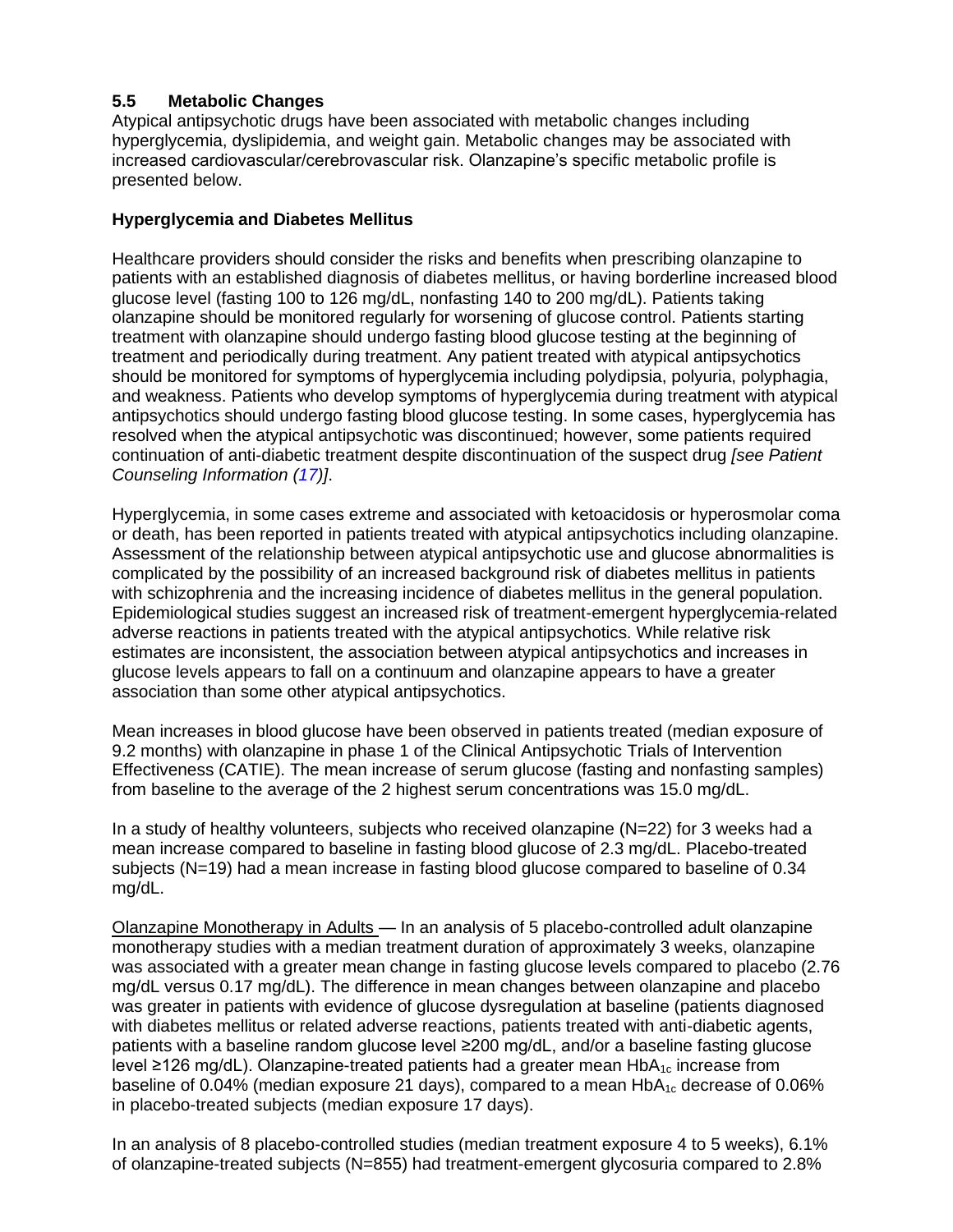### 5.5 Metabolic Changes

Atypical antipsychotic drugs have been associated with metabolic changes including hyperglycemia, dyslipidemia, and weight gain. Metabolic changes may be associated with increased cardiovascular/cerebrovascular risk. Olanzapine's specific metabolic profile is presented below.

**Hyperglycemia and Diabetes Mellitus**

Healthcare providers should consider the risks and benefits when prescribing olanzapine to patients with an established diagnosis of diabetes mellitus, or having borderline increased blood glucose level (fasting 100 to 126 mg/dL, nonfasting 140 to 200 mg/dL). Patients taking olanzapine should be monitored regularly for worsening of glucose control. Patients starting treatment with olanzapine should undergo fasting blood glucose testing at the beginning of treatment and periodically during treatment. Any patient treated with atypical antipsychotics should be monitored for symptoms of hyperglycemia including polydipsia, polyuria, polyphagia, and weakness. Patients who develop symptoms of hyperglycemia during treatment with atypical antipsychotics should undergo fasting blood glucose testing. In some cases, hyperglycemia has resolved when the atypical antipsychotic was discontinued; however, some patients required continuation of anti-diabetic treatment despite discontinuation of the suspect drug *[see Patient Counseling Information (17)]*.

Hyperglycemia, in some cases extreme and associated with ketoacidosis or hyperosmolar coma or death, has been reported in patients treated with atypical antipsychotics including olanzapine. Assessment of the relationship between atypical antipsychotic use and glucose abnormalities is complicated by the possibility of an increased background risk of diabetes mellitus in patients with schizophrenia and the increasing incidence of diabetes mellitus in the general population. Epidemiological studies suggest an increased risk of treatment-emergent hyperglycemia-related adverse reactions in patients treated with the atypical antipsychotics. While relative risk estimates are inconsistent, the association between atypical antipsychotics and increases in glucose levels appears to fall on a continuum and olanzapine appears to have a greater association than some other atypical antipsychotics.

Mean increases in blood glucose have been observed in patients treated (median exposure of 9.2 months) with olanzapine in phase 1 of the Clinical Antipsychotic Trials of Intervention Effectiveness (CATIE). The mean increase of serum glucose (fasting and nonfasting samples) from baseline to the average of the 2 highest serum concentrations was 15.0 mg/dL.

In a study of healthy volunteers, subjects who received olanzapine (N=22) for 3 weeks had a mean increase compared to baseline in fasting blood glucose of 2.3 mg/dL. Placebo-treated subjects (N=19) had a mean increase in fasting blood glucose compared to baseline of 0.34 mg/dL.

Olanzapine Monotherapy in Adults — In an analysis of 5 placebo-controlled adult olanzapine monotherapy studies with a median treatment duration of approximately 3 weeks, olanzapine was associated with a greater mean change in fasting glucose levels compared to placebo (2.76 mg/dL versus 0.17 mg/dL). The difference in mean changes between olanzapine and placebo was greater in patients with evidence of glucose dysregulation at baseline (patients diagnosed with diabetes mellitus or related adverse reactions, patients treated with anti-diabetic agents, patients with a baseline random glucose level ≥200 mg/dL, and/or a baseline fasting glucose level ≥126 mg/dL). Olanzapine-treated patients had a greater mean $HbA_{1c}$ increase from baseline of 0.04% (median exposure 21 days), compared to a mean $HbA_{1c}$ decrease of 0.06% in placebo-treated subjects (median exposure 17 days).

In an analysis of 8 placebo-controlled studies (median treatment exposure 4 to 5 weeks), 6.1% of olanzapine-treated subjects (N=855) had treatment-emergent glycosuria compared to 2.8%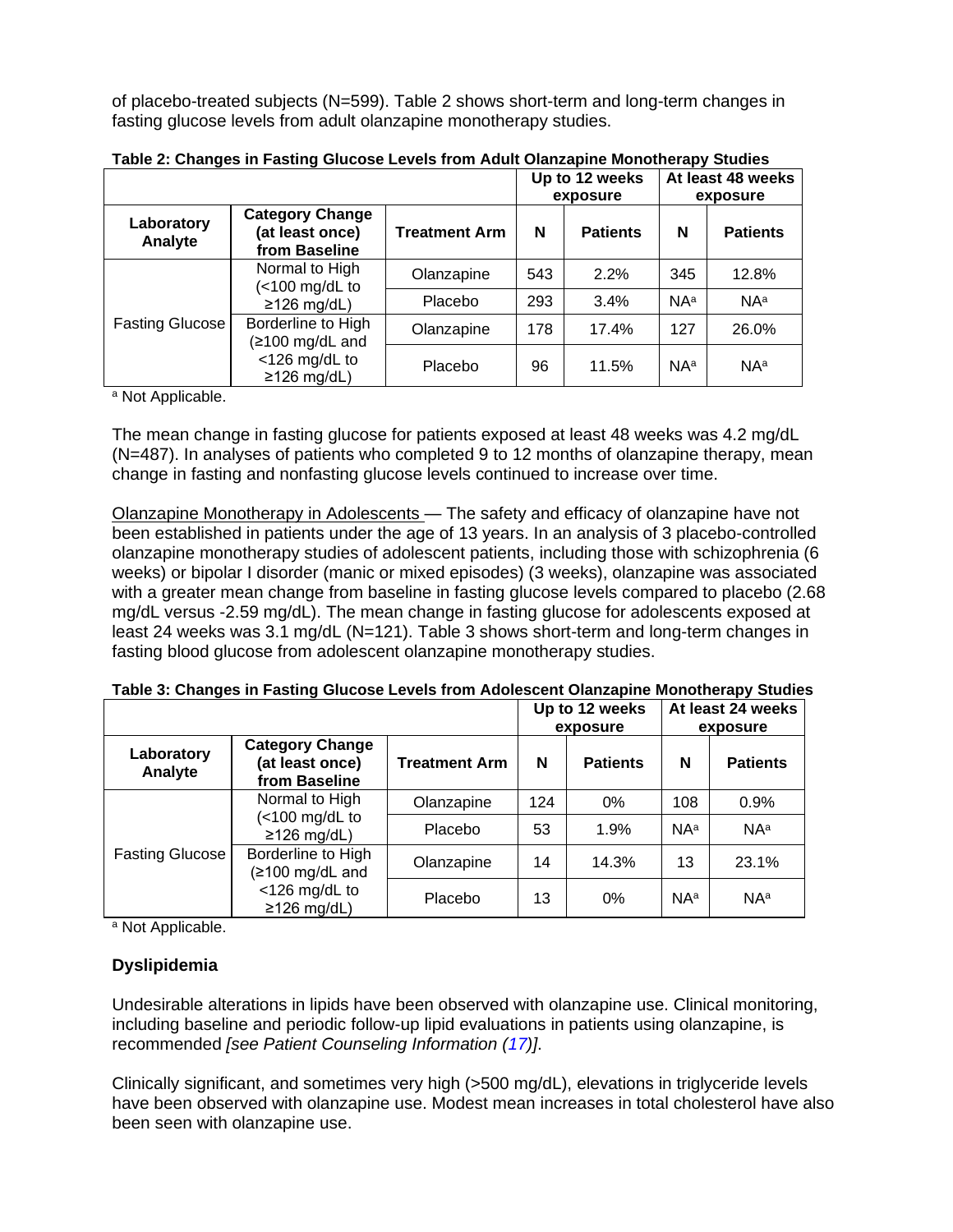of placebo-treated subjects (N=599). Table 2 shows short-term and long-term changes in fasting glucose levels from adult olanzapine monotherapy studies.

**Table 2: Changes in Fasting Glucose Levels from Adult Olanzapine Monotherapy Studies**

| | | | Up to 12 weeks exposure | | At least 48 weeks exposure | |
|---|---|---|---|---|---|---|
| **Laboratory Analyte** | **Category Change (at least once) from Baseline** | **Treatment Arm** | **N** | **Patients** | **N** | **Patients** |
| Fasting Glucose | Normal to High (<100 mg/dL to ≥126 mg/dL) | Olanzapine | 543 | 2.2% | 345 | 12.8% |
| | | Placebo | 293 | 3.4% | NA[a] | NA[a] |
| | Borderline to High (≥100 mg/dL and <126 mg/dL to ≥126 mg/dL) | Olanzapine | 178 | 17.4% | 127 | 26.0% |
| | | Placebo | 96 | 11.5% | NA[a] | NA[a] |

[a] Not Applicable.

The mean change in fasting glucose for patients exposed at least 48 weeks was 4.2 mg/dL (N=487). In analyses of patients who completed 9 to 12 months of olanzapine therapy, mean change in fasting and nonfasting glucose levels continued to increase over time.

Olanzapine Monotherapy in Adolescents — The safety and efficacy of olanzapine have not been established in patients under the age of 13 years. In an analysis of 3 placebo-controlled olanzapine monotherapy studies of adolescent patients, including those with schizophrenia (6 weeks) or bipolar I disorder (manic or mixed episodes) (3 weeks), olanzapine was associated with a greater mean change from baseline in fasting glucose levels compared to placebo (2.68 mg/dL versus -2.59 mg/dL). The mean change in fasting glucose for adolescents exposed at least 24 weeks was 3.1 mg/dL (N=121). Table 3 shows short-term and long-term changes in fasting blood glucose from adolescent olanzapine monotherapy studies.

**Table 3: Changes in Fasting Glucose Levels from Adolescent Olanzapine Monotherapy Studies**

| | | | Up to 12 weeks exposure | | At least 24 weeks exposure | |
|---|---|---|---|---|---|---|
| **Laboratory Analyte** | **Category Change (at least once) from Baseline** | **Treatment Arm** | **N** | **Patients** | **N** | **Patients** |
| Fasting Glucose | Normal to High (<100 mg/dL to ≥126 mg/dL) | Olanzapine | 124 | 0% | 108 | 0.9% |
| | | Placebo | 53 | 1.9% | NA[a] | NA[a] |
| | Borderline to High (≥100 mg/dL and <126 mg/dL to ≥126 mg/dL) | Olanzapine | 14 | 14.3% | 13 | 23.1% |
| | | Placebo | 13 | 0% | NA[a] | NA[a] |

[a] Not Applicable.

### Dyslipidemia

Undesirable alterations in lipids have been observed with olanzapine use. Clinical monitoring, including baseline and periodic follow-up lipid evaluations in patients using olanzapine, is recommended *[see Patient Counseling Information (17)]*.

Clinically significant, and sometimes very high (>500 mg/dL), elevations in triglyceride levels have been observed with olanzapine use. Modest mean increases in total cholesterol have also been seen with olanzapine use.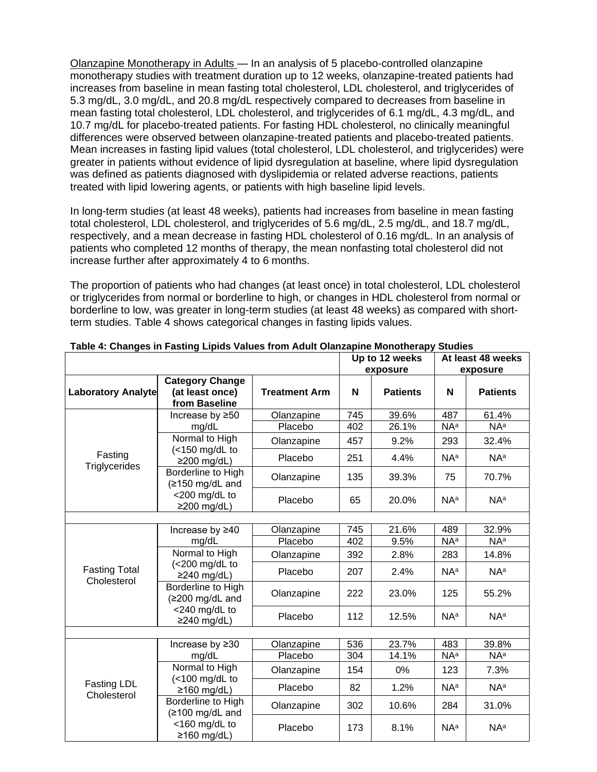Olanzapine Monotherapy in Adults — In an analysis of 5 placebo-controlled olanzapine monotherapy studies with treatment duration up to 12 weeks, olanzapine-treated patients had increases from baseline in mean fasting total cholesterol, LDL cholesterol, and triglycerides of 5.3 mg/dL, 3.0 mg/dL, and 20.8 mg/dL respectively compared to decreases from baseline in mean fasting total cholesterol, LDL cholesterol, and triglycerides of 6.1 mg/dL, 4.3 mg/dL, and 10.7 mg/dL for placebo-treated patients. For fasting HDL cholesterol, no clinically meaningful differences were observed between olanzapine-treated patients and placebo-treated patients. Mean increases in fasting lipid values (total cholesterol, LDL cholesterol, and triglycerides) were greater in patients without evidence of lipid dysregulation at baseline, where lipid dysregulation was defined as patients diagnosed with dyslipidemia or related adverse reactions, patients treated with lipid lowering agents, or patients with high baseline lipid levels.

In long-term studies (at least 48 weeks), patients had increases from baseline in mean fasting total cholesterol, LDL cholesterol, and triglycerides of 5.6 mg/dL, 2.5 mg/dL, and 18.7 mg/dL, respectively, and a mean decrease in fasting HDL cholesterol of 0.16 mg/dL. In an analysis of patients who completed 12 months of therapy, the mean nonfasting total cholesterol did not increase further after approximately 4 to 6 months.

The proportion of patients who had changes (at least once) in total cholesterol, LDL cholesterol or triglycerides from normal or borderline to high, or changes in HDL cholesterol from normal or borderline to low, was greater in long-term studies (at least 48 weeks) as compared with short-term studies. Table 4 shows categorical changes in fasting lipids values.

**Table 4: Changes in Fasting Lipids Values from Adult Olanzapine Monotherapy Studies**

| | | | Up to 12 weeks exposure | | At least 48 weeks exposure | |
|---|---|---|---|---|---|---|
| **Laboratory Analyte** | **Category Change (at least once) from Baseline** | **Treatment Arm** | **N** | **Patients** | **N** | **Patients** |
| Fasting Triglycerides | Increase by ≥50 mg/dL | Olanzapine | 745 | 39.6% | 487 | 61.4% |
| | | Placebo | 402 | 26.1% | NA[a] | NA[a] |
| | Normal to High (<150 mg/dL to ≥200 mg/dL) | Olanzapine | 457 | 9.2% | 293 | 32.4% |
| | | Placebo | 251 | 4.4% | NA[a] | NA[a] |
| | Borderline to High (≥150 mg/dL and <200 mg/dL to ≥200 mg/dL) | Olanzapine | 135 | 39.3% | 75 | 70.7% |
| | | Placebo | 65 | 20.0% | NA[a] | NA[a] |
| Fasting Total Cholesterol | Increase by ≥40 mg/dL | Olanzapine | 745 | 21.6% | 489 | 32.9% |
| | | Placebo | 402 | 9.5% | NA[a] | NA[a] |
| | Normal to High (<200 mg/dL to ≥240 mg/dL) | Olanzapine | 392 | 2.8% | 283 | 14.8% |
| | | Placebo | 207 | 2.4% | NA[a] | NA[a] |
| | Borderline to High (≥200 mg/dL and <240 mg/dL to ≥240 mg/dL) | Olanzapine | 222 | 23.0% | 125 | 55.2% |
| | | Placebo | 112 | 12.5% | NA[a] | NA[a] |
| Fasting LDL Cholesterol | Increase by ≥30 mg/dL | Olanzapine | 536 | 23.7% | 483 | 39.8% |
| | | Placebo | 304 | 14.1% | NA[a] | NA[a] |
| | Normal to High (<100 mg/dL to ≥160 mg/dL) | Olanzapine | 154 | 0% | 123 | 7.3% |
| | | Placebo | 82 | 1.2% | NA[a] | NA[a] |
| | Borderline to High (≥100 mg/dL and <160 mg/dL to ≥160 mg/dL) | Olanzapine | 302 | 10.6% | 284 | 31.0% |
| | | Placebo | 173 | 8.1% | NA[a] | NA[a] |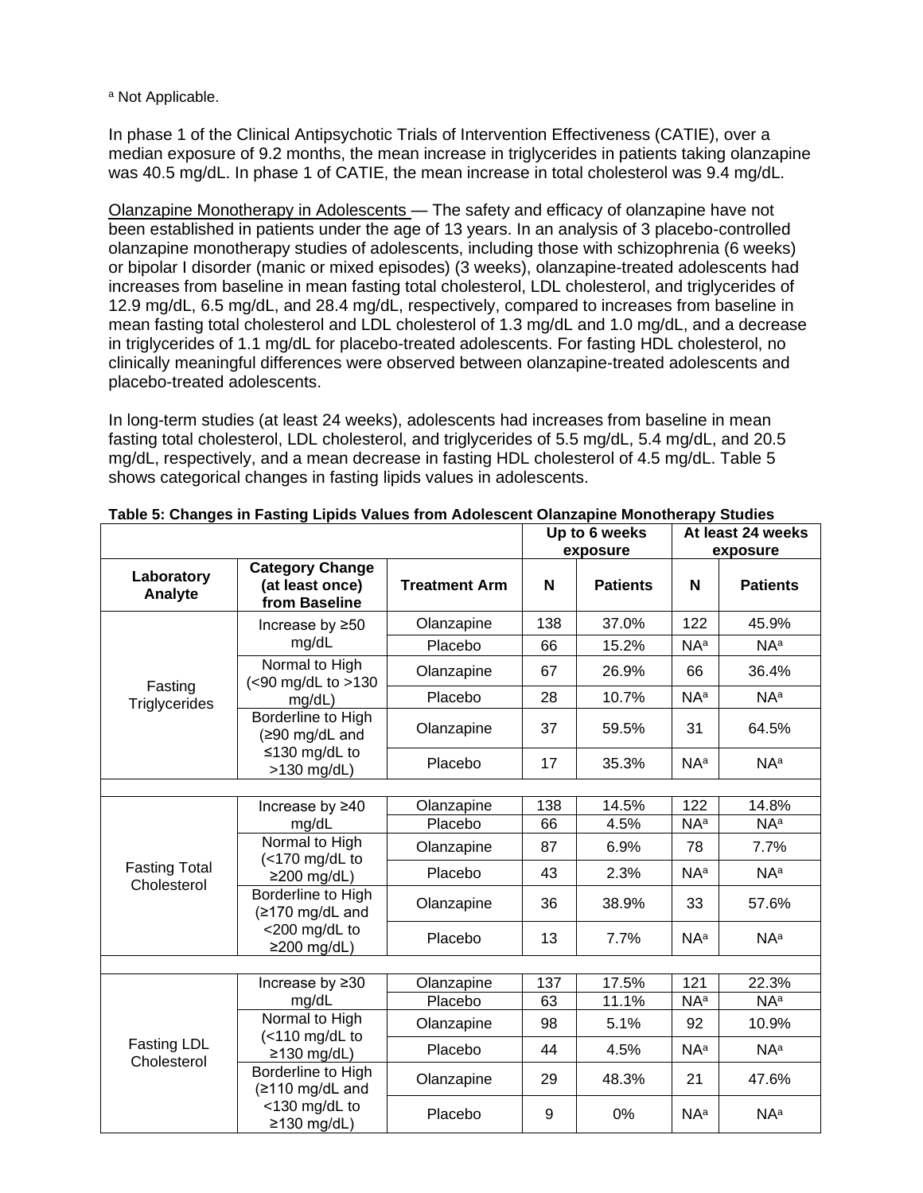[a] Not Applicable.

In phase 1 of the Clinical Antipsychotic Trials of Intervention Effectiveness (CATIE), over a median exposure of 9.2 months, the mean increase in triglycerides in patients taking olanzapine was 40.5 mg/dL. In phase 1 of CATIE, the mean increase in total cholesterol was 9.4 mg/dL.

Olanzapine Monotherapy in Adolescents — The safety and efficacy of olanzapine have not been established in patients under the age of 13 years. In an analysis of 3 placebo-controlled olanzapine monotherapy studies of adolescents, including those with schizophrenia (6 weeks) or bipolar I disorder (manic or mixed episodes) (3 weeks), olanzapine-treated adolescents had increases from baseline in mean fasting total cholesterol, LDL cholesterol, and triglycerides of 12.9 mg/dL, 6.5 mg/dL, and 28.4 mg/dL, respectively, compared to increases from baseline in mean fasting total cholesterol and LDL cholesterol of 1.3 mg/dL and 1.0 mg/dL, and a decrease in triglycerides of 1.1 mg/dL for placebo-treated adolescents. For fasting HDL cholesterol, no clinically meaningful differences were observed between olanzapine-treated adolescents and placebo-treated adolescents.

In long-term studies (at least 24 weeks), adolescents had increases from baseline in mean fasting total cholesterol, LDL cholesterol, and triglycerides of 5.5 mg/dL, 5.4 mg/dL, and 20.5 mg/dL, respectively, and a mean decrease in fasting HDL cholesterol of 4.5 mg/dL. Table 5 shows categorical changes in fasting lipids values in adolescents.

**Table 5: Changes in Fasting Lipids Values from Adolescent Olanzapine Monotherapy Studies**

| | | | Up to 6 weeks exposure | | At least 24 weeks exposure | |
|---|---|---|---|---|---|---|
| **Laboratory Analyte** | **Category Change (at least once) from Baseline** | **Treatment Arm** | **N** | **Patients** | **N** | **Patients** |
| Fasting Triglycerides | Increase by ≥50 mg/dL | Olanzapine | 138 | 37.0% | 122 | 45.9% |
| | | Placebo | 66 | 15.2% | NA[a] | NA[a] |
| | Normal to High (<90 mg/dL to >130 mg/dL) | Olanzapine | 67 | 26.9% | 66 | 36.4% |
| | | Placebo | 28 | 10.7% | NA[a] | NA[a] |
| | Borderline to High (≥90 mg/dL and ≤130 mg/dL to >130 mg/dL) | Olanzapine | 37 | 59.5% | 31 | 64.5% |
| | | Placebo | 17 | 35.3% | NA[a] | NA[a] |
| | | | | | | |
| Fasting Total Cholesterol | Increase by ≥40 mg/dL | Olanzapine | 138 | 14.5% | 122 | 14.8% |
| | | Placebo | 66 | 4.5% | NA[a] | NA[a] |
| | Normal to High (<170 mg/dL to ≥200 mg/dL) | Olanzapine | 87 | 6.9% | 78 | 7.7% |
| | | Placebo | 43 | 2.3% | NA[a] | NA[a] |
| | Borderline to High (≥170 mg/dL and <200 mg/dL to ≥200 mg/dL) | Olanzapine | 36 | 38.9% | 33 | 57.6% |
| | | Placebo | 13 | 7.7% | NA[a] | NA[a] |
| | | | | | | |
| Fasting LDL Cholesterol | Increase by ≥30 mg/dL | Olanzapine | 137 | 17.5% | 121 | 22.3% |
| | | Placebo | 63 | 11.1% | NA[a] | NA[a] |
| | Normal to High (<110 mg/dL to ≥130 mg/dL) | Olanzapine | 98 | 5.1% | 92 | 10.9% |
| | | Placebo | 44 | 4.5% | NA[a] | NA[a] |
| | Borderline to High (≥110 mg/dL and <130 mg/dL to ≥130 mg/dL) | Olanzapine | 29 | 48.3% | 21 | 47.6% |
| | | Placebo | 9 | 0% | NA[a] | NA[a] |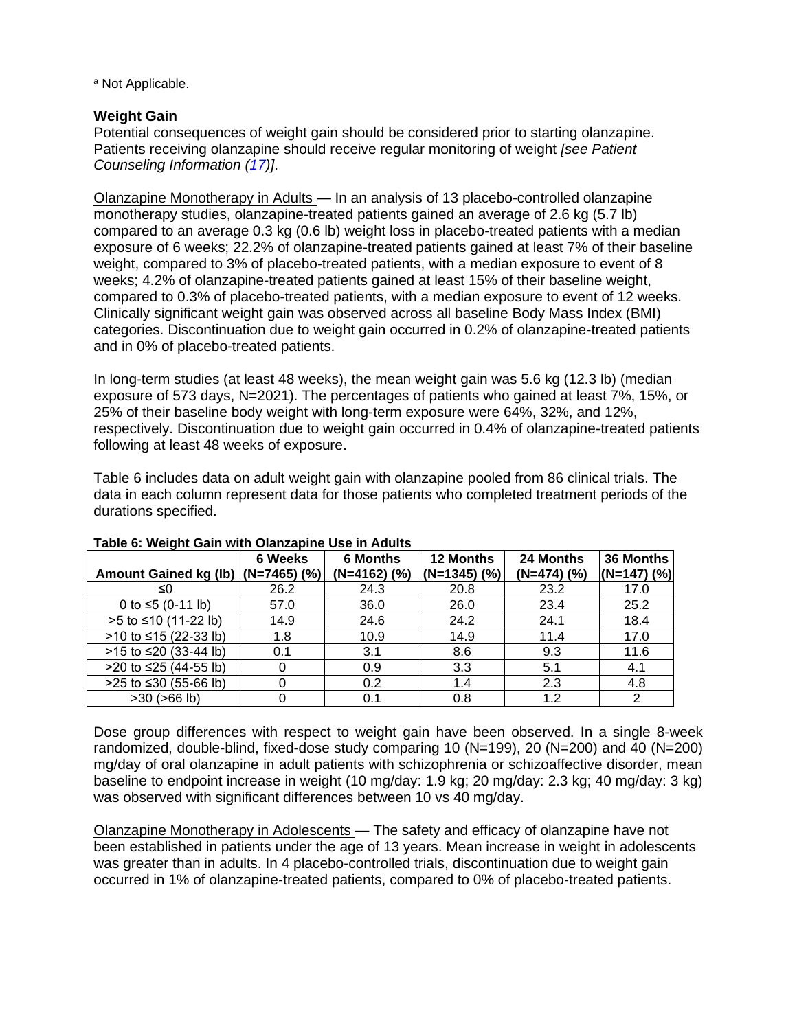[a] Not Applicable.

**Weight Gain**

Potential consequences of weight gain should be considered prior to starting olanzapine. Patients receiving olanzapine should receive regular monitoring of weight *[see Patient Counseling Information (17)]*.

Olanzapine Monotherapy in Adults — In an analysis of 13 placebo-controlled olanzapine monotherapy studies, olanzapine-treated patients gained an average of 2.6 kg (5.7 lb) compared to an average 0.3 kg (0.6 lb) weight loss in placebo-treated patients with a median exposure of 6 weeks; 22.2% of olanzapine-treated patients gained at least 7% of their baseline weight, compared to 3% of placebo-treated patients, with a median exposure to event of 8 weeks; 4.2% of olanzapine-treated patients gained at least 15% of their baseline weight, compared to 0.3% of placebo-treated patients, with a median exposure to event of 12 weeks. Clinically significant weight gain was observed across all baseline Body Mass Index (BMI) categories. Discontinuation due to weight gain occurred in 0.2% of olanzapine-treated patients and in 0% of placebo-treated patients.

In long-term studies (at least 48 weeks), the mean weight gain was 5.6 kg (12.3 lb) (median exposure of 573 days, N=2021). The percentages of patients who gained at least 7%, 15%, or 25% of their baseline body weight with long-term exposure were 64%, 32%, and 12%, respectively. Discontinuation due to weight gain occurred in 0.4% of olanzapine-treated patients following at least 48 weeks of exposure.

Table 6 includes data on adult weight gain with olanzapine pooled from 86 clinical trials. The data in each column represent data for those patients who completed treatment periods of the durations specified.

**Table 6: Weight Gain with Olanzapine Use in Adults**

| Amount Gained kg (lb) | 6 Weeks (N=7465) (%) | 6 Months (N=4162) (%) | 12 Months (N=1345) (%) | 24 Months (N=474) (%) | 36 Months (N=147) (%) |
|---|---|---|---|---|---|
| ≤0 | 26.2 | 24.3 | 20.8 | 23.2 | 17.0 |
| 0 to ≤5 (0-11 lb) | 57.0 | 36.0 | 26.0 | 23.4 | 25.2 |
| >5 to ≤10 (11-22 lb) | 14.9 | 24.6 | 24.2 | 24.1 | 18.4 |
| >10 to ≤15 (22-33 lb) | 1.8 | 10.9 | 14.9 | 11.4 | 17.0 |
| >15 to ≤20 (33-44 lb) | 0.1 | 3.1 | 8.6 | 9.3 | 11.6 |
| >20 to ≤25 (44-55 lb) | 0 | 0.9 | 3.3 | 5.1 | 4.1 |
| >25 to ≤30 (55-66 lb) | 0 | 0.2 | 1.4 | 2.3 | 4.8 |
| >30 (>66 lb) | 0 | 0.1 | 0.8 | 1.2 | 2 |

Dose group differences with respect to weight gain have been observed. In a single 8-week randomized, double-blind, fixed-dose study comparing 10 (N=199), 20 (N=200) and 40 (N=200) mg/day of oral olanzapine in adult patients with schizophrenia or schizoaffective disorder, mean baseline to endpoint increase in weight (10 mg/day: 1.9 kg; 20 mg/day: 2.3 kg; 40 mg/day: 3 kg) was observed with significant differences between 10 vs 40 mg/day.

Olanzapine Monotherapy in Adolescents — The safety and efficacy of olanzapine have not been established in patients under the age of 13 years. Mean increase in weight in adolescents was greater than in adults. In 4 placebo-controlled trials, discontinuation due to weight gain occurred in 1% of olanzapine-treated patients, compared to 0% of placebo-treated patients.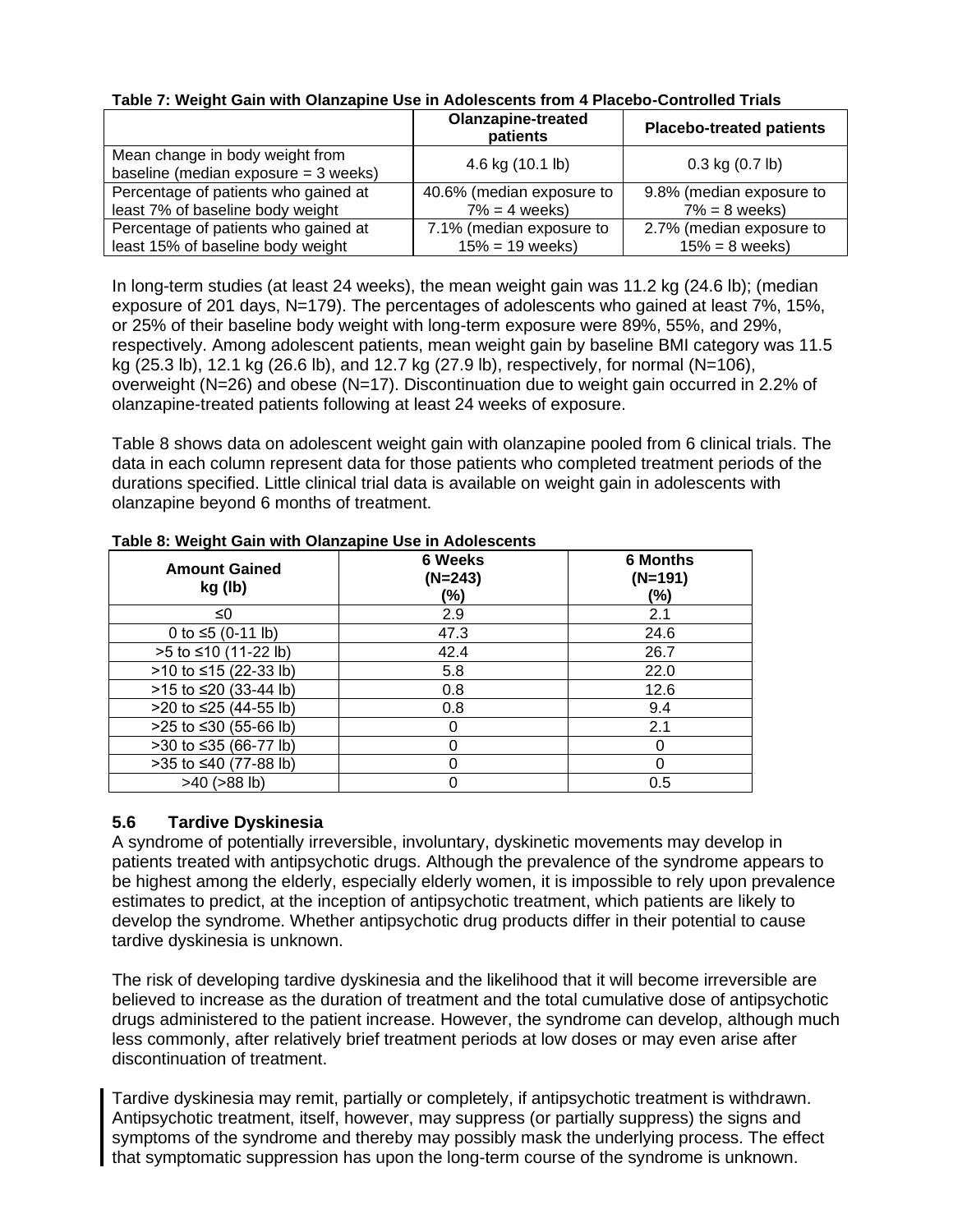**Table 7: Weight Gain with Olanzapine Use in Adolescents from 4 Placebo-Controlled Trials**

| | Olanzapine-treated patients | Placebo-treated patients |
|---|---|---|
| Mean change in body weight from baseline (median exposure = 3 weeks) | 4.6 kg (10.1 lb) | 0.3 kg (0.7 lb) |
| Percentage of patients who gained at least 7% of baseline body weight | 40.6% (median exposure to 7% = 4 weeks) | 9.8% (median exposure to 7% = 8 weeks) |
| Percentage of patients who gained at least 15% of baseline body weight | 7.1% (median exposure to 15% = 19 weeks) | 2.7% (median exposure to 15% = 8 weeks) |

In long-term studies (at least 24 weeks), the mean weight gain was 11.2 kg (24.6 lb); (median exposure of 201 days, N=179). The percentages of adolescents who gained at least 7%, 15%, or 25% of their baseline body weight with long-term exposure were 89%, 55%, and 29%, respectively. Among adolescent patients, mean weight gain by baseline BMI category was 11.5 kg (25.3 lb), 12.1 kg (26.6 lb), and 12.7 kg (27.9 lb), respectively, for normal (N=106), overweight (N=26) and obese (N=17). Discontinuation due to weight gain occurred in 2.2% of olanzapine-treated patients following at least 24 weeks of exposure.

Table 8 shows data on adolescent weight gain with olanzapine pooled from 6 clinical trials. The data in each column represent data for those patients who completed treatment periods of the durations specified. Little clinical trial data is available on weight gain in adolescents with olanzapine beyond 6 months of treatment.

**Table 8: Weight Gain with Olanzapine Use in Adolescents**

| Amount Gained kg (lb) | 6 Weeks (N=243) (%) | 6 Months (N=191) (%) |
|---|---|---|
| ≤0 | 2.9 | 2.1 |
| 0 to ≤5 (0-11 lb) | 47.3 | 24.6 |
| >5 to ≤10 (11-22 lb) | 42.4 | 26.7 |
| >10 to ≤15 (22-33 lb) | 5.8 | 22.0 |
| >15 to ≤20 (33-44 lb) | 0.8 | 12.6 |
| >20 to ≤25 (44-55 lb) | 0.8 | 9.4 |
| >25 to ≤30 (55-66 lb) | 0 | 2.1 |
| >30 to ≤35 (66-77 lb) | 0 | 0 |
| >35 to ≤40 (77-88 lb) | 0 | 0 |
| >40 (>88 lb) | 0 | 0.5 |

### 5.6 Tardive Dyskinesia

A syndrome of potentially irreversible, involuntary, dyskinetic movements may develop in patients treated with antipsychotic drugs. Although the prevalence of the syndrome appears to be highest among the elderly, especially elderly women, it is impossible to rely upon prevalence estimates to predict, at the inception of antipsychotic treatment, which patients are likely to develop the syndrome. Whether antipsychotic drug products differ in their potential to cause tardive dyskinesia is unknown.

The risk of developing tardive dyskinesia and the likelihood that it will become irreversible are believed to increase as the duration of treatment and the total cumulative dose of antipsychotic drugs administered to the patient increase. However, the syndrome can develop, although much less commonly, after relatively brief treatment periods at low doses or may even arise after discontinuation of treatment.

Tardive dyskinesia may remit, partially or completely, if antipsychotic treatment is withdrawn. Antipsychotic treatment, itself, however, may suppress (or partially suppress) the signs and symptoms of the syndrome and thereby may possibly mask the underlying process. The effect that symptomatic suppression has upon the long-term course of the syndrome is unknown.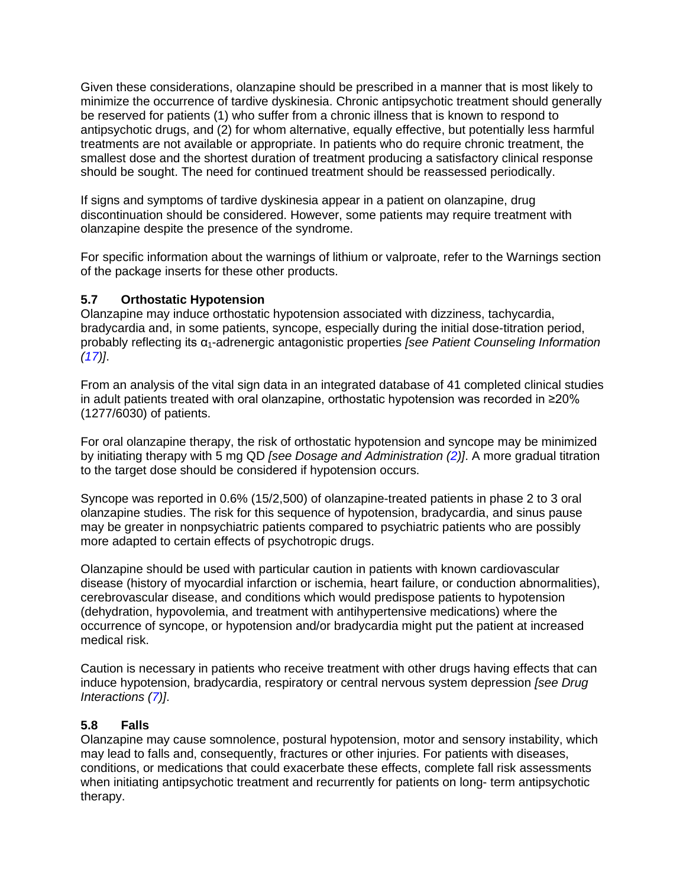Given these considerations, olanzapine should be prescribed in a manner that is most likely to minimize the occurrence of tardive dyskinesia. Chronic antipsychotic treatment should generally be reserved for patients (1) who suffer from a chronic illness that is known to respond to antipsychotic drugs, and (2) for whom alternative, equally effective, but potentially less harmful treatments are not available or appropriate. In patients who do require chronic treatment, the smallest dose and the shortest duration of treatment producing a satisfactory clinical response should be sought. The need for continued treatment should be reassessed periodically.

If signs and symptoms of tardive dyskinesia appear in a patient on olanzapine, drug discontinuation should be considered. However, some patients may require treatment with olanzapine despite the presence of the syndrome.

For specific information about the warnings of lithium or valproate, refer to the Warnings section of the package inserts for these other products.

### 5.7 Orthostatic Hypotension

Olanzapine may induce orthostatic hypotension associated with dizziness, tachycardia, bradycardia and, in some patients, syncope, especially during the initial dose-titration period, probably reflecting its $\alpha_1$-adrenergic antagonistic properties *[see Patient Counseling Information (17)]*.

From an analysis of the vital sign data in an integrated database of 41 completed clinical studies in adult patients treated with oral olanzapine, orthostatic hypotension was recorded in ≥20% (1277/6030) of patients.

For oral olanzapine therapy, the risk of orthostatic hypotension and syncope may be minimized by initiating therapy with 5 mg QD *[see Dosage and Administration (2)]*. A more gradual titration to the target dose should be considered if hypotension occurs.

Syncope was reported in 0.6% (15/2,500) of olanzapine-treated patients in phase 2 to 3 oral olanzapine studies. The risk for this sequence of hypotension, bradycardia, and sinus pause may be greater in nonpsychiatric patients compared to psychiatric patients who are possibly more adapted to certain effects of psychotropic drugs.

Olanzapine should be used with particular caution in patients with known cardiovascular disease (history of myocardial infarction or ischemia, heart failure, or conduction abnormalities), cerebrovascular disease, and conditions which would predispose patients to hypotension (dehydration, hypovolemia, and treatment with antihypertensive medications) where the occurrence of syncope, or hypotension and/or bradycardia might put the patient at increased medical risk.

Caution is necessary in patients who receive treatment with other drugs having effects that can induce hypotension, bradycardia, respiratory or central nervous system depression *[see Drug Interactions (7)]*.

### 5.8 Falls

Olanzapine may cause somnolence, postural hypotension, motor and sensory instability, which may lead to falls and, consequently, fractures or other injuries. For patients with diseases, conditions, or medications that could exacerbate these effects, complete fall risk assessments when initiating antipsychotic treatment and recurrently for patients on long- term antipsychotic therapy.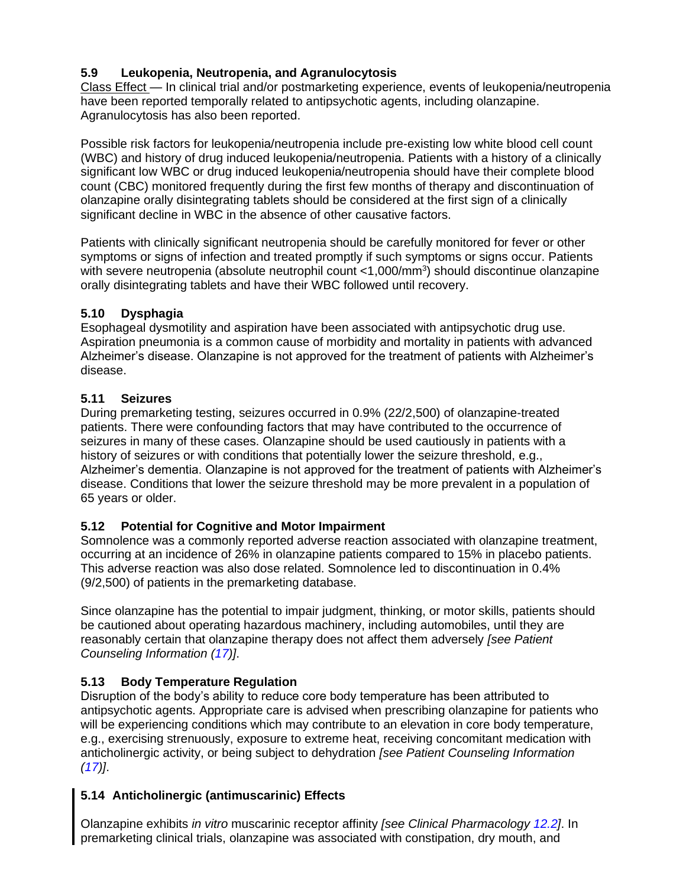### 5.9 Leukopenia, Neutropenia, and Agranulocytosis

Class Effect — In clinical trial and/or postmarketing experience, events of leukopenia/neutropenia have been reported temporally related to antipsychotic agents, including olanzapine. Agranulocytosis has also been reported.

Possible risk factors for leukopenia/neutropenia include pre-existing low white blood cell count (WBC) and history of drug induced leukopenia/neutropenia. Patients with a history of a clinically significant low WBC or drug induced leukopenia/neutropenia should have their complete blood count (CBC) monitored frequently during the first few months of therapy and discontinuation of olanzapine orally disintegrating tablets should be considered at the first sign of a clinically significant decline in WBC in the absence of other causative factors.

Patients with clinically significant neutropenia should be carefully monitored for fever or other symptoms or signs of infection and treated promptly if such symptoms or signs occur. Patients with severe neutropenia (absolute neutrophil count <1,000/mm$^3$) should discontinue olanzapine orally disintegrating tablets and have their WBC followed until recovery.

### 5.10 Dysphagia

Esophageal dysmotility and aspiration have been associated with antipsychotic drug use. Aspiration pneumonia is a common cause of morbidity and mortality in patients with advanced Alzheimer's disease. Olanzapine is not approved for the treatment of patients with Alzheimer's disease.

### 5.11 Seizures

During premarketing testing, seizures occurred in 0.9% (22/2,500) of olanzapine-treated patients. There were confounding factors that may have contributed to the occurrence of seizures in many of these cases. Olanzapine should be used cautiously in patients with a history of seizures or with conditions that potentially lower the seizure threshold, e.g., Alzheimer's dementia. Olanzapine is not approved for the treatment of patients with Alzheimer's disease. Conditions that lower the seizure threshold may be more prevalent in a population of 65 years or older.

### 5.12 Potential for Cognitive and Motor Impairment

Somnolence was a commonly reported adverse reaction associated with olanzapine treatment, occurring at an incidence of 26% in olanzapine patients compared to 15% in placebo patients. This adverse reaction was also dose related. Somnolence led to discontinuation in 0.4% (9/2,500) of patients in the premarketing database.

Since olanzapine has the potential to impair judgment, thinking, or motor skills, patients should be cautioned about operating hazardous machinery, including automobiles, until they are reasonably certain that olanzapine therapy does not affect them adversely *[see Patient Counseling Information (17)]*.

### 5.13 Body Temperature Regulation

Disruption of the body's ability to reduce core body temperature has been attributed to antipsychotic agents. Appropriate care is advised when prescribing olanzapine for patients who will be experiencing conditions which may contribute to an elevation in core body temperature, e.g., exercising strenuously, exposure to extreme heat, receiving concomitant medication with anticholinergic activity, or being subject to dehydration *[see Patient Counseling Information (17)]*.

### 5.14 Anticholinergic (antimuscarinic) Effects

Olanzapine exhibits *in vitro* muscarinic receptor affinity *[see Clinical Pharmacology 12.2]*. In premarketing clinical trials, olanzapine was associated with constipation, dry mouth, and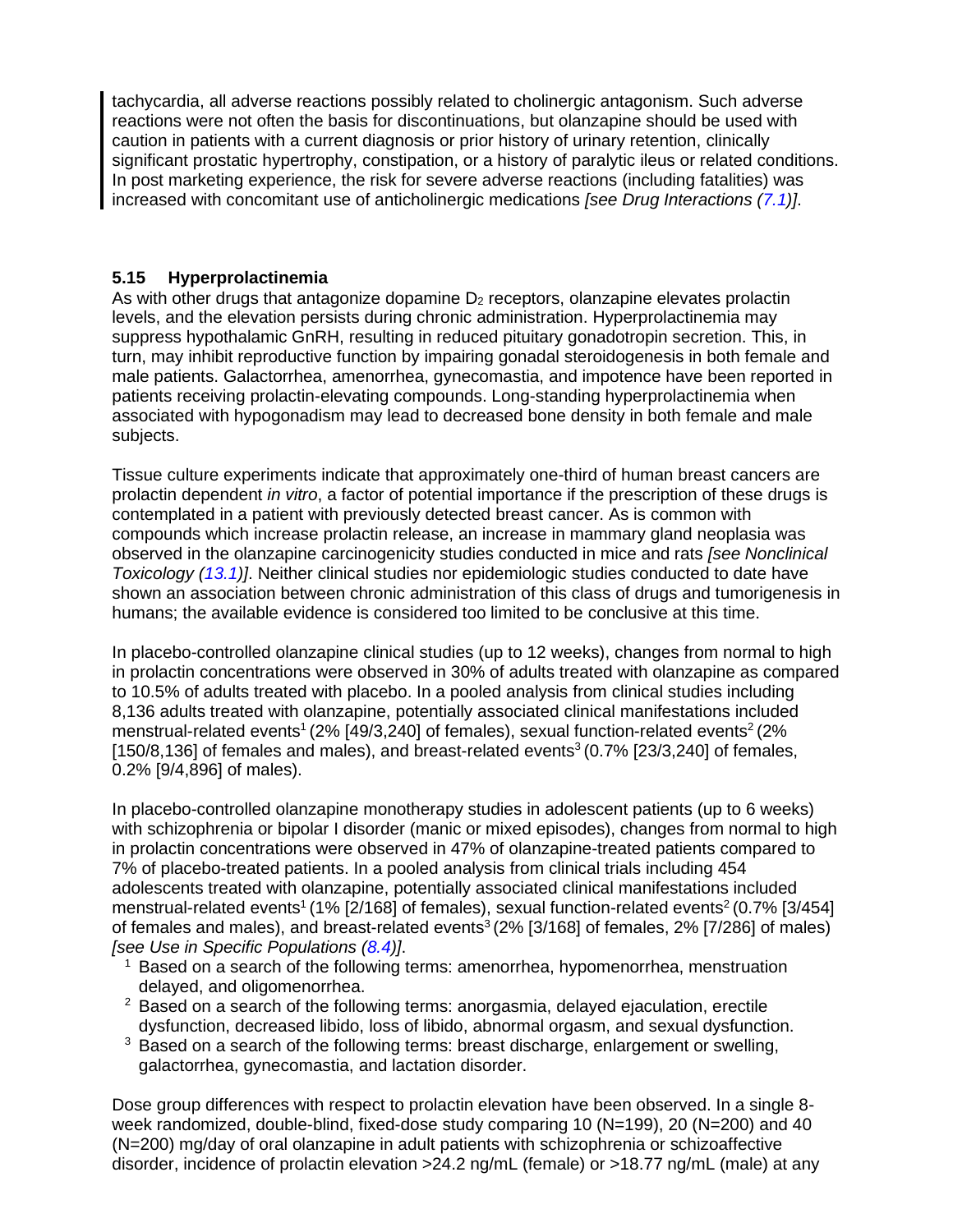tachycardia, all adverse reactions possibly related to cholinergic antagonism. Such adverse reactions were not often the basis for discontinuations, but olanzapine should be used with caution in patients with a current diagnosis or prior history of urinary retention, clinically significant prostatic hypertrophy, constipation, or a history of paralytic ileus or related conditions. In post marketing experience, the risk for severe adverse reactions (including fatalities) was increased with concomitant use of anticholinergic medications *[see Drug Interactions (7.1)]*.

### 5.15 Hyperprolactinemia

As with other drugs that antagonize dopamine $D_2$ receptors, olanzapine elevates prolactin levels, and the elevation persists during chronic administration. Hyperprolactinemia may suppress hypothalamic GnRH, resulting in reduced pituitary gonadotropin secretion. This, in turn, may inhibit reproductive function by impairing gonadal steroidogenesis in both female and male patients. Galactorrhea, amenorrhea, gynecomastia, and impotence have been reported in patients receiving prolactin-elevating compounds. Long-standing hyperprolactinemia when associated with hypogonadism may lead to decreased bone density in both female and male subjects.

Tissue culture experiments indicate that approximately one-third of human breast cancers are prolactin dependent *in vitro*, a factor of potential importance if the prescription of these drugs is contemplated in a patient with previously detected breast cancer. As is common with compounds which increase prolactin release, an increase in mammary gland neoplasia was observed in the olanzapine carcinogenicity studies conducted in mice and rats *[see Nonclinical Toxicology (13.1)]*. Neither clinical studies nor epidemiologic studies conducted to date have shown an association between chronic administration of this class of drugs and tumorigenesis in humans; the available evidence is considered too limited to be conclusive at this time.

In placebo-controlled olanzapine clinical studies (up to 12 weeks), changes from normal to high in prolactin concentrations were observed in 30% of adults treated with olanzapine as compared to 10.5% of adults treated with placebo. In a pooled analysis from clinical studies including 8,136 adults treated with olanzapine, potentially associated clinical manifestations included menstrual-related events[1] (2% [49/3,240] of females), sexual function-related events[2] (2% [150/8,136] of females and males), and breast-related events[3] (0.7% [23/3,240] of females, 0.2% [9/4,896] of males).

In placebo-controlled olanzapine monotherapy studies in adolescent patients (up to 6 weeks) with schizophrenia or bipolar I disorder (manic or mixed episodes), changes from normal to high in prolactin concentrations were observed in 47% of olanzapine-treated patients compared to 7% of placebo-treated patients. In a pooled analysis from clinical trials including 454 adolescents treated with olanzapine, potentially associated clinical manifestations included menstrual-related events[1] (1% [2/168] of females), sexual function-related events[2] (0.7% [3/454] of females and males), and breast-related events[3] (2% [3/168] of females, 2% [7/286] of males) *[see Use in Specific Populations (8.4)]*.

[1] Based on a search of the following terms: amenorrhea, hypomenorrhea, menstruation delayed, and oligomenorrhea.
[2] Based on a search of the following terms: anorgasmia, delayed ejaculation, erectile dysfunction, decreased libido, loss of libido, abnormal orgasm, and sexual dysfunction.
[3] Based on a search of the following terms: breast discharge, enlargement or swelling, galactorrhea, gynecomastia, and lactation disorder.

Dose group differences with respect to prolactin elevation have been observed. In a single 8-week randomized, double-blind, fixed-dose study comparing 10 (N=199), 20 (N=200) and 40 (N=200) mg/day of oral olanzapine in adult patients with schizophrenia or schizoaffective disorder, incidence of prolactin elevation >24.2 ng/mL (female) or >18.77 ng/mL (male) at any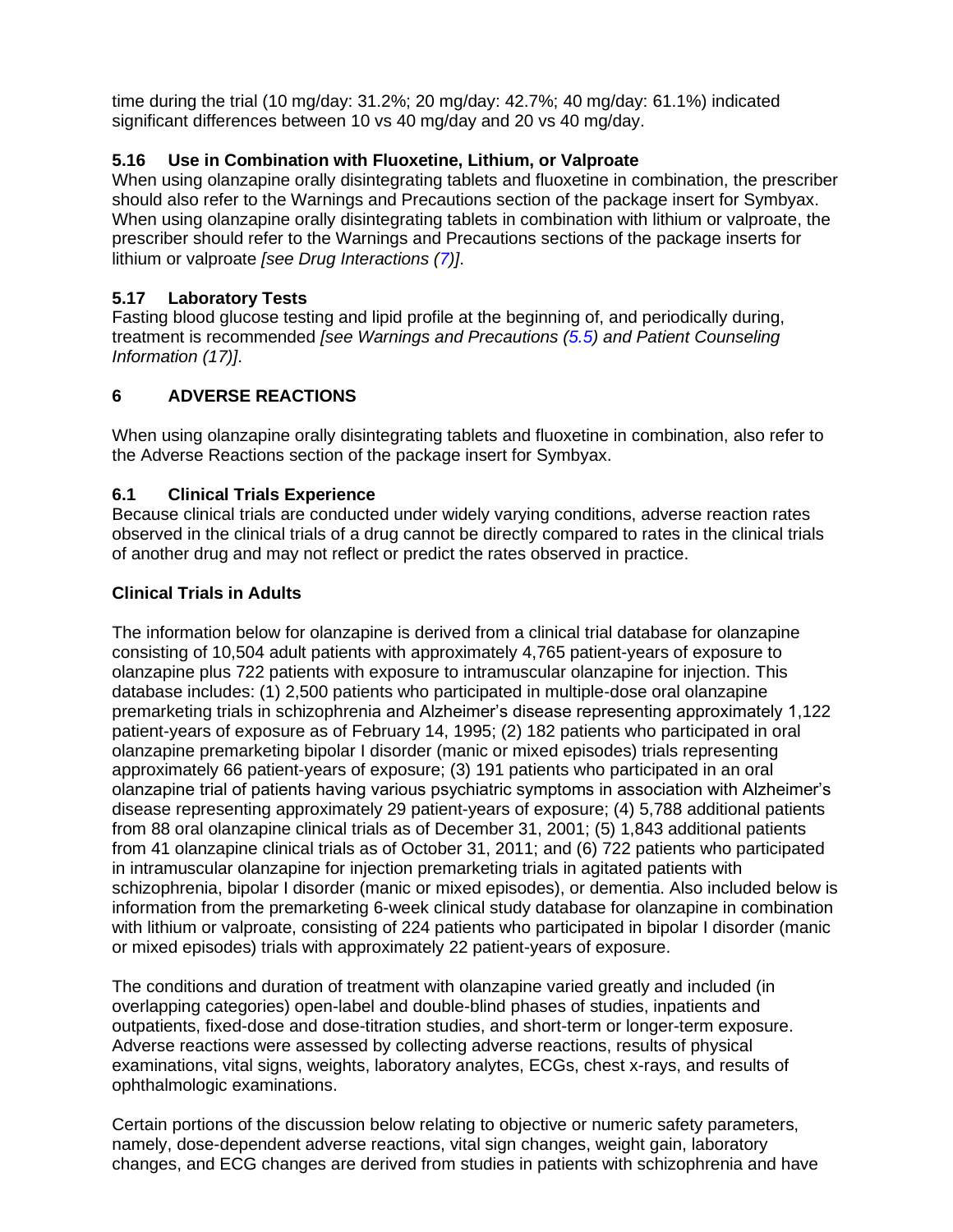time during the trial (10 mg/day: 31.2%; 20 mg/day: 42.7%; 40 mg/day: 61.1%) indicated significant differences between 10 vs 40 mg/day and 20 vs 40 mg/day.

### 5.16 Use in Combination with Fluoxetine, Lithium, or Valproate

When using olanzapine orally disintegrating tablets and fluoxetine in combination, the prescriber should also refer to the Warnings and Precautions section of the package insert for Symbyax. When using olanzapine orally disintegrating tablets in combination with lithium or valproate, the prescriber should refer to the Warnings and Precautions sections of the package inserts for lithium or valproate *[see Drug Interactions (7)]*.

### 5.17 Laboratory Tests

Fasting blood glucose testing and lipid profile at the beginning of, and periodically during, treatment is recommended *[see Warnings and Precautions (5.5) and Patient Counseling Information (17)]*.

## 6 ADVERSE REACTIONS

When using olanzapine orally disintegrating tablets and fluoxetine in combination, also refer to the Adverse Reactions section of the package insert for Symbyax.

### 6.1 Clinical Trials Experience

Because clinical trials are conducted under widely varying conditions, adverse reaction rates observed in the clinical trials of a drug cannot be directly compared to rates in the clinical trials of another drug and may not reflect or predict the rates observed in practice.

**Clinical Trials in Adults**

The information below for olanzapine is derived from a clinical trial database for olanzapine consisting of 10,504 adult patients with approximately 4,765 patient-years of exposure to olanzapine plus 722 patients with exposure to intramuscular olanzapine for injection. This database includes: (1) 2,500 patients who participated in multiple-dose oral olanzapine premarketing trials in schizophrenia and Alzheimer's disease representing approximately 1,122 patient-years of exposure as of February 14, 1995; (2) 182 patients who participated in oral olanzapine premarketing bipolar I disorder (manic or mixed episodes) trials representing approximately 66 patient-years of exposure; (3) 191 patients who participated in an oral olanzapine trial of patients having various psychiatric symptoms in association with Alzheimer's disease representing approximately 29 patient-years of exposure; (4) 5,788 additional patients from 88 oral olanzapine clinical trials as of December 31, 2001; (5) 1,843 additional patients from 41 olanzapine clinical trials as of October 31, 2011; and (6) 722 patients who participated in intramuscular olanzapine for injection premarketing trials in agitated patients with schizophrenia, bipolar I disorder (manic or mixed episodes), or dementia. Also included below is information from the premarketing 6-week clinical study database for olanzapine in combination with lithium or valproate, consisting of 224 patients who participated in bipolar I disorder (manic or mixed episodes) trials with approximately 22 patient-years of exposure.

The conditions and duration of treatment with olanzapine varied greatly and included (in overlapping categories) open-label and double-blind phases of studies, inpatients and outpatients, fixed-dose and dose-titration studies, and short-term or longer-term exposure. Adverse reactions were assessed by collecting adverse reactions, results of physical examinations, vital signs, weights, laboratory analytes, ECGs, chest x-rays, and results of ophthalmologic examinations.

Certain portions of the discussion below relating to objective or numeric safety parameters, namely, dose-dependent adverse reactions, vital sign changes, weight gain, laboratory changes, and ECG changes are derived from studies in patients with schizophrenia and have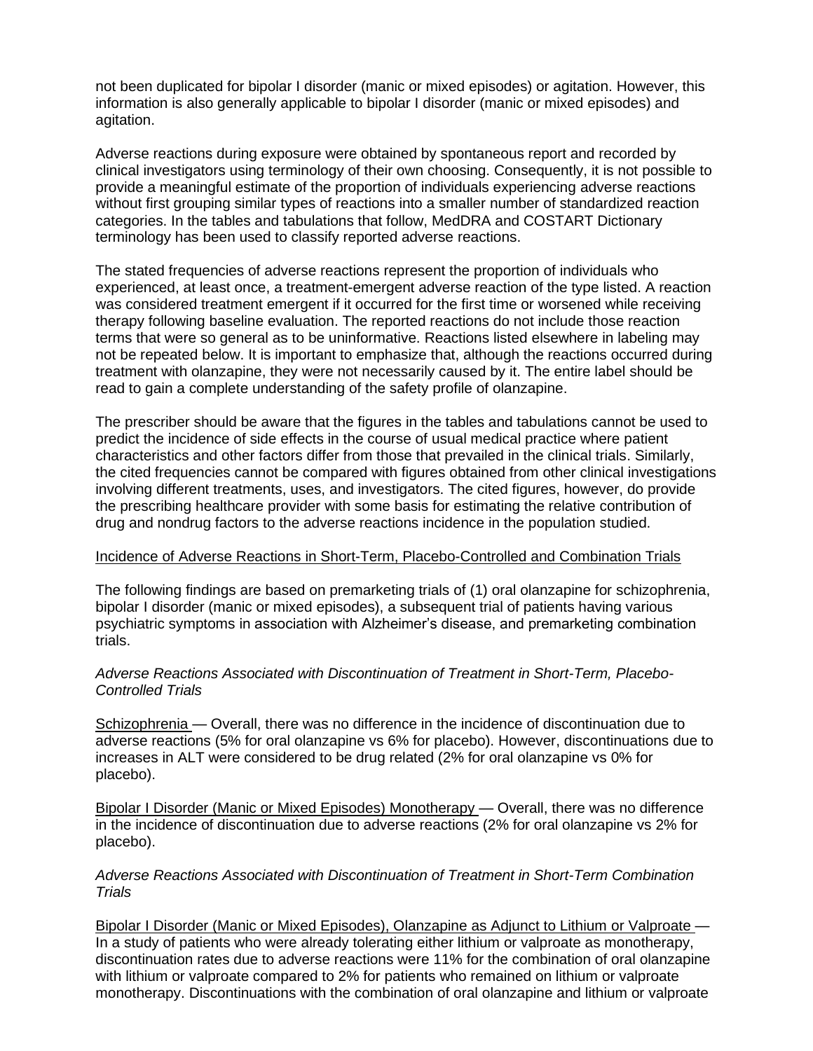not been duplicated for bipolar I disorder (manic or mixed episodes) or agitation. However, this information is also generally applicable to bipolar I disorder (manic or mixed episodes) and agitation.

Adverse reactions during exposure were obtained by spontaneous report and recorded by clinical investigators using terminology of their own choosing. Consequently, it is not possible to provide a meaningful estimate of the proportion of individuals experiencing adverse reactions without first grouping similar types of reactions into a smaller number of standardized reaction categories. In the tables and tabulations that follow, MedDRA and COSTART Dictionary terminology has been used to classify reported adverse reactions.

The stated frequencies of adverse reactions represent the proportion of individuals who experienced, at least once, a treatment-emergent adverse reaction of the type listed. A reaction was considered treatment emergent if it occurred for the first time or worsened while receiving therapy following baseline evaluation. The reported reactions do not include those reaction terms that were so general as to be uninformative. Reactions listed elsewhere in labeling may not be repeated below. It is important to emphasize that, although the reactions occurred during treatment with olanzapine, they were not necessarily caused by it. The entire label should be read to gain a complete understanding of the safety profile of olanzapine.

The prescriber should be aware that the figures in the tables and tabulations cannot be used to predict the incidence of side effects in the course of usual medical practice where patient characteristics and other factors differ from those that prevailed in the clinical trials. Similarly, the cited frequencies cannot be compared with figures obtained from other clinical investigations involving different treatments, uses, and investigators. The cited figures, however, do provide the prescribing healthcare provider with some basis for estimating the relative contribution of drug and nondrug factors to the adverse reactions incidence in the population studied.

Incidence of Adverse Reactions in Short-Term, Placebo-Controlled and Combination Trials

The following findings are based on premarketing trials of (1) oral olanzapine for schizophrenia, bipolar I disorder (manic or mixed episodes), a subsequent trial of patients having various psychiatric symptoms in association with Alzheimer's disease, and premarketing combination trials.

*Adverse Reactions Associated with Discontinuation of Treatment in Short-Term, Placebo-Controlled Trials*

Schizophrenia — Overall, there was no difference in the incidence of discontinuation due to adverse reactions (5% for oral olanzapine vs 6% for placebo). However, discontinuations due to increases in ALT were considered to be drug related (2% for oral olanzapine vs 0% for placebo).

Bipolar I Disorder (Manic or Mixed Episodes) Monotherapy — Overall, there was no difference in the incidence of discontinuation due to adverse reactions (2% for oral olanzapine vs 2% for placebo).

*Adverse Reactions Associated with Discontinuation of Treatment in Short-Term Combination Trials*

Bipolar I Disorder (Manic or Mixed Episodes), Olanzapine as Adjunct to Lithium or Valproate — In a study of patients who were already tolerating either lithium or valproate as monotherapy, discontinuation rates due to adverse reactions were 11% for the combination of oral olanzapine with lithium or valproate compared to 2% for patients who remained on lithium or valproate monotherapy. Discontinuations with the combination of oral olanzapine and lithium or valproate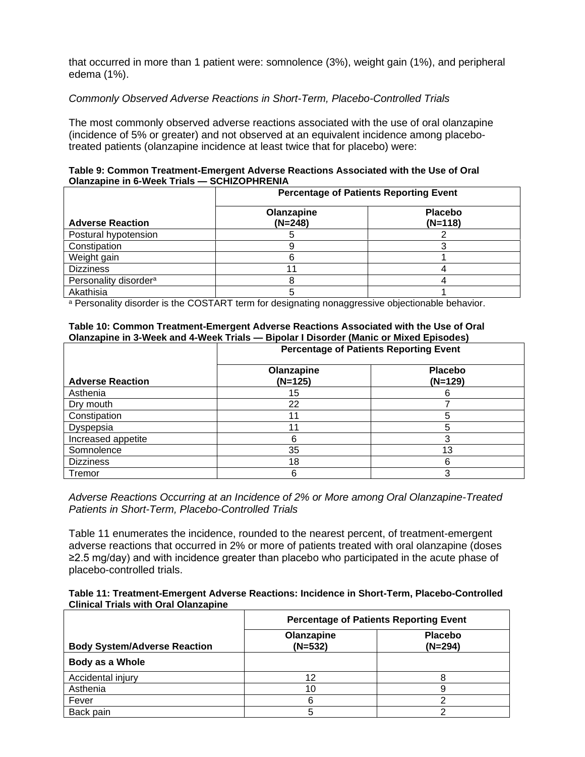that occurred in more than 1 patient were: somnolence (3%), weight gain (1%), and peripheral edema (1%).

*Commonly Observed Adverse Reactions in Short-Term, Placebo-Controlled Trials*

The most commonly observed adverse reactions associated with the use of oral olanzapine (incidence of 5% or greater) and not observed at an equivalent incidence among placebo-treated patients (olanzapine incidence at least twice that for placebo) were:

**Table 9: Common Treatment-Emergent Adverse Reactions Associated with the Use of Oral Olanzapine in 6-Week Trials — SCHIZOPHRENIA**

| Adverse Reaction | Percentage of Patients Reporting Event | |
|---|---|---|
| | Olanzapine (N=248) | Placebo (N=118) |
| Postural hypotension | 5 | 2 |
| Constipation | 9 | 3 |
| Weight gain | 6 | 1 |
| Dizziness | 11 | 4 |
| Personality disorder[a] | 8 | 4 |
| Akathisia | 5 | 1 |

[a] Personality disorder is the COSTART term for designating nonaggressive objectionable behavior.

**Table 10: Common Treatment-Emergent Adverse Reactions Associated with the Use of Oral Olanzapine in 3-Week and 4-Week Trials — Bipolar I Disorder (Manic or Mixed Episodes)**

| Adverse Reaction | Percentage of Patients Reporting Event | |
|---|---|---|
| | Olanzapine (N=125) | Placebo (N=129) |
| Asthenia | 15 | 6 |
| Dry mouth | 22 | 7 |
| Constipation | 11 | 5 |
| Dyspepsia | 11 | 5 |
| Increased appetite | 6 | 3 |
| Somnolence | 35 | 13 |
| Dizziness | 18 | 6 |
| Tremor | 6 | 3 |

*Adverse Reactions Occurring at an Incidence of 2% or More among Oral Olanzapine-Treated Patients in Short-Term, Placebo-Controlled Trials*

Table 11 enumerates the incidence, rounded to the nearest percent, of treatment-emergent adverse reactions that occurred in 2% or more of patients treated with oral olanzapine (doses ≥2.5 mg/day) and with incidence greater than placebo who participated in the acute phase of placebo-controlled trials.

**Table 11: Treatment-Emergent Adverse Reactions: Incidence in Short-Term, Placebo-Controlled Clinical Trials with Oral Olanzapine**

| Body System/Adverse Reaction | Percentage of Patients Reporting Event | |
|---|---|---|
| | Olanzapine (N=532) | Placebo (N=294) |
| **Body as a Whole** | | |
| Accidental injury | 12 | 8 |
| Asthenia | 10 | 9 |
| Fever | 6 | 2 |
| Back pain | 5 | 2 |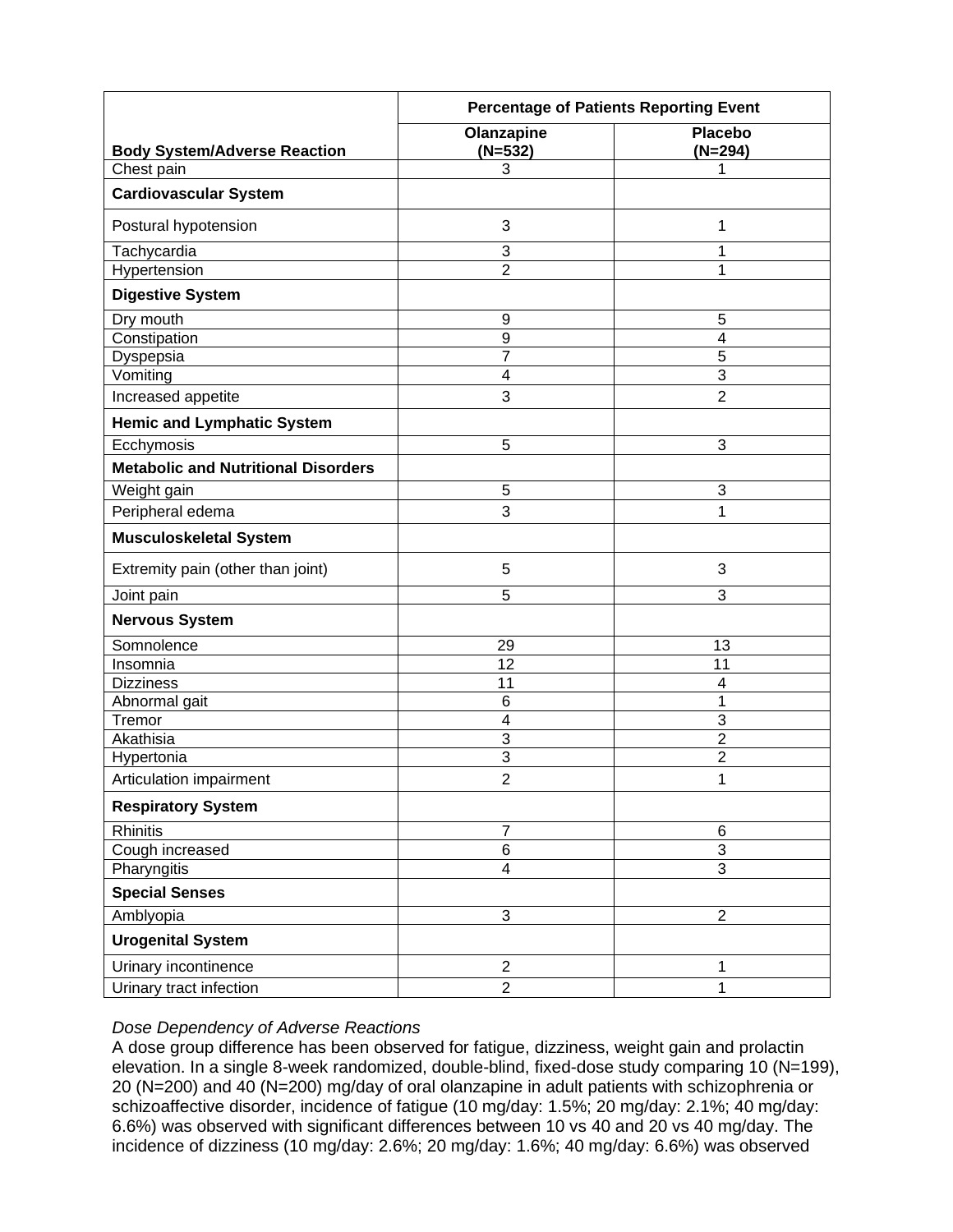| Body System/Adverse Reaction | Percentage of Patients Reporting Event | |
|---|---|---|
| | Olanzapine (N=532) | Placebo (N=294) |
| Chest pain | 3 | 1 |
| **Cardiovascular System** | | |
| Postural hypotension | 3 | 1 |
| Tachycardia | 3 | 1 |
| Hypertension | 2 | 1 |
| **Digestive System** | | |
| Dry mouth | 9 | 5 |
| Constipation | 9 | 4 |
| Dyspepsia | 7 | 5 |
| Vomiting | 4 | 3 |
| Increased appetite | 3 | 2 |
| **Hemic and Lymphatic System** | | |
| Ecchymosis | 5 | 3 |
| **Metabolic and Nutritional Disorders** | | |
| Weight gain | 5 | 3 |
| Peripheral edema | 3 | 1 |
| **Musculoskeletal System** | | |
| Extremity pain (other than joint) | 5 | 3 |
| Joint pain | 5 | 3 |
| **Nervous System** | | |
| Somnolence | 29 | 13 |
| Insomnia | 12 | 11 |
| Dizziness | 11 | 4 |
| Abnormal gait | 6 | 1 |
| Tremor | 4 | 3 |
| Akathisia | 3 | 2 |
| Hypertonia | 3 | 2 |
| Articulation impairment | 2 | 1 |
| **Respiratory System** | | |
| Rhinitis | 7 | 6 |
| Cough increased | 6 | 3 |
| Pharyngitis | 4 | 3 |
| **Special Senses** | | |
| Amblyopia | 3 | 2 |
| **Urogenital System** | | |
| Urinary incontinence | 2 | 1 |
| Urinary tract infection | 2 | 1 |

*Dose Dependency of Adverse Reactions*

A dose group difference has been observed for fatigue, dizziness, weight gain and prolactin elevation. In a single 8-week randomized, double-blind, fixed-dose study comparing 10 (N=199), 20 (N=200) and 40 (N=200) mg/day of oral olanzapine in adult patients with schizophrenia or schizoaffective disorder, incidence of fatigue (10 mg/day: 1.5%; 20 mg/day: 2.1%; 40 mg/day: 6.6%) was observed with significant differences between 10 vs 40 and 20 vs 40 mg/day. The incidence of dizziness (10 mg/day: 2.6%; 20 mg/day: 1.6%; 40 mg/day: 6.6%) was observed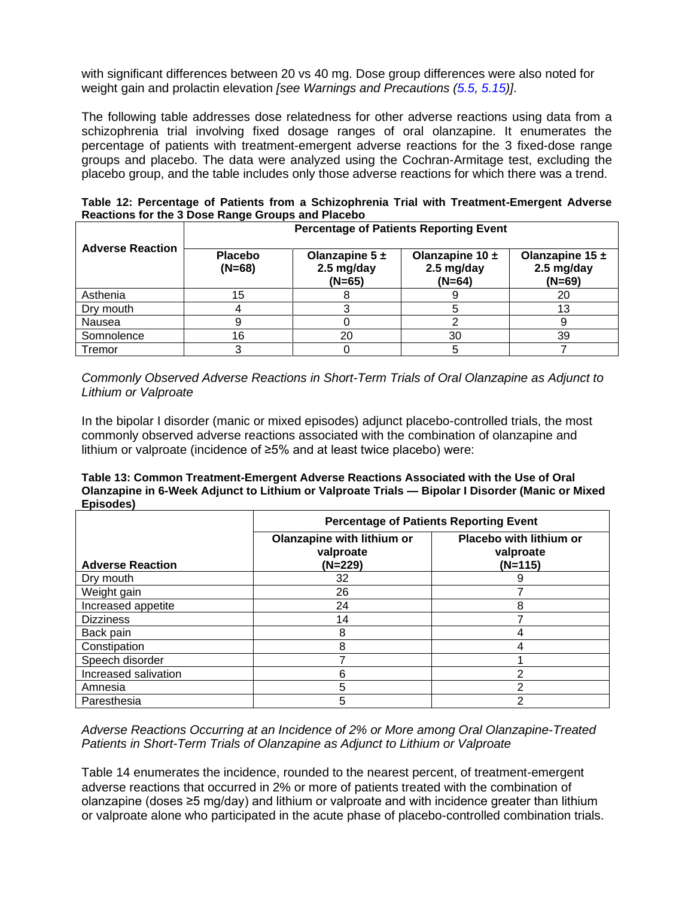with significant differences between 20 vs 40 mg. Dose group differences were also noted for weight gain and prolactin elevation *[see Warnings and Precautions (5.5, 5.15)]*.

The following table addresses dose relatedness for other adverse reactions using data from a schizophrenia trial involving fixed dosage ranges of oral olanzapine. It enumerates the percentage of patients with treatment-emergent adverse reactions for the 3 fixed-dose range groups and placebo. The data were analyzed using the Cochran-Armitage test, excluding the placebo group, and the table includes only those adverse reactions for which there was a trend.

**Table 12: Percentage of Patients from a Schizophrenia Trial with Treatment-Emergent Adverse Reactions for the 3 Dose Range Groups and Placebo**

| Adverse Reaction | Percentage of Patients Reporting Event | | | |
|---|---|---|---|---|
| | Placebo (N=68) | Olanzapine 5 ± 2.5 mg/day (N=65) | Olanzapine 10 ± 2.5 mg/day (N=64) | Olanzapine 15 ± 2.5 mg/day (N=69) |
| Asthenia | 15 | 8 | 9 | 20 |
| Dry mouth | 4 | 3 | 5 | 13 |
| Nausea | 9 | 0 | 2 | 9 |
| Somnolence | 16 | 20 | 30 | 39 |
| Tremor | 3 | 0 | 5 | 7 |

*Commonly Observed Adverse Reactions in Short-Term Trials of Oral Olanzapine as Adjunct to Lithium or Valproate*

In the bipolar I disorder (manic or mixed episodes) adjunct placebo-controlled trials, the most commonly observed adverse reactions associated with the combination of olanzapine and lithium or valproate (incidence of ≥5% and at least twice placebo) were:

**Table 13: Common Treatment-Emergent Adverse Reactions Associated with the Use of Oral Olanzapine in 6-Week Adjunct to Lithium or Valproate Trials — Bipolar I Disorder (Manic or Mixed Episodes)**

| | Percentage of Patients Reporting Event | |
|---|---|---|
| **Adverse Reaction** | Olanzapine with lithium or valproate (N=229) | Placebo with lithium or valproate (N=115) |
| Dry mouth | 32 | 9 |
| Weight gain | 26 | 7 |
| Increased appetite | 24 | 8 |
| Dizziness | 14 | 7 |
| Back pain | 8 | 4 |
| Constipation | 8 | 4 |
| Speech disorder | 7 | 1 |
| Increased salivation | 6 | 2 |
| Amnesia | 5 | 2 |
| Paresthesia | 5 | 2 |

*Adverse Reactions Occurring at an Incidence of 2% or More among Oral Olanzapine-Treated Patients in Short-Term Trials of Olanzapine as Adjunct to Lithium or Valproate*

Table 14 enumerates the incidence, rounded to the nearest percent, of treatment-emergent adverse reactions that occurred in 2% or more of patients treated with the combination of olanzapine (doses ≥5 mg/day) and lithium or valproate and with incidence greater than lithium or valproate alone who participated in the acute phase of placebo-controlled combination trials.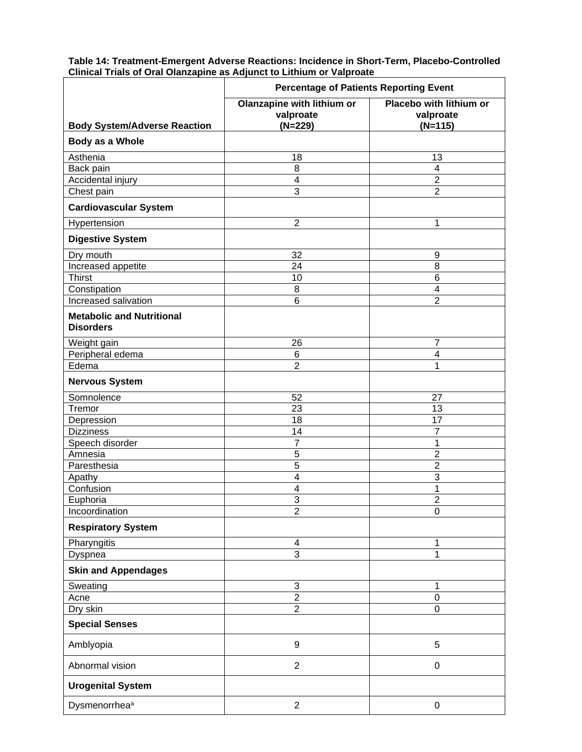**Table 14: Treatment-Emergent Adverse Reactions: Incidence in Short-Term, Placebo-Controlled Clinical Trials of Oral Olanzapine as Adjunct to Lithium or Valproate**

| | Percentage of Patients Reporting Event | |
|---|---|---|
| **Body System/Adverse Reaction** | **Olanzapine with lithium or valproate (N=229)** | **Placebo with lithium or valproate (N=115)** |
| **Body as a Whole** | | |
| Asthenia | 18 | 13 |
| Back pain | 8 | 4 |
| Accidental injury | 4 | 2 |
| Chest pain | 3 | 2 |
| **Cardiovascular System** | | |
| Hypertension | 2 | 1 |
| **Digestive System** | | |
| Dry mouth | 32 | 9 |
| Increased appetite | 24 | 8 |
| Thirst | 10 | 6 |
| Constipation | 8 | 4 |
| Increased salivation | 6 | 2 |
| **Metabolic and Nutritional Disorders** | | |
| Weight gain | 26 | 7 |
| Peripheral edema | 6 | 4 |
| Edema | 2 | 1 |
| **Nervous System** | | |
| Somnolence | 52 | 27 |
| Tremor | 23 | 13 |
| Depression | 18 | 17 |
| Dizziness | 14 | 7 |
| Speech disorder | 7 | 1 |
| Amnesia | 5 | 2 |
| Paresthesia | 5 | 2 |
| Apathy | 4 | 3 |
| Confusion | 4 | 1 |
| Euphoria | 3 | 2 |
| Incoordination | 2 | 0 |
| **Respiratory System** | | |
| Pharyngitis | 4 | 1 |
| Dyspnea | 3 | 1 |
| **Skin and Appendages** | | |
| Sweating | 3 | 1 |
| Acne | 2 | 0 |
| Dry skin | 2 | 0 |
| **Special Senses** | | |
| Amblyopia | 9 | 5 |
| Abnormal vision | 2 | 0 |
| **Urogenital System** | | |
| Dysmenorrhea[a] | 2 | 0 |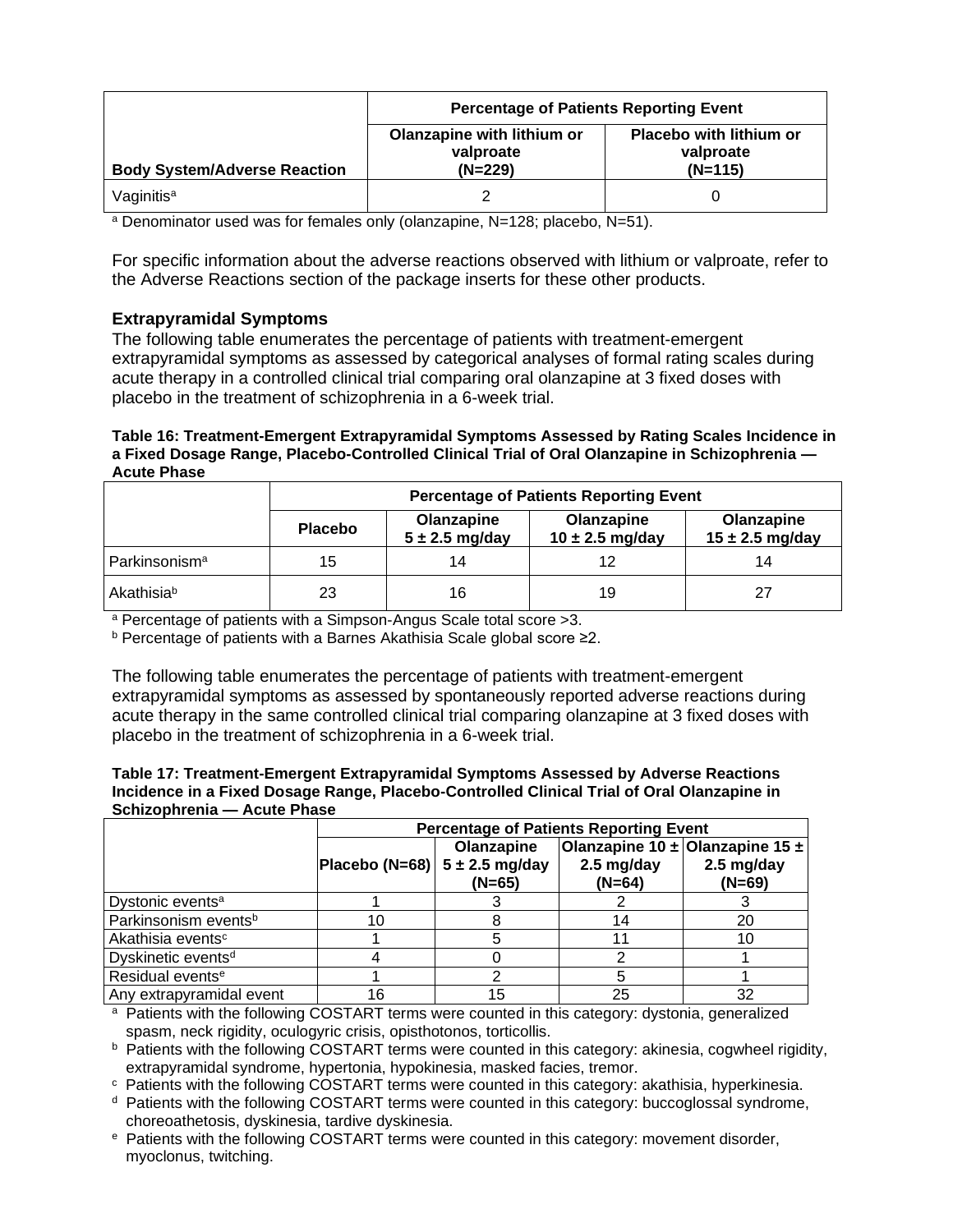| | Percentage of Patients Reporting Event | |
|---|---|---|
| **Body System/Adverse Reaction** | **Olanzapine with lithium or valproate (N=229)** | **Placebo with lithium or valproate (N=115)** |
| Vaginitis[a] | 2 | 0 |

[a] Denominator used was for females only (olanzapine, N=128; placebo, N=51).

For specific information about the adverse reactions observed with lithium or valproate, refer to the Adverse Reactions section of the package inserts for these other products.

### Extrapyramidal Symptoms

The following table enumerates the percentage of patients with treatment-emergent extrapyramidal symptoms as assessed by categorical analyses of formal rating scales during acute therapy in a controlled clinical trial comparing oral olanzapine at 3 fixed doses with placebo in the treatment of schizophrenia in a 6-week trial.

**Table 16: Treatment-Emergent Extrapyramidal Symptoms Assessed by Rating Scales Incidence in a Fixed Dosage Range, Placebo-Controlled Clinical Trial of Oral Olanzapine in Schizophrenia — Acute Phase**

| | Percentage of Patients Reporting Event | | | |
|---|---|---|---|---|
| | **Placebo** | **Olanzapine 5 ± 2.5 mg/day** | **Olanzapine 10 ± 2.5 mg/day** | **Olanzapine 15 ± 2.5 mg/day** |
| Parkinsonism[a] | 15 | 14 | 12 | 14 |
| Akathisia[b] | 23 | 16 | 19 | 27 |

[a] Percentage of patients with a Simpson-Angus Scale total score >3.
[b] Percentage of patients with a Barnes Akathisia Scale global score ≥2.

The following table enumerates the percentage of patients with treatment-emergent extrapyramidal symptoms as assessed by spontaneously reported adverse reactions during acute therapy in the same controlled clinical trial comparing olanzapine at 3 fixed doses with placebo in the treatment of schizophrenia in a 6-week trial.

**Table 17: Treatment-Emergent Extrapyramidal Symptoms Assessed by Adverse Reactions Incidence in a Fixed Dosage Range, Placebo-Controlled Clinical Trial of Oral Olanzapine in Schizophrenia — Acute Phase**

| | Percentage of Patients Reporting Event | | | |
|---|---|---|---|---|
| | **Placebo (N=68)** | **Olanzapine 5 ± 2.5 mg/day (N=65)** | **Olanzapine 10 ± 2.5 mg/day (N=64)** | **Olanzapine 15 ± 2.5 mg/day (N=69)** |
| Dystonic events[a] | 1 | 3 | 2 | 3 |
| Parkinsonism events[b] | 10 | 8 | 14 | 20 |
| Akathisia events[c] | 1 | 5 | 11 | 10 |
| Dyskinetic events[d] | 4 | 0 | 2 | 1 |
| Residual events[e] | 1 | 2 | 5 | 1 |
| Any extrapyramidal event | 16 | 15 | 25 | 32 |

[a] Patients with the following COSTART terms were counted in this category: dystonia, generalized spasm, neck rigidity, oculogyric crisis, opisthotonos, torticollis.
[b] Patients with the following COSTART terms were counted in this category: akinesia, cogwheel rigidity, extrapyramidal syndrome, hypertonia, hypokinesia, masked facies, tremor.
[c] Patients with the following COSTART terms were counted in this category: akathisia, hyperkinesia.
[d] Patients with the following COSTART terms were counted in this category: buccoglossal syndrome, choreoathetosis, dyskinesia, tardive dyskinesia.
[e] Patients with the following COSTART terms were counted in this category: movement disorder, myoclonus, twitching.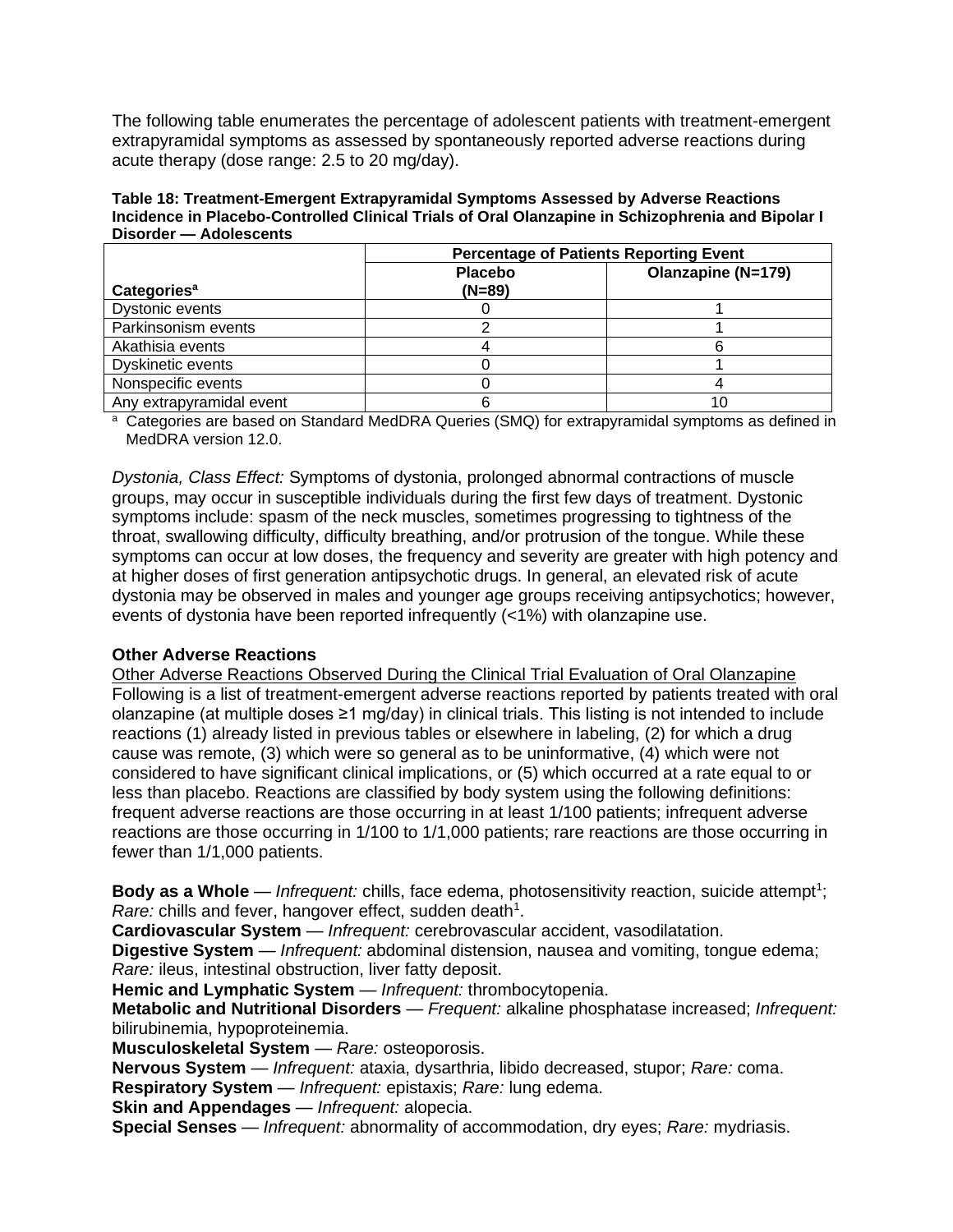The following table enumerates the percentage of adolescent patients with treatment-emergent extrapyramidal symptoms as assessed by spontaneously reported adverse reactions during acute therapy (dose range: 2.5 to 20 mg/day).

**Table 18: Treatment-Emergent Extrapyramidal Symptoms Assessed by Adverse Reactions Incidence in Placebo-Controlled Clinical Trials of Oral Olanzapine in Schizophrenia and Bipolar I Disorder — Adolescents**

| | Percentage of Patients Reporting Event | |
|---|---|---|
| **Categories**[a] | **Placebo (N=89)** | **Olanzapine (N=179)** |
| Dystonic events | 0 | 1 |
| Parkinsonism events | 2 | 1 |
| Akathisia events | 4 | 6 |
| Dyskinetic events | 0 | 1 |
| Nonspecific events | 0 | 4 |
| Any extrapyramidal event | 6 | 10 |

[a] Categories are based on Standard MedDRA Queries (SMQ) for extrapyramidal symptoms as defined in MedDRA version 12.0.

*Dystonia, Class Effect:* Symptoms of dystonia, prolonged abnormal contractions of muscle groups, may occur in susceptible individuals during the first few days of treatment. Dystonic symptoms include: spasm of the neck muscles, sometimes progressing to tightness of the throat, swallowing difficulty, difficulty breathing, and/or protrusion of the tongue. While these symptoms can occur at low doses, the frequency and severity are greater with high potency and at higher doses of first generation antipsychotic drugs. In general, an elevated risk of acute dystonia may be observed in males and younger age groups receiving antipsychotics; however, events of dystonia have been reported infrequently (<1%) with olanzapine use.

**Other Adverse Reactions**

Other Adverse Reactions Observed During the Clinical Trial Evaluation of Oral Olanzapine

Following is a list of treatment-emergent adverse reactions reported by patients treated with oral olanzapine (at multiple doses ≥1 mg/day) in clinical trials. This listing is not intended to include reactions (1) already listed in previous tables or elsewhere in labeling, (2) for which a drug cause was remote, (3) which were so general as to be uninformative, (4) which were not considered to have significant clinical implications, or (5) which occurred at a rate equal to or less than placebo. Reactions are classified by body system using the following definitions: frequent adverse reactions are those occurring in at least 1/100 patients; infrequent adverse reactions are those occurring in 1/100 to 1/1,000 patients; rare reactions are those occurring in fewer than 1/1,000 patients.

**Body as a Whole** — *Infrequent:* chills, face edema, photosensitivity reaction, suicide attempt[1]; *Rare:* chills and fever, hangover effect, sudden death[1].
**Cardiovascular System** — *Infrequent:* cerebrovascular accident, vasodilatation.
**Digestive System** — *Infrequent:* abdominal distension, nausea and vomiting, tongue edema; *Rare:* ileus, intestinal obstruction, liver fatty deposit.
**Hemic and Lymphatic System** — *Infrequent:* thrombocytopenia.
**Metabolic and Nutritional Disorders** — *Frequent:* alkaline phosphatase increased; *Infrequent:* bilirubinemia, hypoproteinemia.
**Musculoskeletal System** — *Rare:* osteoporosis.
**Nervous System** — *Infrequent:* ataxia, dysarthria, libido decreased, stupor; *Rare:* coma.
**Respiratory System** — *Infrequent:* epistaxis; *Rare:* lung edema.
**Skin and Appendages** — *Infrequent:* alopecia.
**Special Senses** — *Infrequent:* abnormality of accommodation, dry eyes; *Rare:* mydriasis.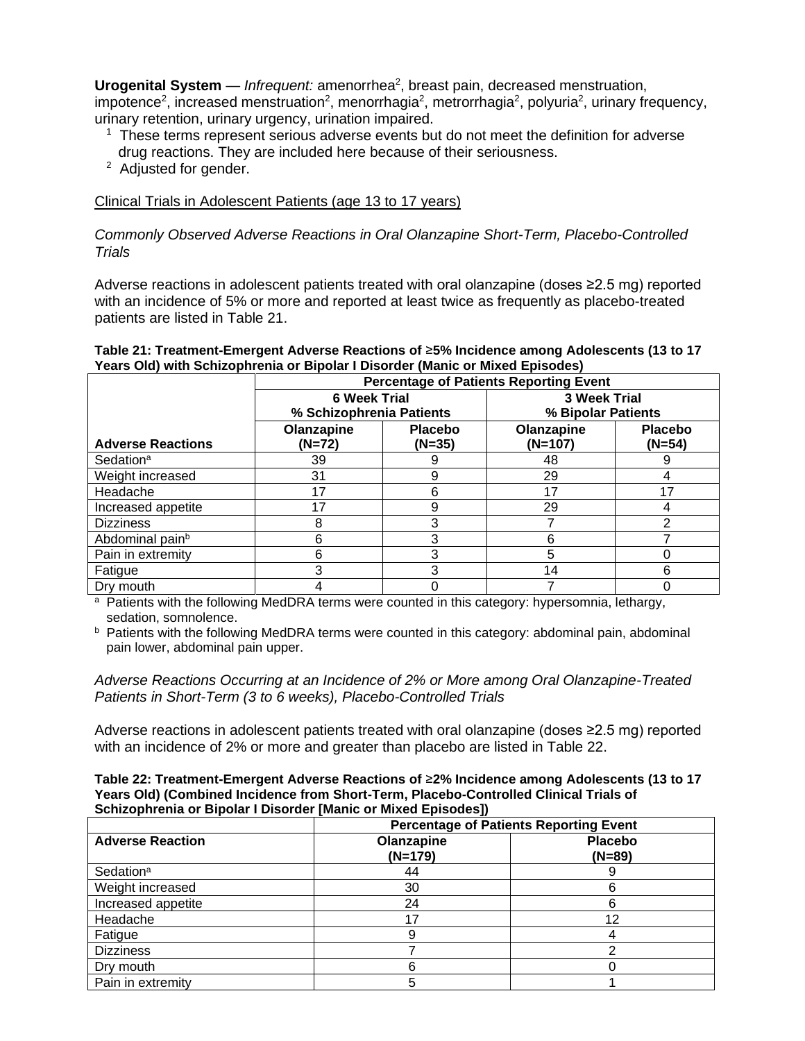**Urogenital System** — *Infrequent:* amenorrhea[2], breast pain, decreased menstruation, impotence[2], increased menstruation[2], menorrhagia[2], metrorrhagia[2], polyuria[2], urinary frequency, urinary retention, urinary urgency, urination impaired.

[1] These terms represent serious adverse events but do not meet the definition for adverse drug reactions. They are included here because of their seriousness.

[2] Adjusted for gender.

Clinical Trials in Adolescent Patients (age 13 to 17 years)

*Commonly Observed Adverse Reactions in Oral Olanzapine Short-Term, Placebo-Controlled Trials*

Adverse reactions in adolescent patients treated with oral olanzapine (doses ≥2.5 mg) reported with an incidence of 5% or more and reported at least twice as frequently as placebo-treated patients are listed in Table 21.

**Table 21: Treatment-Emergent Adverse Reactions of ≥5% Incidence among Adolescents (13 to 17 Years Old) with Schizophrenia or Bipolar I Disorder (Manic or Mixed Episodes)**

| | Percentage of Patients Reporting Event | | | |
|---|---|---|---|---|
| | 6 Week Trial % Schizophrenia Patients | | 3 Week Trial % Bipolar Patients | |
| **Adverse Reactions** | Olanzapine (N=72) | Placebo (N=35) | Olanzapine (N=107) | Placebo (N=54) |
| Sedation[a] | 39 | 9 | 48 | 9 |
| Weight increased | 31 | 9 | 29 | 4 |
| Headache | 17 | 6 | 17 | 17 |
| Increased appetite | 17 | 9 | 29 | 4 |
| Dizziness | 8 | 3 | 7 | 2 |
| Abdominal pain[b] | 6 | 3 | 6 | 7 |
| Pain in extremity | 6 | 3 | 5 | 0 |
| Fatigue | 3 | 3 | 14 | 6 |
| Dry mouth | 4 | 0 | 7 | 0 |

[a] Patients with the following MedDRA terms were counted in this category: hypersomnia, lethargy, sedation, somnolence.

[b] Patients with the following MedDRA terms were counted in this category: abdominal pain, abdominal pain lower, abdominal pain upper.

*Adverse Reactions Occurring at an Incidence of 2% or More among Oral Olanzapine-Treated Patients in Short-Term (3 to 6 weeks), Placebo-Controlled Trials*

Adverse reactions in adolescent patients treated with oral olanzapine (doses ≥2.5 mg) reported with an incidence of 2% or more and greater than placebo are listed in Table 22.

**Table 22: Treatment-Emergent Adverse Reactions of ≥2% Incidence among Adolescents (13 to 17 Years Old) (Combined Incidence from Short-Term, Placebo-Controlled Clinical Trials of Schizophrenia or Bipolar I Disorder [Manic or Mixed Episodes])**

| | Percentage of Patients Reporting Event | |
|---|---|---|
| **Adverse Reaction** | Olanzapine (N=179) | Placebo (N=89) |
| Sedation[a] | 44 | 9 |
| Weight increased | 30 | 6 |
| Increased appetite | 24 | 6 |
| Headache | 17 | 12 |
| Fatigue | 9 | 4 |
| Dizziness | 7 | 2 |
| Dry mouth | 6 | 0 |
| Pain in extremity | 5 | 1 |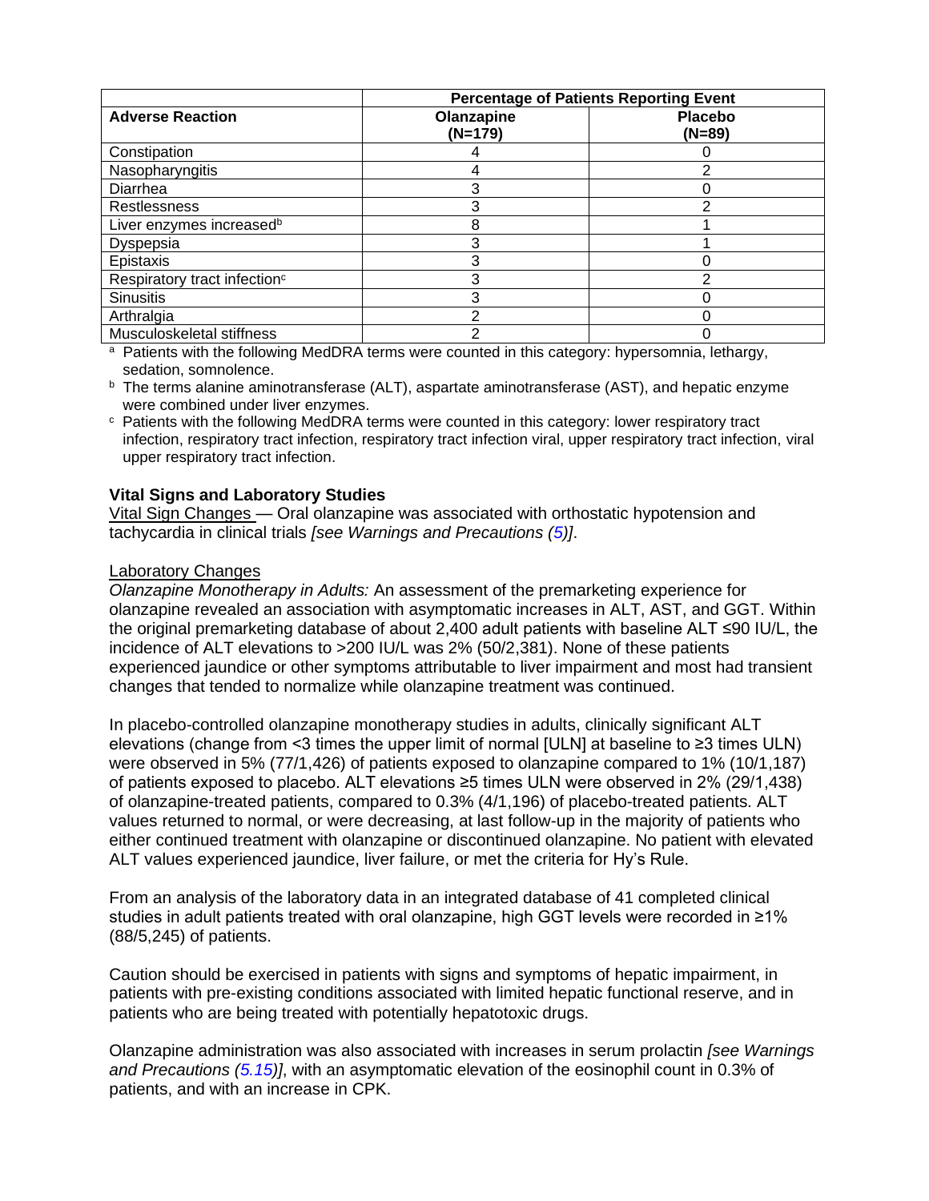| Adverse Reaction | Percentage of Patients Reporting Event | |
|---|---|---|
| | Olanzapine (N=179) | Placebo (N=89) |
| Constipation | 4 | 0 |
| Nasopharyngitis | 4 | 2 |
| Diarrhea | 3 | 0 |
| Restlessness | 3 | 2 |
| Liver enzymes increased[b] | 8 | 1 |
| Dyspepsia | 3 | 1 |
| Epistaxis | 3 | 0 |
| Respiratory tract infection[c] | 3 | 2 |
| Sinusitis | 3 | 0 |
| Arthralgia | 2 | 0 |
| Musculoskeletal stiffness | 2 | 0 |

[a] Patients with the following MedDRA terms were counted in this category: hypersomnia, lethargy, sedation, somnolence.

[b] The terms alanine aminotransferase (ALT), aspartate aminotransferase (AST), and hepatic enzyme were combined under liver enzymes.

[c] Patients with the following MedDRA terms were counted in this category: lower respiratory tract infection, respiratory tract infection, respiratory tract infection viral, upper respiratory tract infection, viral upper respiratory tract infection.

**Vital Signs and Laboratory Studies**

Vital Sign Changes — Oral olanzapine was associated with orthostatic hypotension and tachycardia in clinical trials *[see Warnings and Precautions (5)]*.

Laboratory Changes

*Olanzapine Monotherapy in Adults:* An assessment of the premarketing experience for olanzapine revealed an association with asymptomatic increases in ALT, AST, and GGT. Within the original premarketing database of about 2,400 adult patients with baseline ALT ≤90 IU/L, the incidence of ALT elevations to >200 IU/L was 2% (50/2,381). None of these patients experienced jaundice or other symptoms attributable to liver impairment and most had transient changes that tended to normalize while olanzapine treatment was continued.

In placebo-controlled olanzapine monotherapy studies in adults, clinically significant ALT elevations (change from <3 times the upper limit of normal [ULN] at baseline to ≥3 times ULN) were observed in 5% (77/1,426) of patients exposed to olanzapine compared to 1% (10/1,187) of patients exposed to placebo. ALT elevations ≥5 times ULN were observed in 2% (29/1,438) of olanzapine-treated patients, compared to 0.3% (4/1,196) of placebo-treated patients. ALT values returned to normal, or were decreasing, at last follow-up in the majority of patients who either continued treatment with olanzapine or discontinued olanzapine. No patient with elevated ALT values experienced jaundice, liver failure, or met the criteria for Hy's Rule.

From an analysis of the laboratory data in an integrated database of 41 completed clinical studies in adult patients treated with oral olanzapine, high GGT levels were recorded in ≥1% (88/5,245) of patients.

Caution should be exercised in patients with signs and symptoms of hepatic impairment, in patients with pre-existing conditions associated with limited hepatic functional reserve, and in patients who are being treated with potentially hepatotoxic drugs.

Olanzapine administration was also associated with increases in serum prolactin *[see Warnings and Precautions (5.15)]*, with an asymptomatic elevation of the eosinophil count in 0.3% of patients, and with an increase in CPK.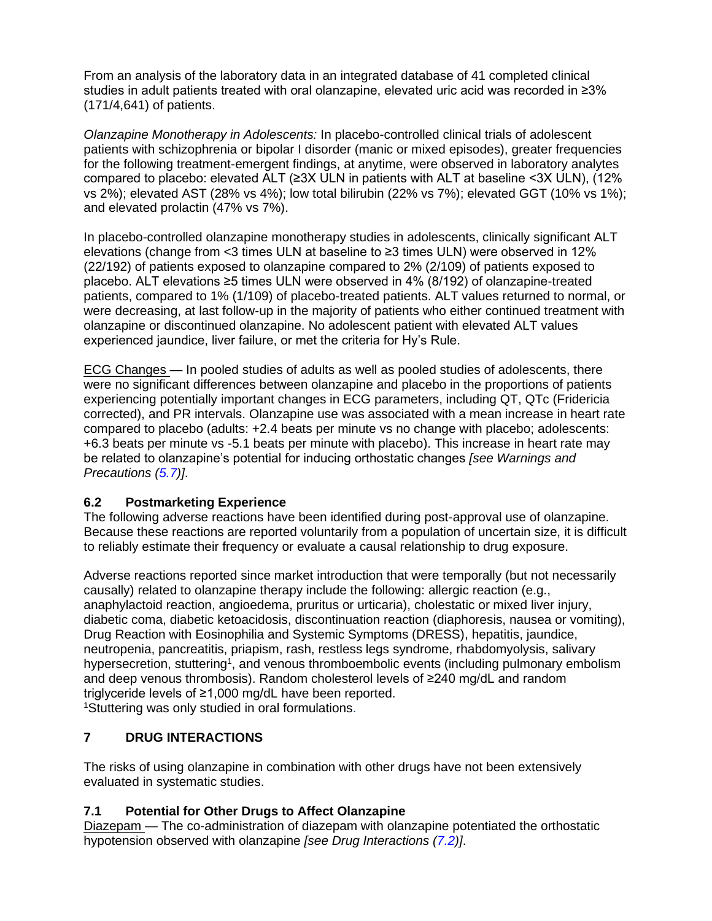From an analysis of the laboratory data in an integrated database of 41 completed clinical studies in adult patients treated with oral olanzapine, elevated uric acid was recorded in ≥3% (171/4,641) of patients.

*Olanzapine Monotherapy in Adolescents:* In placebo-controlled clinical trials of adolescent patients with schizophrenia or bipolar I disorder (manic or mixed episodes), greater frequencies for the following treatment-emergent findings, at anytime, were observed in laboratory analytes compared to placebo: elevated ALT (≥3X ULN in patients with ALT at baseline <3X ULN), (12% vs 2%); elevated AST (28% vs 4%); low total bilirubin (22% vs 7%); elevated GGT (10% vs 1%); and elevated prolactin (47% vs 7%).

In placebo-controlled olanzapine monotherapy studies in adolescents, clinically significant ALT elevations (change from <3 times ULN at baseline to ≥3 times ULN) were observed in 12% (22/192) of patients exposed to olanzapine compared to 2% (2/109) of patients exposed to placebo. ALT elevations ≥5 times ULN were observed in 4% (8/192) of olanzapine-treated patients, compared to 1% (1/109) of placebo-treated patients. ALT values returned to normal, or were decreasing, at last follow-up in the majority of patients who either continued treatment with olanzapine or discontinued olanzapine. No adolescent patient with elevated ALT values experienced jaundice, liver failure, or met the criteria for Hy's Rule.

ECG Changes — In pooled studies of adults as well as pooled studies of adolescents, there were no significant differences between olanzapine and placebo in the proportions of patients experiencing potentially important changes in ECG parameters, including QT, QTc (Fridericia corrected), and PR intervals. Olanzapine use was associated with a mean increase in heart rate compared to placebo (adults: +2.4 beats per minute vs no change with placebo; adolescents: +6.3 beats per minute vs -5.1 beats per minute with placebo). This increase in heart rate may be related to olanzapine's potential for inducing orthostatic changes *[see Warnings and Precautions (5.7)]*.

### 6.2 Postmarketing Experience

The following adverse reactions have been identified during post-approval use of olanzapine. Because these reactions are reported voluntarily from a population of uncertain size, it is difficult to reliably estimate their frequency or evaluate a causal relationship to drug exposure.

Adverse reactions reported since market introduction that were temporally (but not necessarily causally) related to olanzapine therapy include the following: allergic reaction (e.g., anaphylactoid reaction, angioedema, pruritus or urticaria), cholestatic or mixed liver injury, diabetic coma, diabetic ketoacidosis, discontinuation reaction (diaphoresis, nausea or vomiting), Drug Reaction with Eosinophilia and Systemic Symptoms (DRESS), hepatitis, jaundice, neutropenia, pancreatitis, priapism, rash, restless legs syndrome, rhabdomyolysis, salivary hypersecretion, stuttering[1], and venous thromboembolic events (including pulmonary embolism and deep venous thrombosis). Random cholesterol levels of ≥240 mg/dL and random triglyceride levels of ≥1,000 mg/dL have been reported.

[1]Stuttering was only studied in oral formulations.

## 7 DRUG INTERACTIONS

The risks of using olanzapine in combination with other drugs have not been extensively evaluated in systematic studies.

### 7.1 Potential for Other Drugs to Affect Olanzapine

Diazepam — The co-administration of diazepam with olanzapine potentiated the orthostatic hypotension observed with olanzapine *[see Drug Interactions (7.2)]*.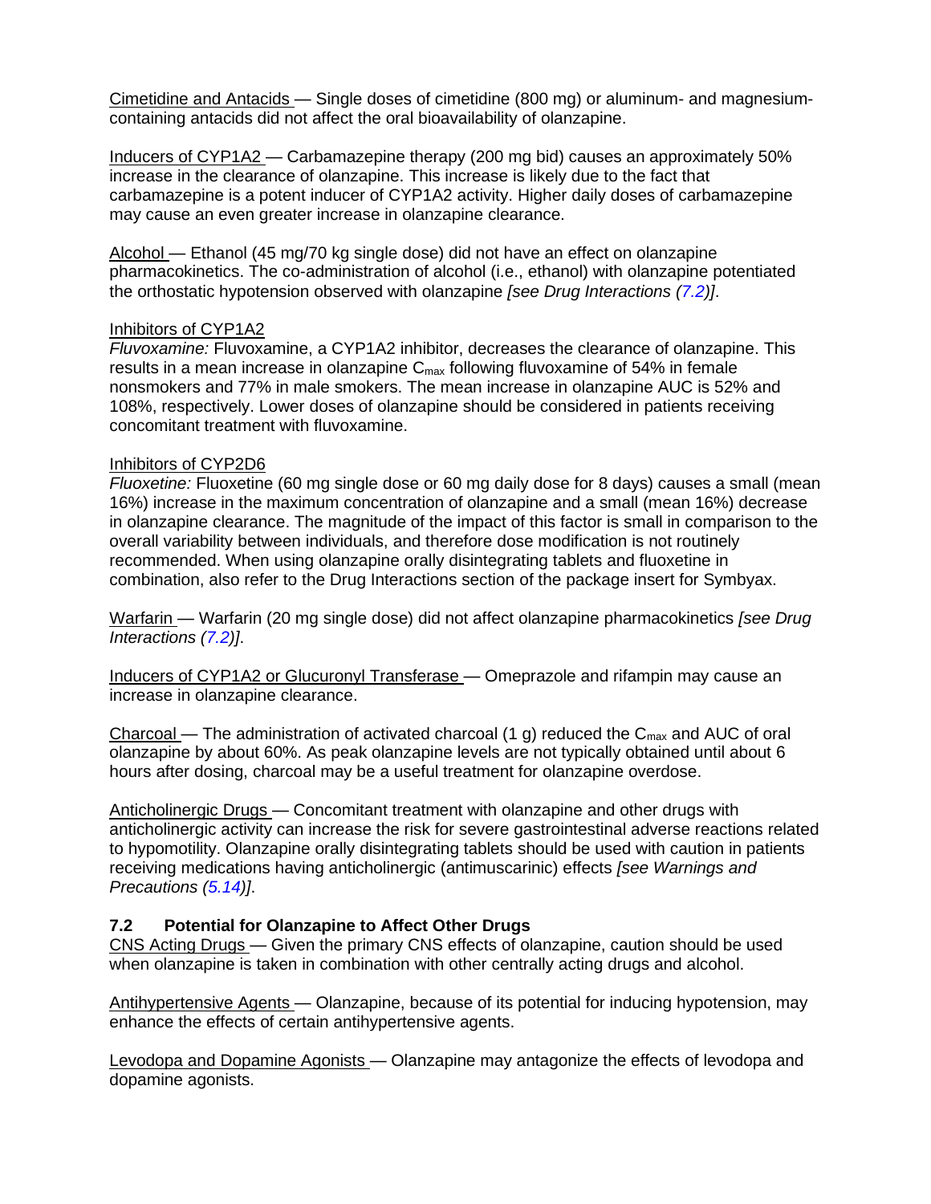Cimetidine and Antacids — Single doses of cimetidine (800 mg) or aluminum- and magnesium-containing antacids did not affect the oral bioavailability of olanzapine.

Inducers of CYP1A2 — Carbamazepine therapy (200 mg bid) causes an approximately 50% increase in the clearance of olanzapine. This increase is likely due to the fact that carbamazepine is a potent inducer of CYP1A2 activity. Higher daily doses of carbamazepine may cause an even greater increase in olanzapine clearance.

Alcohol — Ethanol (45 mg/70 kg single dose) did not have an effect on olanzapine pharmacokinetics. The co-administration of alcohol (i.e., ethanol) with olanzapine potentiated the orthostatic hypotension observed with olanzapine *[see Drug Interactions (7.2)]*.

Inhibitors of CYP1A2
*Fluvoxamine:* Fluvoxamine, a CYP1A2 inhibitor, decreases the clearance of olanzapine. This results in a mean increase in olanzapine $C_{max}$ following fluvoxamine of 54% in female nonsmokers and 77% in male smokers. The mean increase in olanzapine AUC is 52% and 108%, respectively. Lower doses of olanzapine should be considered in patients receiving concomitant treatment with fluvoxamine.

Inhibitors of CYP2D6
*Fluoxetine:* Fluoxetine (60 mg single dose or 60 mg daily dose for 8 days) causes a small (mean 16%) increase in the maximum concentration of olanzapine and a small (mean 16%) decrease in olanzapine clearance. The magnitude of the impact of this factor is small in comparison to the overall variability between individuals, and therefore dose modification is not routinely recommended. When using olanzapine orally disintegrating tablets and fluoxetine in combination, also refer to the Drug Interactions section of the package insert for Symbyax.

Warfarin — Warfarin (20 mg single dose) did not affect olanzapine pharmacokinetics *[see Drug Interactions (7.2)]*.

Inducers of CYP1A2 or Glucuronyl Transferase — Omeprazole and rifampin may cause an increase in olanzapine clearance.

Charcoal — The administration of activated charcoal (1 g) reduced the $C_{max}$ and AUC of oral olanzapine by about 60%. As peak olanzapine levels are not typically obtained until about 6 hours after dosing, charcoal may be a useful treatment for olanzapine overdose.

Anticholinergic Drugs — Concomitant treatment with olanzapine and other drugs with anticholinergic activity can increase the risk for severe gastrointestinal adverse reactions related to hypomotility. Olanzapine orally disintegrating tablets should be used with caution in patients receiving medications having anticholinergic (antimuscarinic) effects *[see Warnings and Precautions (5.14)]*.

### 7.2 Potential for Olanzapine to Affect Other Drugs

CNS Acting Drugs — Given the primary CNS effects of olanzapine, caution should be used when olanzapine is taken in combination with other centrally acting drugs and alcohol.

Antihypertensive Agents — Olanzapine, because of its potential for inducing hypotension, may enhance the effects of certain antihypertensive agents.

Levodopa and Dopamine Agonists — Olanzapine may antagonize the effects of levodopa and dopamine agonists.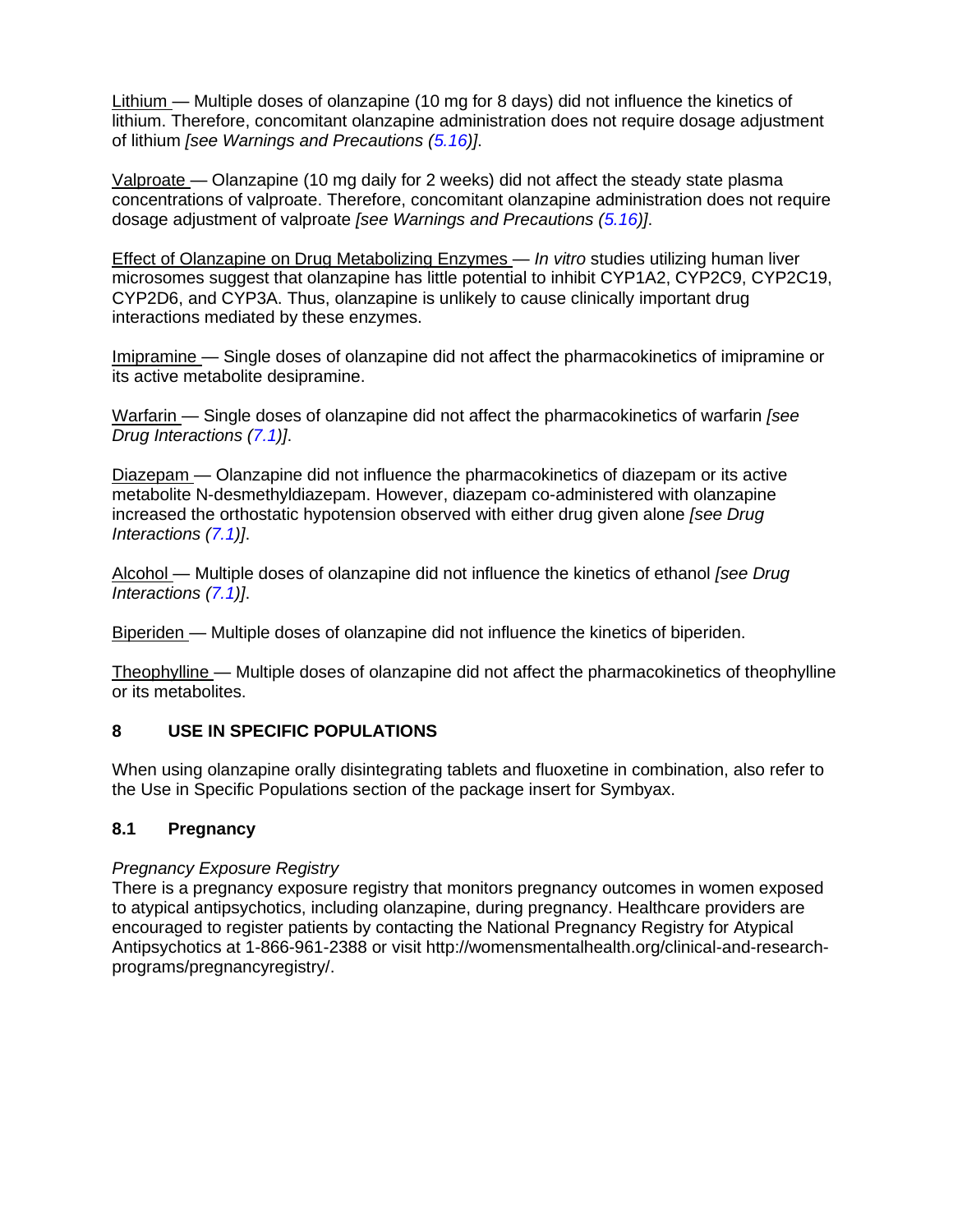Lithium — Multiple doses of olanzapine (10 mg for 8 days) did not influence the kinetics of lithium. Therefore, concomitant olanzapine administration does not require dosage adjustment of lithium *[see Warnings and Precautions (5.16)]*.

Valproate — Olanzapine (10 mg daily for 2 weeks) did not affect the steady state plasma concentrations of valproate. Therefore, concomitant olanzapine administration does not require dosage adjustment of valproate *[see Warnings and Precautions (5.16)]*.

Effect of Olanzapine on Drug Metabolizing Enzymes — *In vitro* studies utilizing human liver microsomes suggest that olanzapine has little potential to inhibit CYP1A2, CYP2C9, CYP2C19, CYP2D6, and CYP3A. Thus, olanzapine is unlikely to cause clinically important drug interactions mediated by these enzymes.

Imipramine — Single doses of olanzapine did not affect the pharmacokinetics of imipramine or its active metabolite desipramine.

Warfarin — Single doses of olanzapine did not affect the pharmacokinetics of warfarin *[see Drug Interactions (7.1)]*.

Diazepam — Olanzapine did not influence the pharmacokinetics of diazepam or its active metabolite N-desmethyldiazepam. However, diazepam co-administered with olanzapine increased the orthostatic hypotension observed with either drug given alone *[see Drug Interactions (7.1)]*.

Alcohol — Multiple doses of olanzapine did not influence the kinetics of ethanol *[see Drug Interactions (7.1)]*.

Biperiden — Multiple doses of olanzapine did not influence the kinetics of biperiden.

Theophylline — Multiple doses of olanzapine did not affect the pharmacokinetics of theophylline or its metabolites.

## 8 USE IN SPECIFIC POPULATIONS

When using olanzapine orally disintegrating tablets and fluoxetine in combination, also refer to the Use in Specific Populations section of the package insert for Symbyax.

### 8.1 Pregnancy

*Pregnancy Exposure Registry*

There is a pregnancy exposure registry that monitors pregnancy outcomes in women exposed to atypical antipsychotics, including olanzapine, during pregnancy. Healthcare providers are encouraged to register patients by contacting the National Pregnancy Registry for Atypical Antipsychotics at 1-866-961-2388 or visit http://womensmentalhealth.org/clinical-and-research-programs/pregnancyregistry/.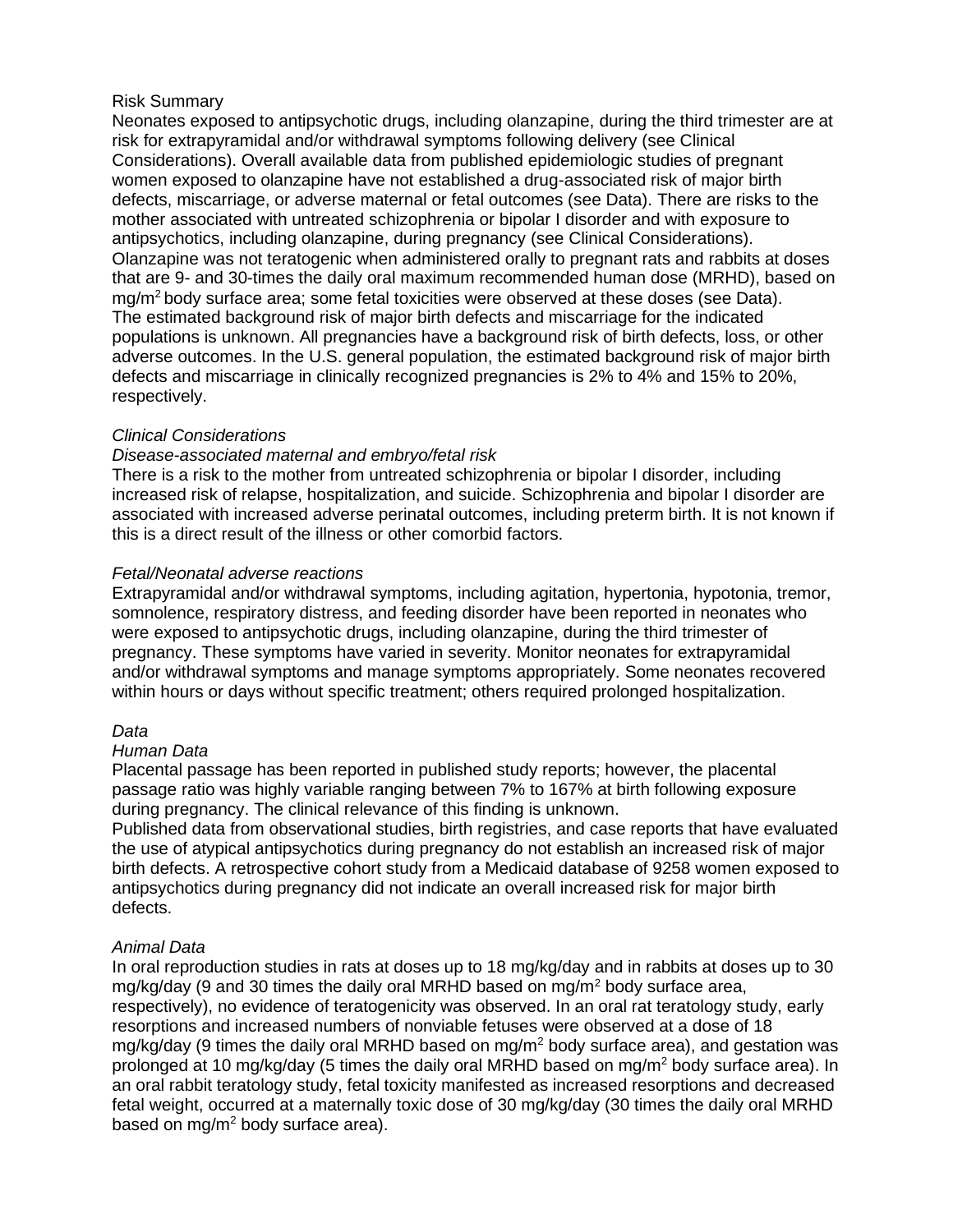Risk Summary

Neonates exposed to antipsychotic drugs, including olanzapine, during the third trimester are at risk for extrapyramidal and/or withdrawal symptoms following delivery (see Clinical Considerations). Overall available data from published epidemiologic studies of pregnant women exposed to olanzapine have not established a drug-associated risk of major birth defects, miscarriage, or adverse maternal or fetal outcomes (see Data). There are risks to the mother associated with untreated schizophrenia or bipolar I disorder and with exposure to antipsychotics, including olanzapine, during pregnancy (see Clinical Considerations). Olanzapine was not teratogenic when administered orally to pregnant rats and rabbits at doses that are 9- and 30-times the daily oral maximum recommended human dose (MRHD), based on $mg/m^2$ body surface area; some fetal toxicities were observed at these doses (see Data). The estimated background risk of major birth defects and miscarriage for the indicated populations is unknown. All pregnancies have a background risk of birth defects, loss, or other adverse outcomes. In the U.S. general population, the estimated background risk of major birth defects and miscarriage in clinically recognized pregnancies is 2% to 4% and 15% to 20%, respectively.

*Clinical Considerations*

*Disease-associated maternal and embryo/fetal risk*

There is a risk to the mother from untreated schizophrenia or bipolar I disorder, including increased risk of relapse, hospitalization, and suicide. Schizophrenia and bipolar I disorder are associated with increased adverse perinatal outcomes, including preterm birth. It is not known if this is a direct result of the illness or other comorbid factors.

*Fetal/Neonatal adverse reactions*

Extrapyramidal and/or withdrawal symptoms, including agitation, hypertonia, hypotonia, tremor, somnolence, respiratory distress, and feeding disorder have been reported in neonates who were exposed to antipsychotic drugs, including olanzapine, during the third trimester of pregnancy. These symptoms have varied in severity. Monitor neonates for extrapyramidal and/or withdrawal symptoms and manage symptoms appropriately. Some neonates recovered within hours or days without specific treatment; others required prolonged hospitalization.

*Data*

*Human Data*

Placental passage has been reported in published study reports; however, the placental passage ratio was highly variable ranging between 7% to 167% at birth following exposure during pregnancy. The clinical relevance of this finding is unknown.

Published data from observational studies, birth registries, and case reports that have evaluated the use of atypical antipsychotics during pregnancy do not establish an increased risk of major birth defects. A retrospective cohort study from a Medicaid database of 9258 women exposed to antipsychotics during pregnancy did not indicate an overall increased risk for major birth defects.

*Animal Data*

In oral reproduction studies in rats at doses up to 18 mg/kg/day and in rabbits at doses up to 30 mg/kg/day (9 and 30 times the daily oral MRHD based on $mg/m^2$ body surface area, respectively), no evidence of teratogenicity was observed. In an oral rat teratology study, early resorptions and increased numbers of nonviable fetuses were observed at a dose of 18 mg/kg/day (9 times the daily oral MRHD based on $mg/m^2$ body surface area), and gestation was prolonged at 10 mg/kg/day (5 times the daily oral MRHD based on $mg/m^2$ body surface area). In an oral rabbit teratology study, fetal toxicity manifested as increased resorptions and decreased fetal weight, occurred at a maternally toxic dose of 30 mg/kg/day (30 times the daily oral MRHD based on $mg/m^2$ body surface area).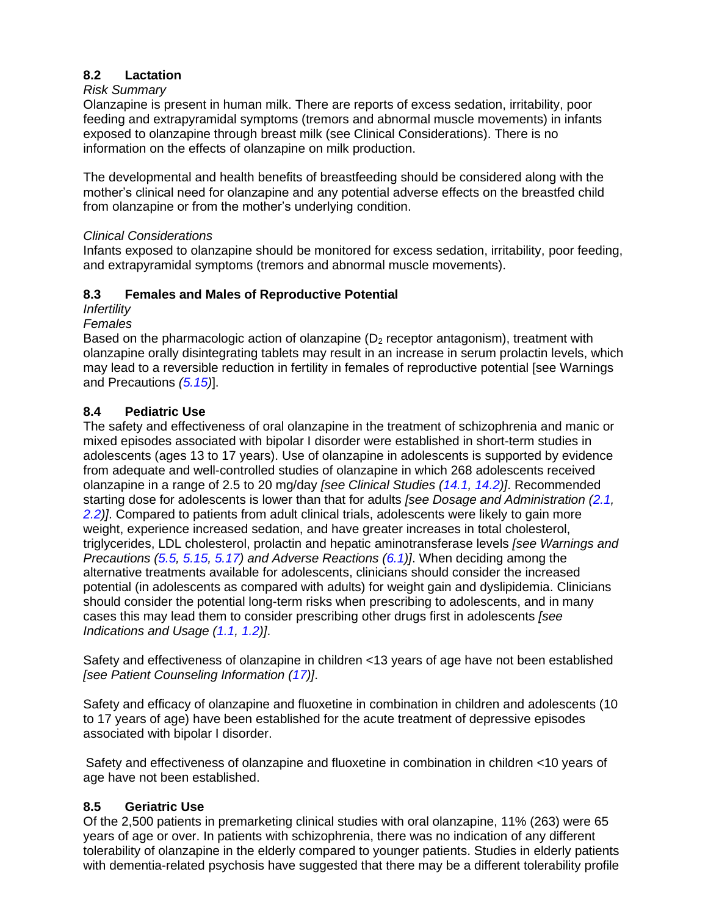### 8.2 Lactation

*Risk Summary*

Olanzapine is present in human milk. There are reports of excess sedation, irritability, poor feeding and extrapyramidal symptoms (tremors and abnormal muscle movements) in infants exposed to olanzapine through breast milk (see Clinical Considerations). There is no information on the effects of olanzapine on milk production.

The developmental and health benefits of breastfeeding should be considered along with the mother's clinical need for olanzapine and any potential adverse effects on the breastfed child from olanzapine or from the mother's underlying condition.

*Clinical Considerations*

Infants exposed to olanzapine should be monitored for excess sedation, irritability, poor feeding, and extrapyramidal symptoms (tremors and abnormal muscle movements).

### 8.3 Females and Males of Reproductive Potential

*Infertility*

*Females*

Based on the pharmacologic action of olanzapine ($D_2$ receptor antagonism), treatment with olanzapine orally disintegrating tablets may result in an increase in serum prolactin levels, which may lead to a reversible reduction in fertility in females of reproductive potential [see Warnings and Precautions *(5.15)*].

### 8.4 Pediatric Use

The safety and effectiveness of oral olanzapine in the treatment of schizophrenia and manic or mixed episodes associated with bipolar I disorder were established in short-term studies in adolescents (ages 13 to 17 years). Use of olanzapine in adolescents is supported by evidence from adequate and well-controlled studies of olanzapine in which 268 adolescents received olanzapine in a range of 2.5 to 20 mg/day *[see Clinical Studies (14.1, 14.2)]*. Recommended starting dose for adolescents is lower than that for adults *[see Dosage and Administration (2.1, 2.2)]*. Compared to patients from adult clinical trials, adolescents were likely to gain more weight, experience increased sedation, and have greater increases in total cholesterol, triglycerides, LDL cholesterol, prolactin and hepatic aminotransferase levels *[see Warnings and Precautions (5.5, 5.15, 5.17) and Adverse Reactions (6.1)]*. When deciding among the alternative treatments available for adolescents, clinicians should consider the increased potential (in adolescents as compared with adults) for weight gain and dyslipidemia. Clinicians should consider the potential long-term risks when prescribing to adolescents, and in many cases this may lead them to consider prescribing other drugs first in adolescents *[see Indications and Usage (1.1, 1.2)]*.

Safety and effectiveness of olanzapine in children <13 years of age have not been established *[see Patient Counseling Information (17)]*.

Safety and efficacy of olanzapine and fluoxetine in combination in children and adolescents (10 to 17 years of age) have been established for the acute treatment of depressive episodes associated with bipolar I disorder.

Safety and effectiveness of olanzapine and fluoxetine in combination in children <10 years of age have not been established.

### 8.5 Geriatric Use

Of the 2,500 patients in premarketing clinical studies with oral olanzapine, 11% (263) were 65 years of age or over. In patients with schizophrenia, there was no indication of any different tolerability of olanzapine in the elderly compared to younger patients. Studies in elderly patients with dementia-related psychosis have suggested that there may be a different tolerability profile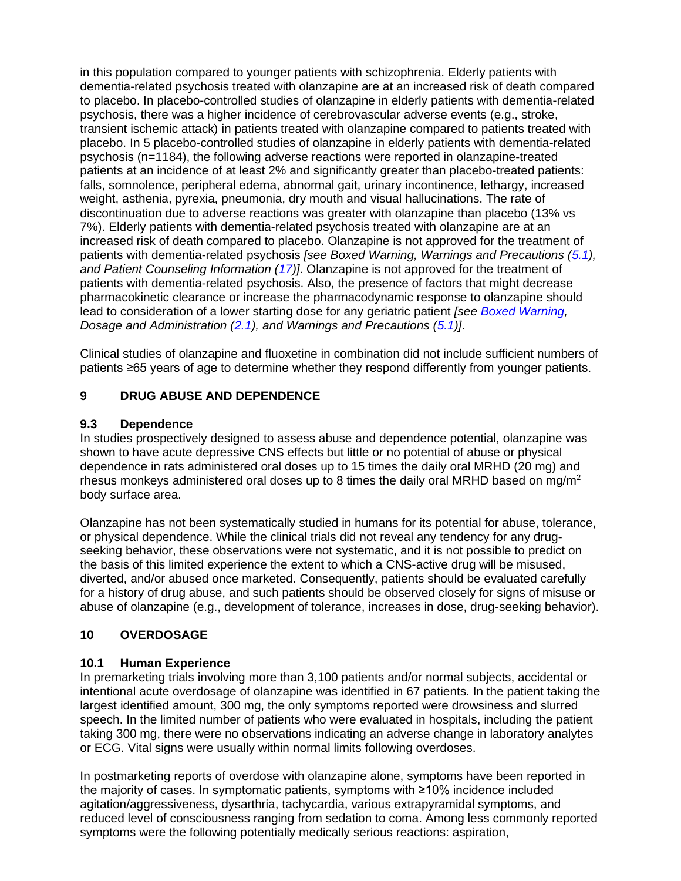in this population compared to younger patients with schizophrenia. Elderly patients with dementia-related psychosis treated with olanzapine are at an increased risk of death compared to placebo. In placebo-controlled studies of olanzapine in elderly patients with dementia-related psychosis, there was a higher incidence of cerebrovascular adverse events (e.g., stroke, transient ischemic attack) in patients treated with olanzapine compared to patients treated with placebo. In 5 placebo-controlled studies of olanzapine in elderly patients with dementia-related psychosis (n=1184), the following adverse reactions were reported in olanzapine-treated patients at an incidence of at least 2% and significantly greater than placebo-treated patients: falls, somnolence, peripheral edema, abnormal gait, urinary incontinence, lethargy, increased weight, asthenia, pyrexia, pneumonia, dry mouth and visual hallucinations. The rate of discontinuation due to adverse reactions was greater with olanzapine than placebo (13% vs 7%). Elderly patients with dementia-related psychosis treated with olanzapine are at an increased risk of death compared to placebo. Olanzapine is not approved for the treatment of patients with dementia-related psychosis *[see Boxed Warning, Warnings and Precautions (5.1), and Patient Counseling Information (17)]*. Olanzapine is not approved for the treatment of patients with dementia-related psychosis. Also, the presence of factors that might decrease pharmacokinetic clearance or increase the pharmacodynamic response to olanzapine should lead to consideration of a lower starting dose for any geriatric patient *[see Boxed Warning, Dosage and Administration (2.1), and Warnings and Precautions (5.1)]*.

Clinical studies of olanzapine and fluoxetine in combination did not include sufficient numbers of patients ≥65 years of age to determine whether they respond differently from younger patients.

## 9 DRUG ABUSE AND DEPENDENCE

### 9.3 Dependence

In studies prospectively designed to assess abuse and dependence potential, olanzapine was shown to have acute depressive CNS effects but little or no potential of abuse or physical dependence in rats administered oral doses up to 15 times the daily oral MRHD (20 mg) and rhesus monkeys administered oral doses up to 8 times the daily oral MRHD based on $mg/m^2$ body surface area.

Olanzapine has not been systematically studied in humans for its potential for abuse, tolerance, or physical dependence. While the clinical trials did not reveal any tendency for any drug-seeking behavior, these observations were not systematic, and it is not possible to predict on the basis of this limited experience the extent to which a CNS-active drug will be misused, diverted, and/or abused once marketed. Consequently, patients should be evaluated carefully for a history of drug abuse, and such patients should be observed closely for signs of misuse or abuse of olanzapine (e.g., development of tolerance, increases in dose, drug-seeking behavior).

## 10 OVERDOSAGE

### 10.1 Human Experience

In premarketing trials involving more than 3,100 patients and/or normal subjects, accidental or intentional acute overdosage of olanzapine was identified in 67 patients. In the patient taking the largest identified amount, 300 mg, the only symptoms reported were drowsiness and slurred speech. In the limited number of patients who were evaluated in hospitals, including the patient taking 300 mg, there were no observations indicating an adverse change in laboratory analytes or ECG. Vital signs were usually within normal limits following overdoses.

In postmarketing reports of overdose with olanzapine alone, symptoms have been reported in the majority of cases. In symptomatic patients, symptoms with ≥10% incidence included agitation/aggressiveness, dysarthria, tachycardia, various extrapyramidal symptoms, and reduced level of consciousness ranging from sedation to coma. Among less commonly reported symptoms were the following potentially medically serious reactions: aspiration,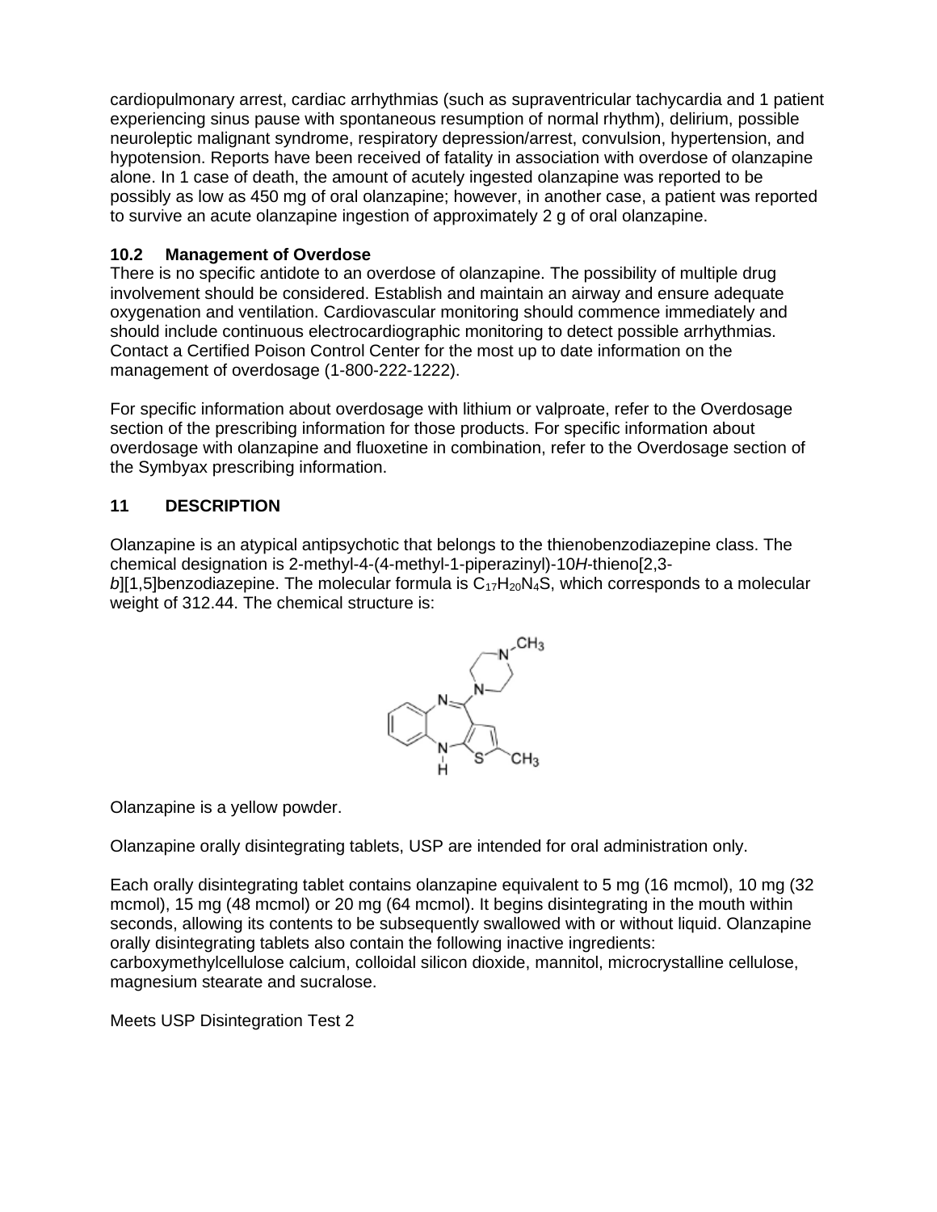cardiopulmonary arrest, cardiac arrhythmias (such as supraventricular tachycardia and 1 patient experiencing sinus pause with spontaneous resumption of normal rhythm), delirium, possible neuroleptic malignant syndrome, respiratory depression/arrest, convulsion, hypertension, and hypotension. Reports have been received of fatality in association with overdose of olanzapine alone. In 1 case of death, the amount of acutely ingested olanzapine was reported to be possibly as low as 450 mg of oral olanzapine; however, in another case, a patient was reported to survive an acute olanzapine ingestion of approximately 2 g of oral olanzapine.

### 10.2 Management of Overdose

There is no specific antidote to an overdose of olanzapine. The possibility of multiple drug involvement should be considered. Establish and maintain an airway and ensure adequate oxygenation and ventilation. Cardiovascular monitoring should commence immediately and should include continuous electrocardiographic monitoring to detect possible arrhythmias. Contact a Certified Poison Control Center for the most up to date information on the management of overdosage (1-800-222-1222).

For specific information about overdosage with lithium or valproate, refer to the Overdosage section of the prescribing information for those products. For specific information about overdosage with olanzapine and fluoxetine in combination, refer to the Overdosage section of the Symbyax prescribing information.

## 11 DESCRIPTION

Olanzapine is an atypical antipsychotic that belongs to the thienobenzodiazepine class. The chemical designation is 2-methyl-4-(4-methyl-1-piperazinyl)-10*H*-thieno[2,3-*b*][1,5]benzodiazepine. The molecular formula is $C_{17}H_{20}N_4S$, which corresponds to a molecular weight of 312.44. The chemical structure is:

Olanzapine is a yellow powder.

Olanzapine orally disintegrating tablets, USP are intended for oral administration only.

Each orally disintegrating tablet contains olanzapine equivalent to 5 mg (16 mcmol), 10 mg (32 mcmol), 15 mg (48 mcmol) or 20 mg (64 mcmol). It begins disintegrating in the mouth within seconds, allowing its contents to be subsequently swallowed with or without liquid. Olanzapine orally disintegrating tablets also contain the following inactive ingredients: carboxymethylcellulose calcium, colloidal silicon dioxide, mannitol, microcrystalline cellulose, magnesium stearate and sucralose.

Meets USP Disintegration Test 2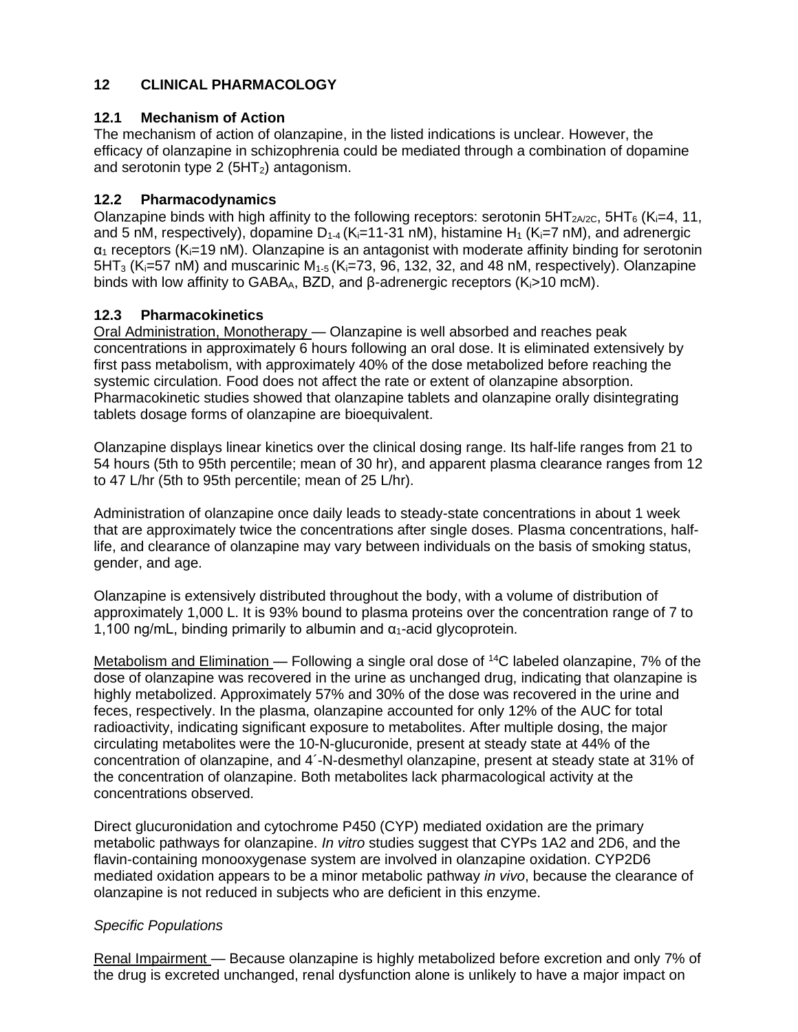## 12 CLINICAL PHARMACOLOGY

### 12.1 Mechanism of Action

The mechanism of action of olanzapine, in the listed indications is unclear. However, the efficacy of olanzapine in schizophrenia could be mediated through a combination of dopamine and serotonin type 2 ($5HT_2$) antagonism.

### 12.2 Pharmacodynamics

Olanzapine binds with high affinity to the following receptors: serotonin $5HT_{2A/2C}$, $5HT_6$ ($K_i$=4, 11, and 5 nM, respectively), dopamine $D_{1-4}$ ($K_i$=11-31 nM), histamine $H_1$ ($K_i$=7 nM), and adrenergic $\alpha_1$ receptors ($K_i$=19 nM). Olanzapine is an antagonist with moderate affinity binding for serotonin $5HT_3$ ($K_i$=57 nM) and muscarinic $M_{1-5}$ ($K_i$=73, 96, 132, 32, and 48 nM, respectively). Olanzapine binds with low affinity to $GABA_A$, BZD, and β-adrenergic receptors ($K_i$>10 mcM).

### 12.3 Pharmacokinetics

Oral Administration, Monotherapy — Olanzapine is well absorbed and reaches peak concentrations in approximately 6 hours following an oral dose. It is eliminated extensively by first pass metabolism, with approximately 40% of the dose metabolized before reaching the systemic circulation. Food does not affect the rate or extent of olanzapine absorption. Pharmacokinetic studies showed that olanzapine tablets and olanzapine orally disintegrating tablets dosage forms of olanzapine are bioequivalent.

Olanzapine displays linear kinetics over the clinical dosing range. Its half-life ranges from 21 to 54 hours (5th to 95th percentile; mean of 30 hr), and apparent plasma clearance ranges from 12 to 47 L/hr (5th to 95th percentile; mean of 25 L/hr).

Administration of olanzapine once daily leads to steady-state concentrations in about 1 week that are approximately twice the concentrations after single doses. Plasma concentrations, half-life, and clearance of olanzapine may vary between individuals on the basis of smoking status, gender, and age.

Olanzapine is extensively distributed throughout the body, with a volume of distribution of approximately 1,000 L. It is 93% bound to plasma proteins over the concentration range of 7 to 1,100 ng/mL, binding primarily to albumin and $\alpha_1$-acid glycoprotein.

Metabolism and Elimination — Following a single oral dose of $^{14}C$ labeled olanzapine, 7% of the dose of olanzapine was recovered in the urine as unchanged drug, indicating that olanzapine is highly metabolized. Approximately 57% and 30% of the dose was recovered in the urine and feces, respectively. In the plasma, olanzapine accounted for only 12% of the AUC for total radioactivity, indicating significant exposure to metabolites. After multiple dosing, the major circulating metabolites were the 10-N-glucuronide, present at steady state at 44% of the concentration of olanzapine, and 4´-N-desmethyl olanzapine, present at steady state at 31% of the concentration of olanzapine. Both metabolites lack pharmacological activity at the concentrations observed.

Direct glucuronidation and cytochrome P450 (CYP) mediated oxidation are the primary metabolic pathways for olanzapine. *In vitro* studies suggest that CYPs 1A2 and 2D6, and the flavin-containing monooxygenase system are involved in olanzapine oxidation. CYP2D6 mediated oxidation appears to be a minor metabolic pathway *in vivo*, because the clearance of olanzapine is not reduced in subjects who are deficient in this enzyme.

*Specific Populations*

Renal Impairment — Because olanzapine is highly metabolized before excretion and only 7% of the drug is excreted unchanged, renal dysfunction alone is unlikely to have a major impact on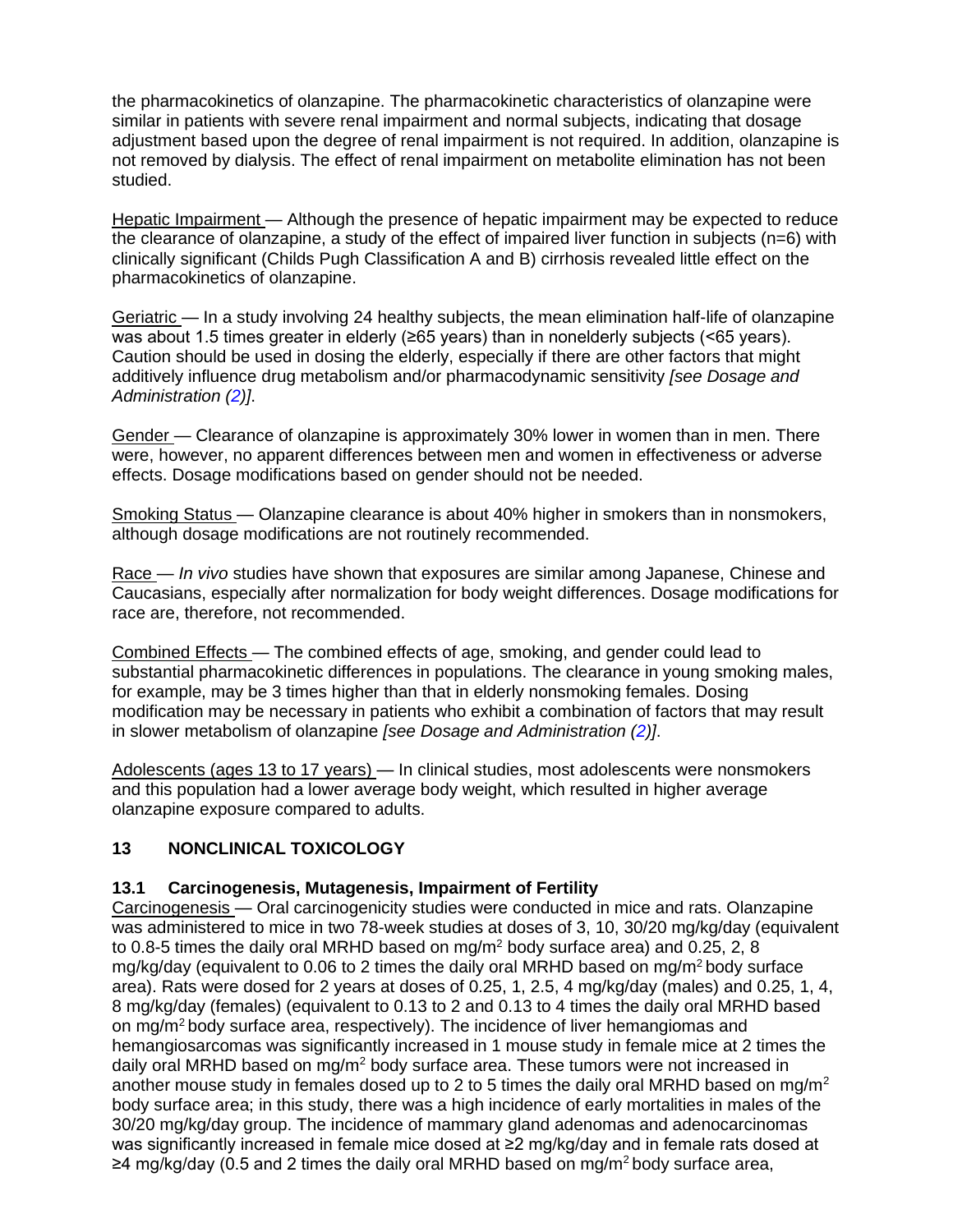the pharmacokinetics of olanzapine. The pharmacokinetic characteristics of olanzapine were similar in patients with severe renal impairment and normal subjects, indicating that dosage adjustment based upon the degree of renal impairment is not required. In addition, olanzapine is not removed by dialysis. The effect of renal impairment on metabolite elimination has not been studied.

Hepatic Impairment — Although the presence of hepatic impairment may be expected to reduce the clearance of olanzapine, a study of the effect of impaired liver function in subjects (n=6) with clinically significant (Childs Pugh Classification A and B) cirrhosis revealed little effect on the pharmacokinetics of olanzapine.

Geriatric — In a study involving 24 healthy subjects, the mean elimination half-life of olanzapine was about 1.5 times greater in elderly (≥65 years) than in nonelderly subjects (<65 years). Caution should be used in dosing the elderly, especially if there are other factors that might additively influence drug metabolism and/or pharmacodynamic sensitivity *[see Dosage and Administration (2)]*.

Gender — Clearance of olanzapine is approximately 30% lower in women than in men. There were, however, no apparent differences between men and women in effectiveness or adverse effects. Dosage modifications based on gender should not be needed.

Smoking Status — Olanzapine clearance is about 40% higher in smokers than in nonsmokers, although dosage modifications are not routinely recommended.

Race — *In vivo* studies have shown that exposures are similar among Japanese, Chinese and Caucasians, especially after normalization for body weight differences. Dosage modifications for race are, therefore, not recommended.

Combined Effects — The combined effects of age, smoking, and gender could lead to substantial pharmacokinetic differences in populations. The clearance in young smoking males, for example, may be 3 times higher than that in elderly nonsmoking females. Dosing modification may be necessary in patients who exhibit a combination of factors that may result in slower metabolism of olanzapine *[see Dosage and Administration (2)]*.

Adolescents (ages 13 to 17 years) — In clinical studies, most adolescents were nonsmokers and this population had a lower average body weight, which resulted in higher average olanzapine exposure compared to adults.

## 13 NONCLINICAL TOXICOLOGY

### 13.1 Carcinogenesis, Mutagenesis, Impairment of Fertility

Carcinogenesis — Oral carcinogenicity studies were conducted in mice and rats. Olanzapine was administered to mice in two 78-week studies at doses of 3, 10, 30/20 mg/kg/day (equivalent to 0.8-5 times the daily oral MRHD based on $mg/m^2$ body surface area) and 0.25, 2, 8 mg/kg/day (equivalent to 0.06 to 2 times the daily oral MRHD based on $mg/m^2$ body surface area). Rats were dosed for 2 years at doses of 0.25, 1, 2.5, 4 mg/kg/day (males) and 0.25, 1, 4, 8 mg/kg/day (females) (equivalent to 0.13 to 2 and 0.13 to 4 times the daily oral MRHD based on $mg/m^2$ body surface area, respectively). The incidence of liver hemangiomas and hemangiosarcomas was significantly increased in 1 mouse study in female mice at 2 times the daily oral MRHD based on $mg/m^2$ body surface area. These tumors were not increased in another mouse study in females dosed up to 2 to 5 times the daily oral MRHD based on $mg/m^2$ body surface area; in this study, there was a high incidence of early mortalities in males of the 30/20 mg/kg/day group. The incidence of mammary gland adenomas and adenocarcinomas was significantly increased in female mice dosed at ≥2 mg/kg/day and in female rats dosed at ≥4 mg/kg/day (0.5 and 2 times the daily oral MRHD based on $mg/m^2$ body surface area,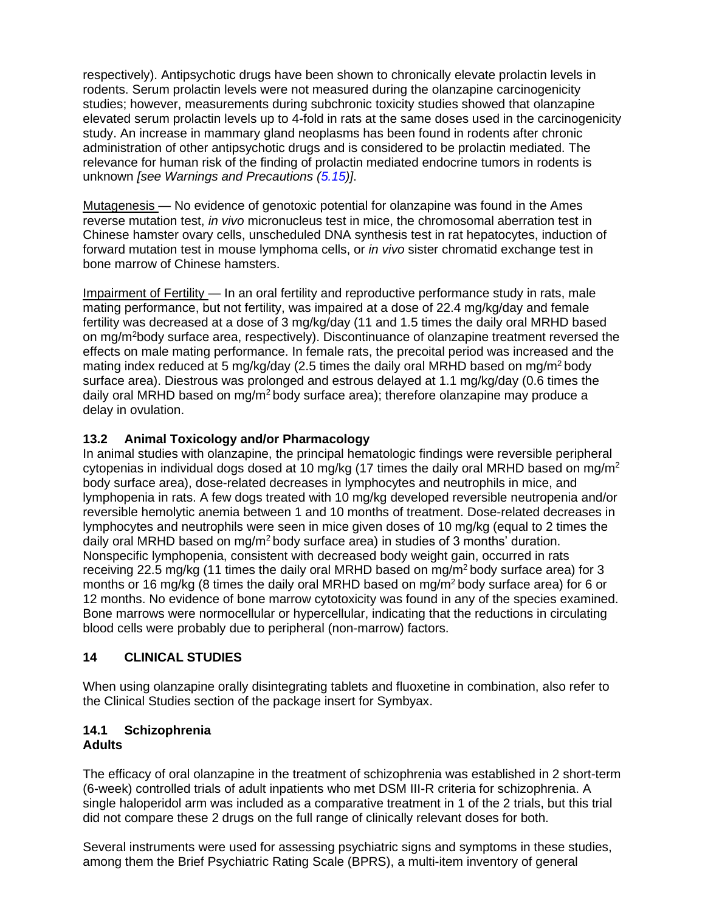respectively). Antipsychotic drugs have been shown to chronically elevate prolactin levels in rodents. Serum prolactin levels were not measured during the olanzapine carcinogenicity studies; however, measurements during subchronic toxicity studies showed that olanzapine elevated serum prolactin levels up to 4-fold in rats at the same doses used in the carcinogenicity study. An increase in mammary gland neoplasms has been found in rodents after chronic administration of other antipsychotic drugs and is considered to be prolactin mediated. The relevance for human risk of the finding of prolactin mediated endocrine tumors in rodents is unknown *[see Warnings and Precautions (5.15)]*.

Mutagenesis — No evidence of genotoxic potential for olanzapine was found in the Ames reverse mutation test, *in vivo* micronucleus test in mice, the chromosomal aberration test in Chinese hamster ovary cells, unscheduled DNA synthesis test in rat hepatocytes, induction of forward mutation test in mouse lymphoma cells, or *in vivo* sister chromatid exchange test in bone marrow of Chinese hamsters.

Impairment of Fertility — In an oral fertility and reproductive performance study in rats, male mating performance, but not fertility, was impaired at a dose of 22.4 mg/kg/day and female fertility was decreased at a dose of 3 mg/kg/day (11 and 1.5 times the daily oral MRHD based on mg/$m^2$body surface area, respectively). Discontinuance of olanzapine treatment reversed the effects on male mating performance. In female rats, the precoital period was increased and the mating index reduced at 5 mg/kg/day (2.5 times the daily oral MRHD based on mg/$m^2$ body surface area). Diestrous was prolonged and estrous delayed at 1.1 mg/kg/day (0.6 times the daily oral MRHD based on mg/$m^2$ body surface area); therefore olanzapine may produce a delay in ovulation.

### 13.2 Animal Toxicology and/or Pharmacology

In animal studies with olanzapine, the principal hematologic findings were reversible peripheral cytopenias in individual dogs dosed at 10 mg/kg (17 times the daily oral MRHD based on mg/$m^2$ body surface area), dose-related decreases in lymphocytes and neutrophils in mice, and lymphopenia in rats. A few dogs treated with 10 mg/kg developed reversible neutropenia and/or reversible hemolytic anemia between 1 and 10 months of treatment. Dose-related decreases in lymphocytes and neutrophils were seen in mice given doses of 10 mg/kg (equal to 2 times the daily oral MRHD based on mg/$m^2$ body surface area) in studies of 3 months' duration. Nonspecific lymphopenia, consistent with decreased body weight gain, occurred in rats receiving 22.5 mg/kg (11 times the daily oral MRHD based on mg/$m^2$ body surface area) for 3 months or 16 mg/kg (8 times the daily oral MRHD based on mg/$m^2$ body surface area) for 6 or 12 months. No evidence of bone marrow cytotoxicity was found in any of the species examined. Bone marrows were normocellular or hypercellular, indicating that the reductions in circulating blood cells were probably due to peripheral (non-marrow) factors.

## 14 CLINICAL STUDIES

When using olanzapine orally disintegrating tablets and fluoxetine in combination, also refer to the Clinical Studies section of the package insert for Symbyax.

### 14.1 Schizophrenia

**Adults**

The efficacy of oral olanzapine in the treatment of schizophrenia was established in 2 short-term (6-week) controlled trials of adult inpatients who met DSM III-R criteria for schizophrenia. A single haloperidol arm was included as a comparative treatment in 1 of the 2 trials, but this trial did not compare these 2 drugs on the full range of clinically relevant doses for both.

Several instruments were used for assessing psychiatric signs and symptoms in these studies, among them the Brief Psychiatric Rating Scale (BPRS), a multi-item inventory of general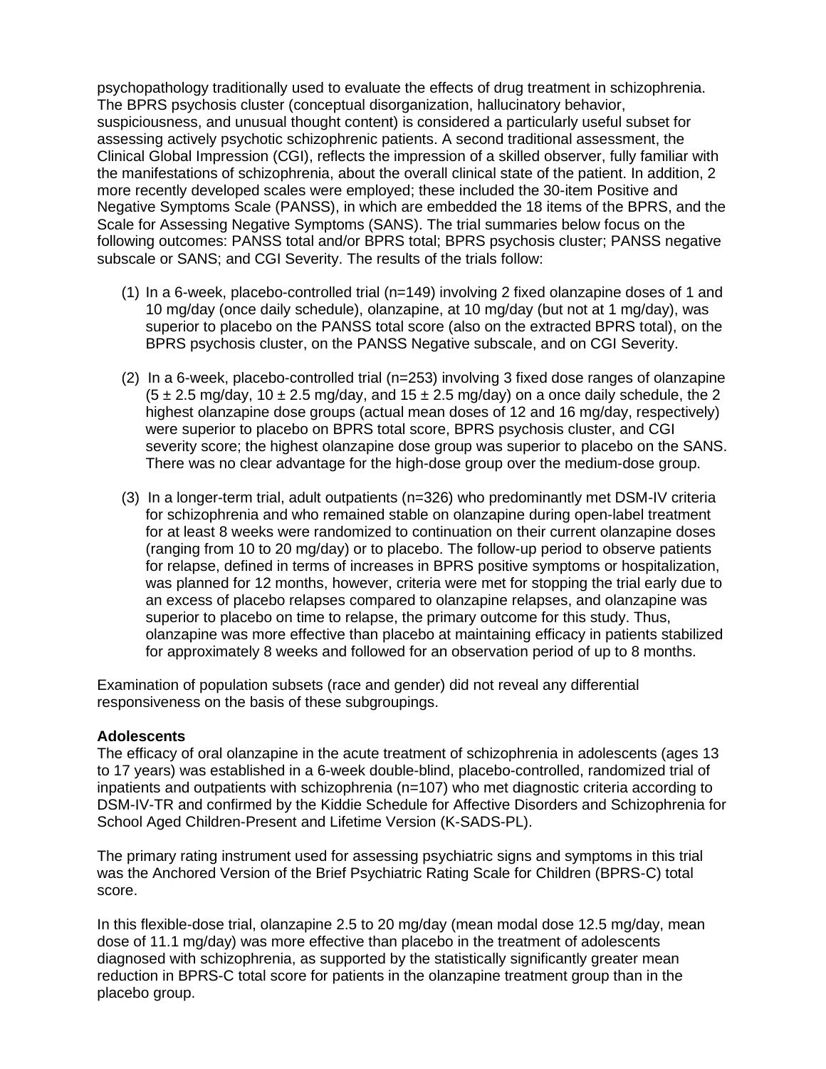psychopathology traditionally used to evaluate the effects of drug treatment in schizophrenia. The BPRS psychosis cluster (conceptual disorganization, hallucinatory behavior, suspiciousness, and unusual thought content) is considered a particularly useful subset for assessing actively psychotic schizophrenic patients. A second traditional assessment, the Clinical Global Impression (CGI), reflects the impression of a skilled observer, fully familiar with the manifestations of schizophrenia, about the overall clinical state of the patient. In addition, 2 more recently developed scales were employed; these included the 30-item Positive and Negative Symptoms Scale (PANSS), in which are embedded the 18 items of the BPRS, and the Scale for Assessing Negative Symptoms (SANS). The trial summaries below focus on the following outcomes: PANSS total and/or BPRS total; BPRS psychosis cluster; PANSS negative subscale or SANS; and CGI Severity. The results of the trials follow:

(1) In a 6-week, placebo-controlled trial (n=149) involving 2 fixed olanzapine doses of 1 and 10 mg/day (once daily schedule), olanzapine, at 10 mg/day (but not at 1 mg/day), was superior to placebo on the PANSS total score (also on the extracted BPRS total), on the BPRS psychosis cluster, on the PANSS Negative subscale, and on CGI Severity.

(2) In a 6-week, placebo-controlled trial (n=253) involving 3 fixed dose ranges of olanzapine (5 ± 2.5 mg/day, 10 ± 2.5 mg/day, and 15 ± 2.5 mg/day) on a once daily schedule, the 2 highest olanzapine dose groups (actual mean doses of 12 and 16 mg/day, respectively) were superior to placebo on BPRS total score, BPRS psychosis cluster, and CGI severity score; the highest olanzapine dose group was superior to placebo on the SANS. There was no clear advantage for the high-dose group over the medium-dose group.

(3) In a longer-term trial, adult outpatients (n=326) who predominantly met DSM-IV criteria for schizophrenia and who remained stable on olanzapine during open-label treatment for at least 8 weeks were randomized to continuation on their current olanzapine doses (ranging from 10 to 20 mg/day) or to placebo. The follow-up period to observe patients for relapse, defined in terms of increases in BPRS positive symptoms or hospitalization, was planned for 12 months, however, criteria were met for stopping the trial early due to an excess of placebo relapses compared to olanzapine relapses, and olanzapine was superior to placebo on time to relapse, the primary outcome for this study. Thus, olanzapine was more effective than placebo at maintaining efficacy in patients stabilized for approximately 8 weeks and followed for an observation period of up to 8 months.

Examination of population subsets (race and gender) did not reveal any differential responsiveness on the basis of these subgroupings.

**Adolescents**

The efficacy of oral olanzapine in the acute treatment of schizophrenia in adolescents (ages 13 to 17 years) was established in a 6-week double-blind, placebo-controlled, randomized trial of inpatients and outpatients with schizophrenia (n=107) who met diagnostic criteria according to DSM-IV-TR and confirmed by the Kiddie Schedule for Affective Disorders and Schizophrenia for School Aged Children-Present and Lifetime Version (K-SADS-PL).

The primary rating instrument used for assessing psychiatric signs and symptoms in this trial was the Anchored Version of the Brief Psychiatric Rating Scale for Children (BPRS-C) total score.

In this flexible-dose trial, olanzapine 2.5 to 20 mg/day (mean modal dose 12.5 mg/day, mean dose of 11.1 mg/day) was more effective than placebo in the treatment of adolescents diagnosed with schizophrenia, as supported by the statistically significantly greater mean reduction in BPRS-C total score for patients in the olanzapine treatment group than in the placebo group.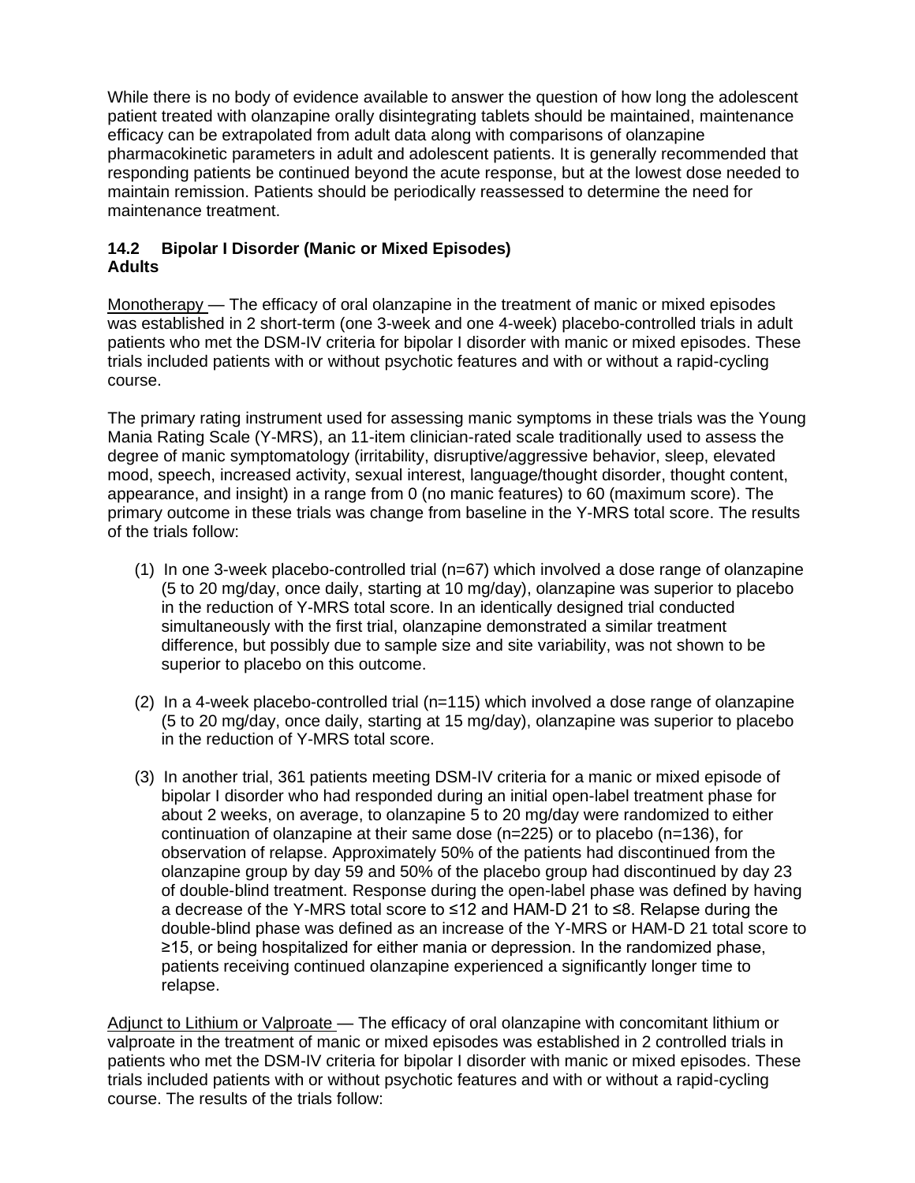While there is no body of evidence available to answer the question of how long the adolescent patient treated with olanzapine orally disintegrating tablets should be maintained, maintenance efficacy can be extrapolated from adult data along with comparisons of olanzapine pharmacokinetic parameters in adult and adolescent patients. It is generally recommended that responding patients be continued beyond the acute response, but at the lowest dose needed to maintain remission. Patients should be periodically reassessed to determine the need for maintenance treatment.

### 14.2 Bipolar I Disorder (Manic or Mixed Episodes)

**Adults**

Monotherapy — The efficacy of oral olanzapine in the treatment of manic or mixed episodes was established in 2 short-term (one 3-week and one 4-week) placebo-controlled trials in adult patients who met the DSM-IV criteria for bipolar I disorder with manic or mixed episodes. These trials included patients with or without psychotic features and with or without a rapid-cycling course.

The primary rating instrument used for assessing manic symptoms in these trials was the Young Mania Rating Scale (Y-MRS), an 11-item clinician-rated scale traditionally used to assess the degree of manic symptomatology (irritability, disruptive/aggressive behavior, sleep, elevated mood, speech, increased activity, sexual interest, language/thought disorder, thought content, appearance, and insight) in a range from 0 (no manic features) to 60 (maximum score). The primary outcome in these trials was change from baseline in the Y-MRS total score. The results of the trials follow:

(1) In one 3-week placebo-controlled trial (n=67) which involved a dose range of olanzapine (5 to 20 mg/day, once daily, starting at 10 mg/day), olanzapine was superior to placebo in the reduction of Y-MRS total score. In an identically designed trial conducted simultaneously with the first trial, olanzapine demonstrated a similar treatment difference, but possibly due to sample size and site variability, was not shown to be superior to placebo on this outcome.

(2) In a 4-week placebo-controlled trial (n=115) which involved a dose range of olanzapine (5 to 20 mg/day, once daily, starting at 15 mg/day), olanzapine was superior to placebo in the reduction of Y-MRS total score.

(3) In another trial, 361 patients meeting DSM-IV criteria for a manic or mixed episode of bipolar I disorder who had responded during an initial open-label treatment phase for about 2 weeks, on average, to olanzapine 5 to 20 mg/day were randomized to either continuation of olanzapine at their same dose (n=225) or to placebo (n=136), for observation of relapse. Approximately 50% of the patients had discontinued from the olanzapine group by day 59 and 50% of the placebo group had discontinued by day 23 of double-blind treatment. Response during the open-label phase was defined by having a decrease of the Y-MRS total score to ≤12 and HAM-D 21 to ≤8. Relapse during the double-blind phase was defined as an increase of the Y-MRS or HAM-D 21 total score to ≥15, or being hospitalized for either mania or depression. In the randomized phase, patients receiving continued olanzapine experienced a significantly longer time to relapse.

Adjunct to Lithium or Valproate — The efficacy of oral olanzapine with concomitant lithium or valproate in the treatment of manic or mixed episodes was established in 2 controlled trials in patients who met the DSM-IV criteria for bipolar I disorder with manic or mixed episodes. These trials included patients with or without psychotic features and with or without a rapid-cycling course. The results of the trials follow: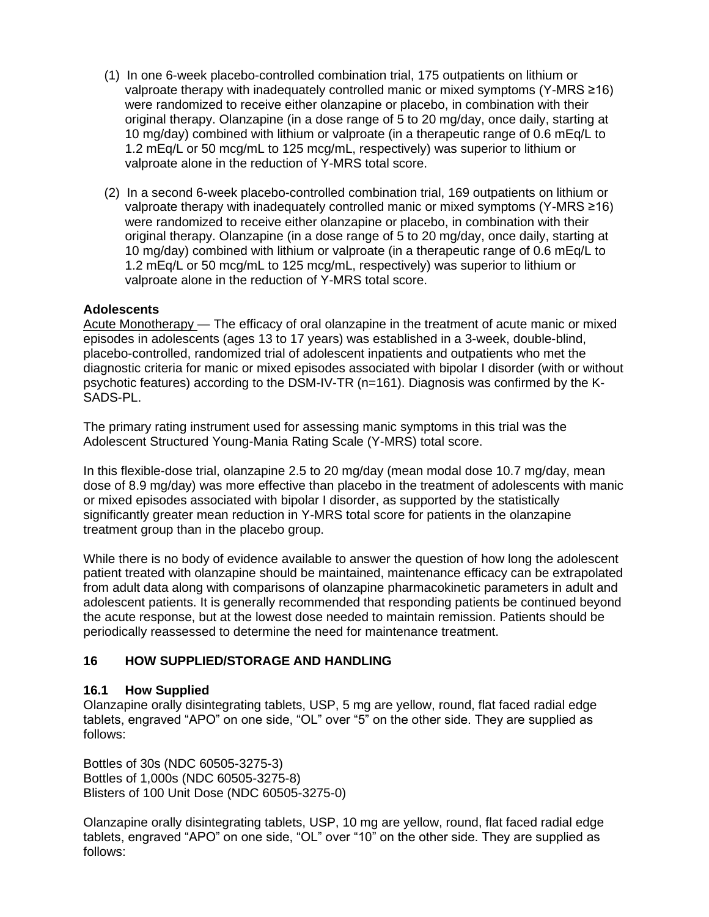(1) In one 6-week placebo-controlled combination trial, 175 outpatients on lithium or valproate therapy with inadequately controlled manic or mixed symptoms (Y-MRS ≥16) were randomized to receive either olanzapine or placebo, in combination with their original therapy. Olanzapine (in a dose range of 5 to 20 mg/day, once daily, starting at 10 mg/day) combined with lithium or valproate (in a therapeutic range of 0.6 mEq/L to 1.2 mEq/L or 50 mcg/mL to 125 mcg/mL, respectively) was superior to lithium or valproate alone in the reduction of Y-MRS total score.

(2) In a second 6-week placebo-controlled combination trial, 169 outpatients on lithium or valproate therapy with inadequately controlled manic or mixed symptoms (Y-MRS ≥16) were randomized to receive either olanzapine or placebo, in combination with their original therapy. Olanzapine (in a dose range of 5 to 20 mg/day, once daily, starting at 10 mg/day) combined with lithium or valproate (in a therapeutic range of 0.6 mEq/L to 1.2 mEq/L or 50 mcg/mL to 125 mcg/mL, respectively) was superior to lithium or valproate alone in the reduction of Y-MRS total score.

**Adolescents**

Acute Monotherapy — The efficacy of oral olanzapine in the treatment of acute manic or mixed episodes in adolescents (ages 13 to 17 years) was established in a 3-week, double-blind, placebo-controlled, randomized trial of adolescent inpatients and outpatients who met the diagnostic criteria for manic or mixed episodes associated with bipolar I disorder (with or without psychotic features) according to the DSM-IV-TR (n=161). Diagnosis was confirmed by the K-SADS-PL.

The primary rating instrument used for assessing manic symptoms in this trial was the Adolescent Structured Young-Mania Rating Scale (Y-MRS) total score.

In this flexible-dose trial, olanzapine 2.5 to 20 mg/day (mean modal dose 10.7 mg/day, mean dose of 8.9 mg/day) was more effective than placebo in the treatment of adolescents with manic or mixed episodes associated with bipolar I disorder, as supported by the statistically significantly greater mean reduction in Y-MRS total score for patients in the olanzapine treatment group than in the placebo group.

While there is no body of evidence available to answer the question of how long the adolescent patient treated with olanzapine should be maintained, maintenance efficacy can be extrapolated from adult data along with comparisons of olanzapine pharmacokinetic parameters in adult and adolescent patients. It is generally recommended that responding patients be continued beyond the acute response, but at the lowest dose needed to maintain remission. Patients should be periodically reassessed to determine the need for maintenance treatment.

## 16 HOW SUPPLIED/STORAGE AND HANDLING

### 16.1 How Supplied

Olanzapine orally disintegrating tablets, USP, 5 mg are yellow, round, flat faced radial edge tablets, engraved “APO” on one side, “OL” over “5” on the other side. They are supplied as follows:

Bottles of 30s (NDC 60505-3275-3)
Bottles of 1,000s (NDC 60505-3275-8)
Blisters of 100 Unit Dose (NDC 60505-3275-0)

Olanzapine orally disintegrating tablets, USP, 10 mg are yellow, round, flat faced radial edge tablets, engraved “APO” on one side, “OL” over “10” on the other side. They are supplied as follows: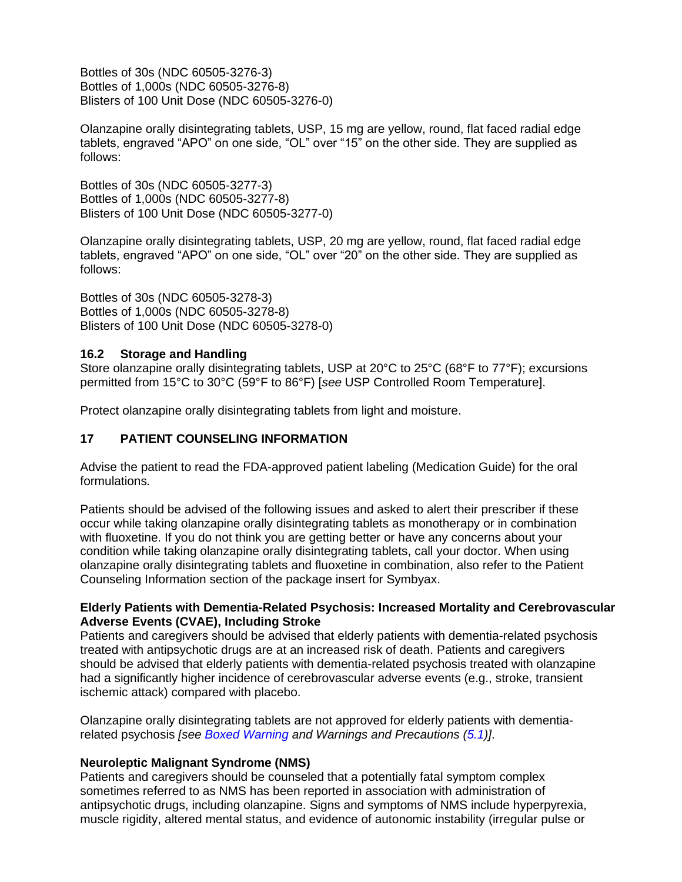Bottles of 30s (NDC 60505-3276-3)
Bottles of 1,000s (NDC 60505-3276-8)
Blisters of 100 Unit Dose (NDC 60505-3276-0)

Olanzapine orally disintegrating tablets, USP, 15 mg are yellow, round, flat faced radial edge tablets, engraved "APO" on one side, "OL" over "15" on the other side. They are supplied as follows:

Bottles of 30s (NDC 60505-3277-3)
Bottles of 1,000s (NDC 60505-3277-8)
Blisters of 100 Unit Dose (NDC 60505-3277-0)

Olanzapine orally disintegrating tablets, USP, 20 mg are yellow, round, flat faced radial edge tablets, engraved "APO" on one side, "OL" over "20" on the other side. They are supplied as follows:

Bottles of 30s (NDC 60505-3278-3)
Bottles of 1,000s (NDC 60505-3278-8)
Blisters of 100 Unit Dose (NDC 60505-3278-0)

### 16.2 Storage and Handling

Store olanzapine orally disintegrating tablets, USP at 20°C to 25°C (68°F to 77°F); excursions permitted from 15°C to 30°C (59°F to 86°F) [*see* USP Controlled Room Temperature].

Protect olanzapine orally disintegrating tablets from light and moisture.

## 17 PATIENT COUNSELING INFORMATION

Advise the patient to read the FDA-approved patient labeling (Medication Guide) for the oral formulations.

Patients should be advised of the following issues and asked to alert their prescriber if these occur while taking olanzapine orally disintegrating tablets as monotherapy or in combination with fluoxetine. If you do not think you are getting better or have any concerns about your condition while taking olanzapine orally disintegrating tablets, call your doctor. When using olanzapine orally disintegrating tablets and fluoxetine in combination, also refer to the Patient Counseling Information section of the package insert for Symbyax.

**Elderly Patients with Dementia-Related Psychosis: Increased Mortality and Cerebrovascular Adverse Events (CVAE), Including Stroke**

Patients and caregivers should be advised that elderly patients with dementia-related psychosis treated with antipsychotic drugs are at an increased risk of death. Patients and caregivers should be advised that elderly patients with dementia-related psychosis treated with olanzapine had a significantly higher incidence of cerebrovascular adverse events (e.g., stroke, transient ischemic attack) compared with placebo.

Olanzapine orally disintegrating tablets are not approved for elderly patients with dementia-related psychosis *[see Boxed Warning and Warnings and Precautions (5.1)]*.

**Neuroleptic Malignant Syndrome (NMS)**

Patients and caregivers should be counseled that a potentially fatal symptom complex sometimes referred to as NMS has been reported in association with administration of antipsychotic drugs, including olanzapine. Signs and symptoms of NMS include hyperpyrexia, muscle rigidity, altered mental status, and evidence of autonomic instability (irregular pulse or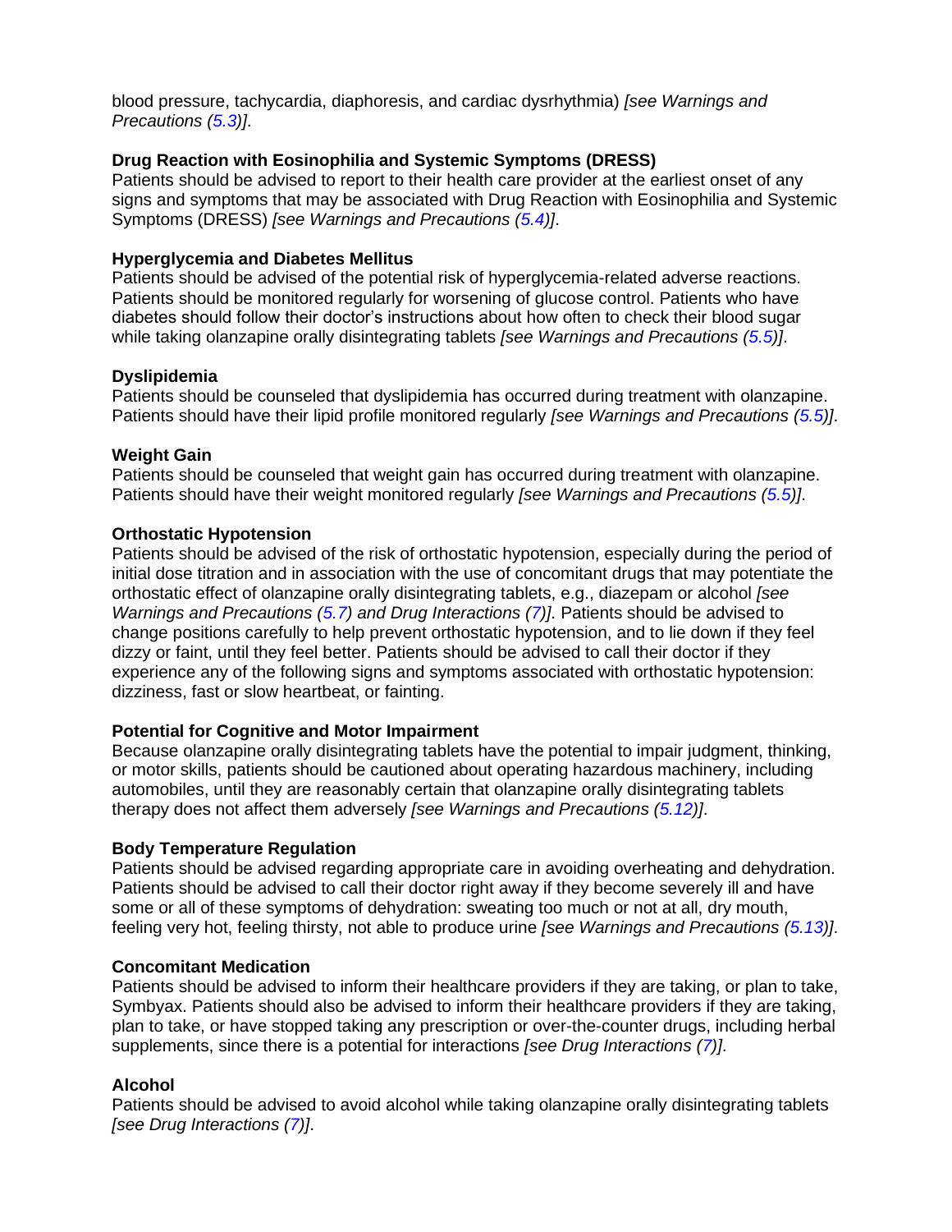blood pressure, tachycardia, diaphoresis, and cardiac dysrhythmia) *[see Warnings and Precautions (5.3)]*.

**Drug Reaction with Eosinophilia and Systemic Symptoms (DRESS)**
Patients should be advised to report to their health care provider at the earliest onset of any signs and symptoms that may be associated with Drug Reaction with Eosinophilia and Systemic Symptoms (DRESS) *[see Warnings and Precautions (5.4)]*.

**Hyperglycemia and Diabetes Mellitus**
Patients should be advised of the potential risk of hyperglycemia-related adverse reactions. Patients should be monitored regularly for worsening of glucose control. Patients who have diabetes should follow their doctor's instructions about how often to check their blood sugar while taking olanzapine orally disintegrating tablets *[see Warnings and Precautions (5.5)]*.

**Dyslipidemia**
Patients should be counseled that dyslipidemia has occurred during treatment with olanzapine. Patients should have their lipid profile monitored regularly *[see Warnings and Precautions (5.5)]*.

**Weight Gain**
Patients should be counseled that weight gain has occurred during treatment with olanzapine. Patients should have their weight monitored regularly *[see Warnings and Precautions (5.5)]*.

**Orthostatic Hypotension**
Patients should be advised of the risk of orthostatic hypotension, especially during the period of initial dose titration and in association with the use of concomitant drugs that may potentiate the orthostatic effect of olanzapine orally disintegrating tablets, e.g., diazepam or alcohol *[see Warnings and Precautions (5.7) and Drug Interactions (7)]*. Patients should be advised to change positions carefully to help prevent orthostatic hypotension, and to lie down if they feel dizzy or faint, until they feel better. Patients should be advised to call their doctor if they experience any of the following signs and symptoms associated with orthostatic hypotension: dizziness, fast or slow heartbeat, or fainting.

**Potential for Cognitive and Motor Impairment**
Because olanzapine orally disintegrating tablets have the potential to impair judgment, thinking, or motor skills, patients should be cautioned about operating hazardous machinery, including automobiles, until they are reasonably certain that olanzapine orally disintegrating tablets therapy does not affect them adversely *[see Warnings and Precautions (5.12)]*.

**Body Temperature Regulation**
Patients should be advised regarding appropriate care in avoiding overheating and dehydration. Patients should be advised to call their doctor right away if they become severely ill and have some or all of these symptoms of dehydration: sweating too much or not at all, dry mouth, feeling very hot, feeling thirsty, not able to produce urine *[see Warnings and Precautions (5.13)]*.

**Concomitant Medication**
Patients should be advised to inform their healthcare providers if they are taking, or plan to take, Symbyax. Patients should also be advised to inform their healthcare providers if they are taking, plan to take, or have stopped taking any prescription or over-the-counter drugs, including herbal supplements, since there is a potential for interactions *[see Drug Interactions (7)]*.

**Alcohol**
Patients should be advised to avoid alcohol while taking olanzapine orally disintegrating tablets *[see Drug Interactions (7)]*.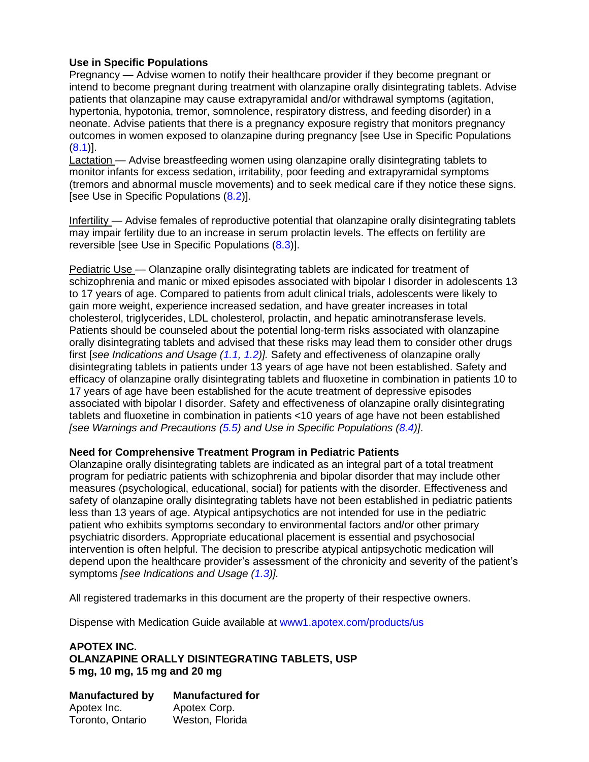**Use in Specific Populations**

<u>Pregnancy</u> — Advise women to notify their healthcare provider if they become pregnant or intend to become pregnant during treatment with olanzapine orally disintegrating tablets. Advise patients that olanzapine may cause extrapyramidal and/or withdrawal symptoms (agitation, hypertonia, hypotonia, tremor, somnolence, respiratory distress, and feeding disorder) in a neonate. Advise patients that there is a pregnancy exposure registry that monitors pregnancy outcomes in women exposed to olanzapine during pregnancy [see Use in Specific Populations (8.1)].

<u>Lactation</u> — Advise breastfeeding women using olanzapine orally disintegrating tablets to monitor infants for excess sedation, irritability, poor feeding and extrapyramidal symptoms (tremors and abnormal muscle movements) and to seek medical care if they notice these signs. [see Use in Specific Populations (8.2)].

<u>Infertility</u> — Advise females of reproductive potential that olanzapine orally disintegrating tablets may impair fertility due to an increase in serum prolactin levels. The effects on fertility are reversible [see Use in Specific Populations (8.3)].

<u>Pediatric Use</u> — Olanzapine orally disintegrating tablets are indicated for treatment of schizophrenia and manic or mixed episodes associated with bipolar I disorder in adolescents 13 to 17 years of age. Compared to patients from adult clinical trials, adolescents were likely to gain more weight, experience increased sedation, and have greater increases in total cholesterol, triglycerides, LDL cholesterol, prolactin, and hepatic aminotransferase levels. Patients should be counseled about the potential long-term risks associated with olanzapine orally disintegrating tablets and advised that these risks may lead them to consider other drugs first [*see Indications and Usage (1.1, 1.2)].* Safety and effectiveness of olanzapine orally disintegrating tablets in patients under 13 years of age have not been established. Safety and efficacy of olanzapine orally disintegrating tablets and fluoxetine in combination in patients 10 to 17 years of age have been established for the acute treatment of depressive episodes associated with bipolar I disorder. Safety and effectiveness of olanzapine orally disintegrating tablets and fluoxetine in combination in patients <10 years of age have not been established *[see Warnings and Precautions (5.5) and Use in Specific Populations (8.4)]*.

**Need for Comprehensive Treatment Program in Pediatric Patients**

Olanzapine orally disintegrating tablets are indicated as an integral part of a total treatment program for pediatric patients with schizophrenia and bipolar disorder that may include other measures (psychological, educational, social) for patients with the disorder. Effectiveness and safety of olanzapine orally disintegrating tablets have not been established in pediatric patients less than 13 years of age. Atypical antipsychotics are not intended for use in the pediatric patient who exhibits symptoms secondary to environmental factors and/or other primary psychiatric disorders. Appropriate educational placement is essential and psychosocial intervention is often helpful. The decision to prescribe atypical antipsychotic medication will depend upon the healthcare provider's assessment of the chronicity and severity of the patient's symptoms *[see Indications and Usage (1.3)].*

All registered trademarks in this document are the property of their respective owners.

Dispense with Medication Guide available at www1.apotex.com/products/us

**APOTEX INC.**
**OLANZAPINE ORALLY DISINTEGRATING TABLETS, USP**
**5 mg, 10 mg, 15 mg and 20 mg**

| **Manufactured by** | **Manufactured for** |
|---|---|
| Apotex Inc. | Apotex Corp. |
| Toronto, Ontario | Weston, Florida |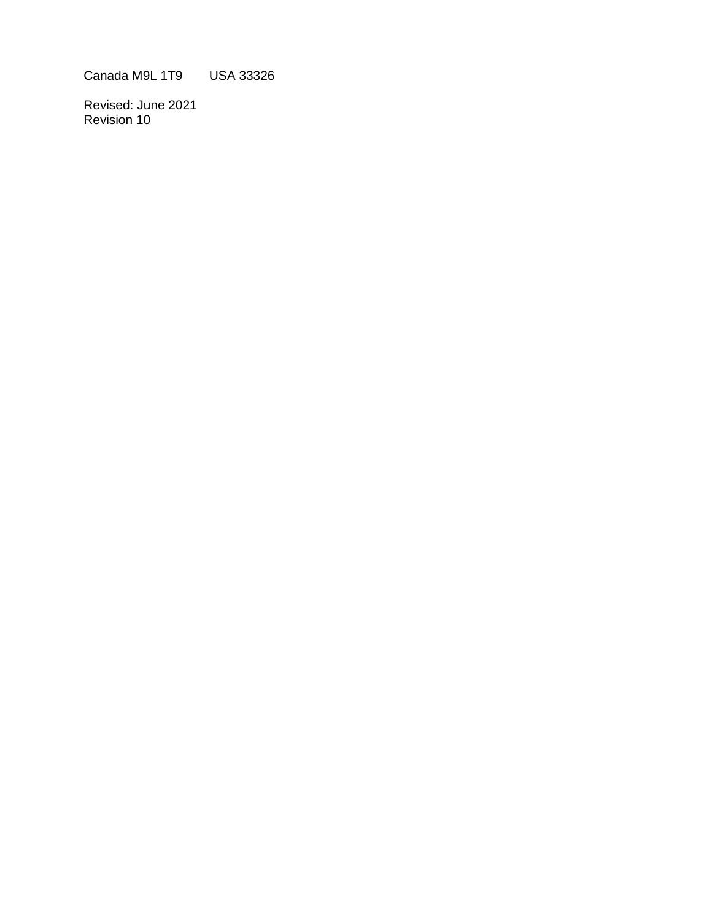Canada M9L 1T9 USA 33326

Revised: June 2021
Revision 10